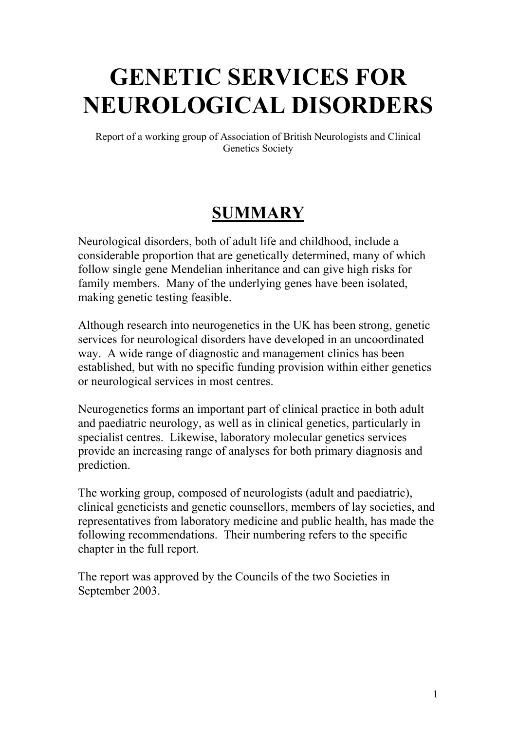# GENETIC SERVICES FOR NEUROLOGICAL DISORDERS

Report of a working group of Association of British Neurologists and Clinical Genetics Society

## SUMMARY

Neurological disorders, both of adult life and childhood, include a considerable proportion that are genetically determined, many of which follow single gene Mendelian inheritance and can give high risks for family members. Many of the underlying genes have been isolated, making genetic testing feasible.

Although research into neurogenetics in the UK has been strong, genetic services for neurological disorders have developed in an uncoordinated way. A wide range of diagnostic and management clinics has been established, but with no specific funding provision within either genetics or neurological services in most centres.

Neurogenetics forms an important part of clinical practice in both adult and paediatric neurology, as well as in clinical genetics, particularly in specialist centres. Likewise, laboratory molecular genetics services provide an increasing range of analyses for both primary diagnosis and prediction.

The working group, composed of neurologists (adult and paediatric), clinical geneticists and genetic counsellors, members of lay societies, and representatives from laboratory medicine and public health, has made the following recommendations. Their numbering refers to the specific chapter in the full report.

The report was approved by the Councils of the two Societies in September 2003.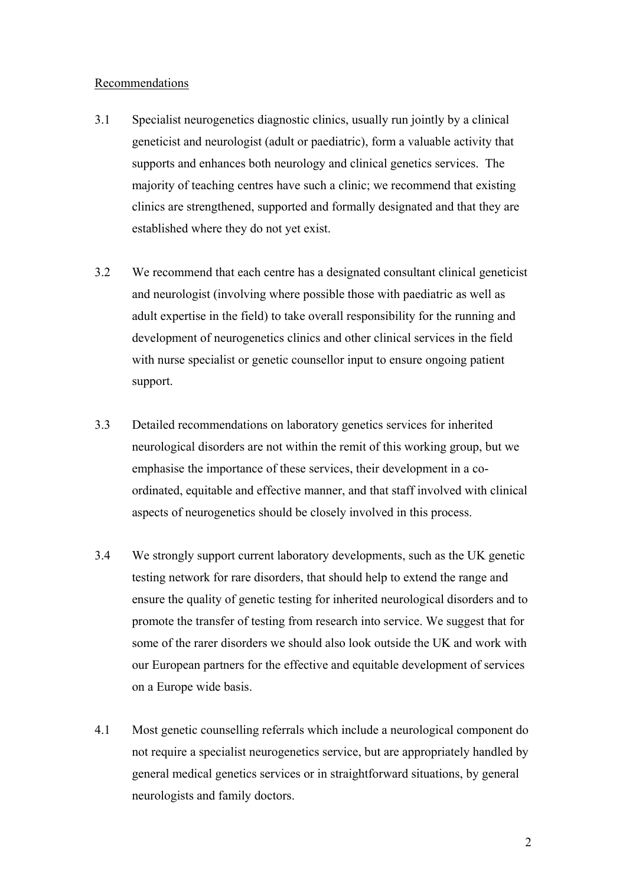Recommendations

3.1 Specialist neurogenetics diagnostic clinics, usually run jointly by a clinical geneticist and neurologist (adult or paediatric), form a valuable activity that supports and enhances both neurology and clinical genetics services. The majority of teaching centres have such a clinic; we recommend that existing clinics are strengthened, supported and formally designated and that they are established where they do not yet exist.

3.2 We recommend that each centre has a designated consultant clinical geneticist and neurologist (involving where possible those with paediatric as well as adult expertise in the field) to take overall responsibility for the running and development of neurogenetics clinics and other clinical services in the field with nurse specialist or genetic counsellor input to ensure ongoing patient support.

3.3 Detailed recommendations on laboratory genetics services for inherited neurological disorders are not within the remit of this working group, but we emphasise the importance of these services, their development in a co-ordinated, equitable and effective manner, and that staff involved with clinical aspects of neurogenetics should be closely involved in this process.

3.4 We strongly support current laboratory developments, such as the UK genetic testing network for rare disorders, that should help to extend the range and ensure the quality of genetic testing for inherited neurological disorders and to promote the transfer of testing from research into service. We suggest that for some of the rarer disorders we should also look outside the UK and work with our European partners for the effective and equitable development of services on a Europe wide basis.

4.1 Most genetic counselling referrals which include a neurological component do not require a specialist neurogenetics service, but are appropriately handled by general medical genetics services or in straightforward situations, by general neurologists and family doctors.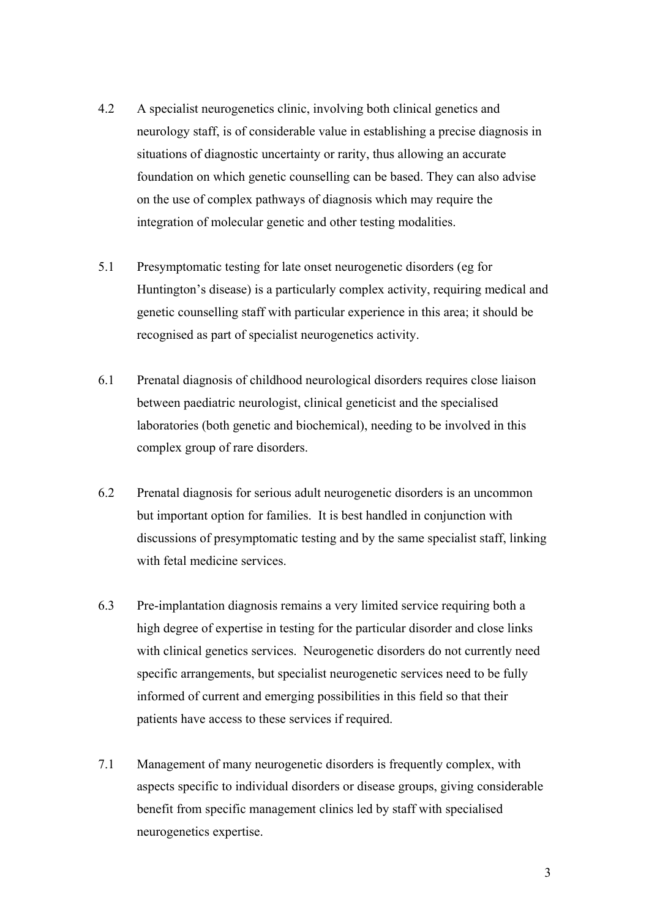4.2 A specialist neurogenetics clinic, involving both clinical genetics and neurology staff, is of considerable value in establishing a precise diagnosis in situations of diagnostic uncertainty or rarity, thus allowing an accurate foundation on which genetic counselling can be based. They can also advise on the use of complex pathways of diagnosis which may require the integration of molecular genetic and other testing modalities.

5.1 Presymptomatic testing for late onset neurogenetic disorders (eg for Huntington's disease) is a particularly complex activity, requiring medical and genetic counselling staff with particular experience in this area; it should be recognised as part of specialist neurogenetics activity.

6.1 Prenatal diagnosis of childhood neurological disorders requires close liaison between paediatric neurologist, clinical geneticist and the specialised laboratories (both genetic and biochemical), needing to be involved in this complex group of rare disorders.

6.2 Prenatal diagnosis for serious adult neurogenetic disorders is an uncommon but important option for families. It is best handled in conjunction with discussions of presymptomatic testing and by the same specialist staff, linking with fetal medicine services.

6.3 Pre-implantation diagnosis remains a very limited service requiring both a high degree of expertise in testing for the particular disorder and close links with clinical genetics services. Neurogenetic disorders do not currently need specific arrangements, but specialist neurogenetic services need to be fully informed of current and emerging possibilities in this field so that their patients have access to these services if required.

7.1 Management of many neurogenetic disorders is frequently complex, with aspects specific to individual disorders or disease groups, giving considerable benefit from specific management clinics led by staff with specialised neurogenetics expertise.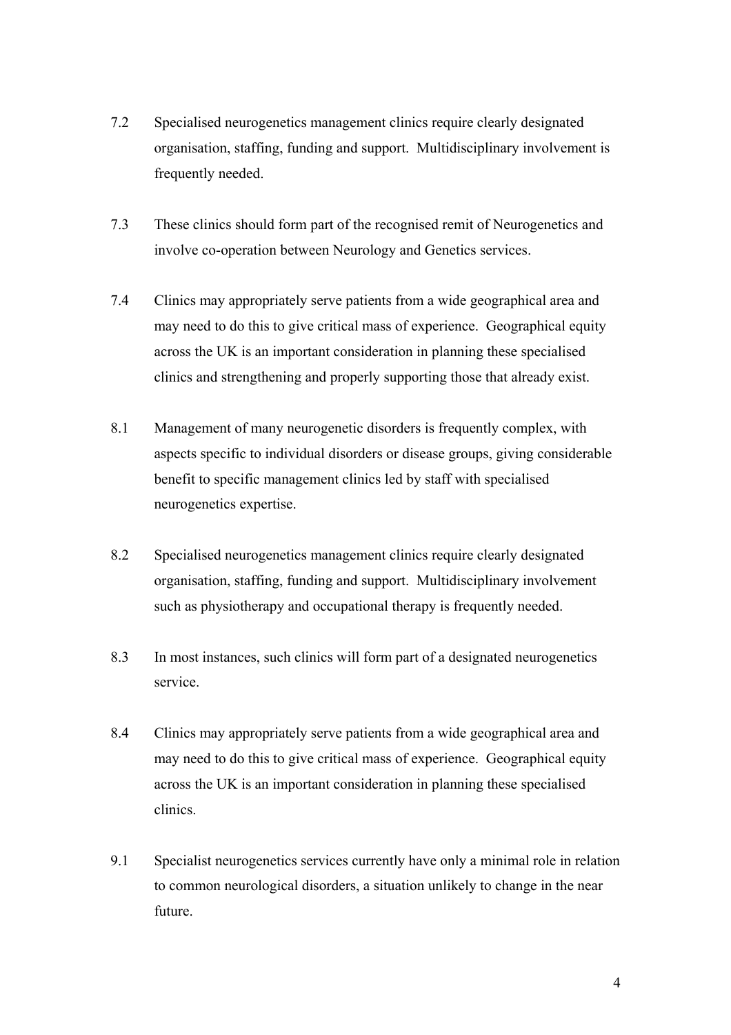7.2 Specialised neurogenetics management clinics require clearly designated organisation, staffing, funding and support. Multidisciplinary involvement is frequently needed.

7.3 These clinics should form part of the recognised remit of Neurogenetics and involve co-operation between Neurology and Genetics services.

7.4 Clinics may appropriately serve patients from a wide geographical area and may need to do this to give critical mass of experience. Geographical equity across the UK is an important consideration in planning these specialised clinics and strengthening and properly supporting those that already exist.

8.1 Management of many neurogenetic disorders is frequently complex, with aspects specific to individual disorders or disease groups, giving considerable benefit to specific management clinics led by staff with specialised neurogenetics expertise.

8.2 Specialised neurogenetics management clinics require clearly designated organisation, staffing, funding and support. Multidisciplinary involvement such as physiotherapy and occupational therapy is frequently needed.

8.3 In most instances, such clinics will form part of a designated neurogenetics service.

8.4 Clinics may appropriately serve patients from a wide geographical area and may need to do this to give critical mass of experience. Geographical equity across the UK is an important consideration in planning these specialised clinics.

9.1 Specialist neurogenetics services currently have only a minimal role in relation to common neurological disorders, a situation unlikely to change in the near future.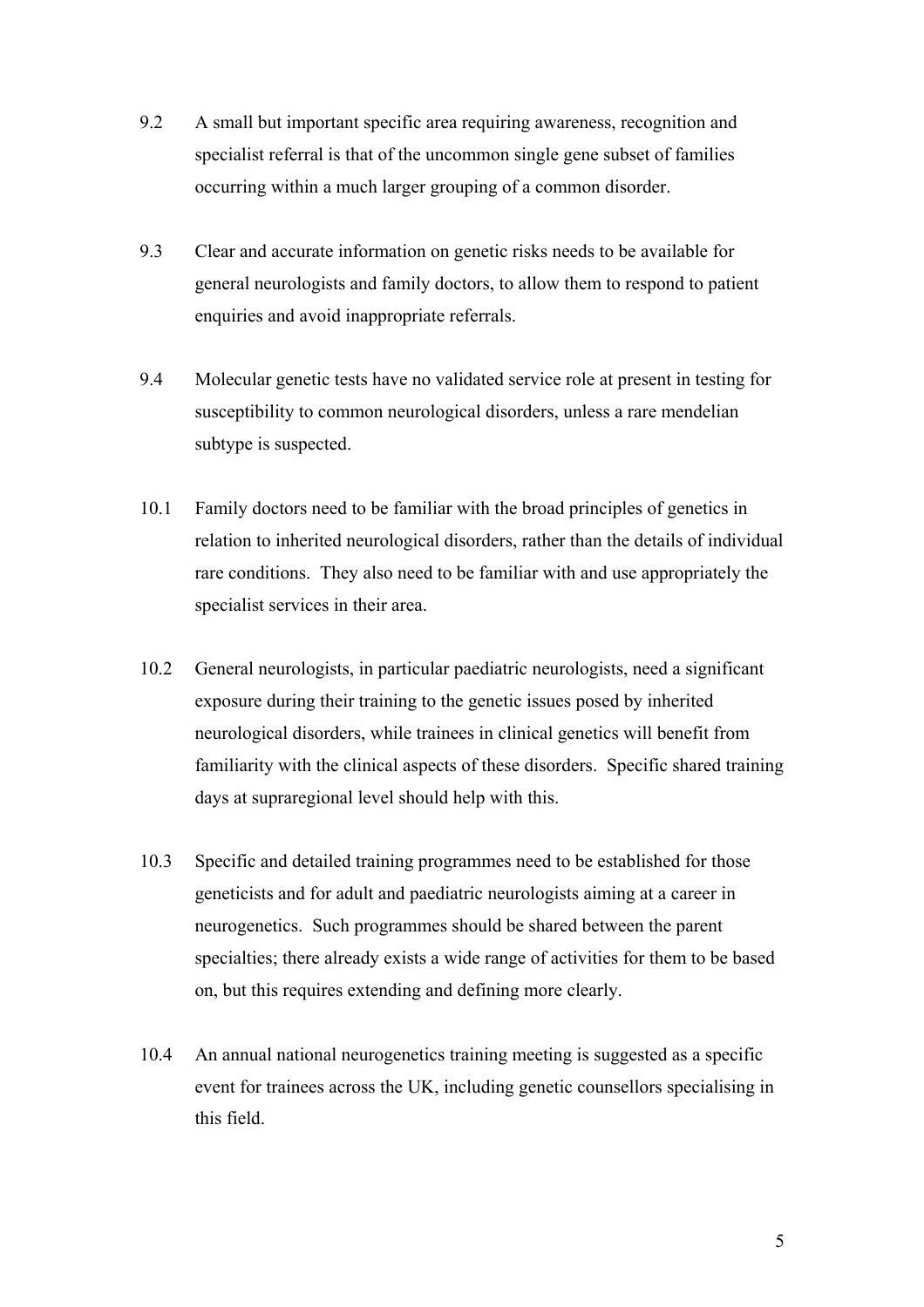9.2 A small but important specific area requiring awareness, recognition and specialist referral is that of the uncommon single gene subset of families occurring within a much larger grouping of a common disorder.

9.3 Clear and accurate information on genetic risks needs to be available for general neurologists and family doctors, to allow them to respond to patient enquiries and avoid inappropriate referrals.

9.4 Molecular genetic tests have no validated service role at present in testing for susceptibility to common neurological disorders, unless a rare mendelian subtype is suspected.

10.1 Family doctors need to be familiar with the broad principles of genetics in relation to inherited neurological disorders, rather than the details of individual rare conditions. They also need to be familiar with and use appropriately the specialist services in their area.

10.2 General neurologists, in particular paediatric neurologists, need a significant exposure during their training to the genetic issues posed by inherited neurological disorders, while trainees in clinical genetics will benefit from familiarity with the clinical aspects of these disorders. Specific shared training days at supraregional level should help with this.

10.3 Specific and detailed training programmes need to be established for those geneticists and for adult and paediatric neurologists aiming at a career in neurogenetics. Such programmes should be shared between the parent specialties; there already exists a wide range of activities for them to be based on, but this requires extending and defining more clearly.

10.4 An annual national neurogenetics training meeting is suggested as a specific event for trainees across the UK, including genetic counsellors specialising in this field.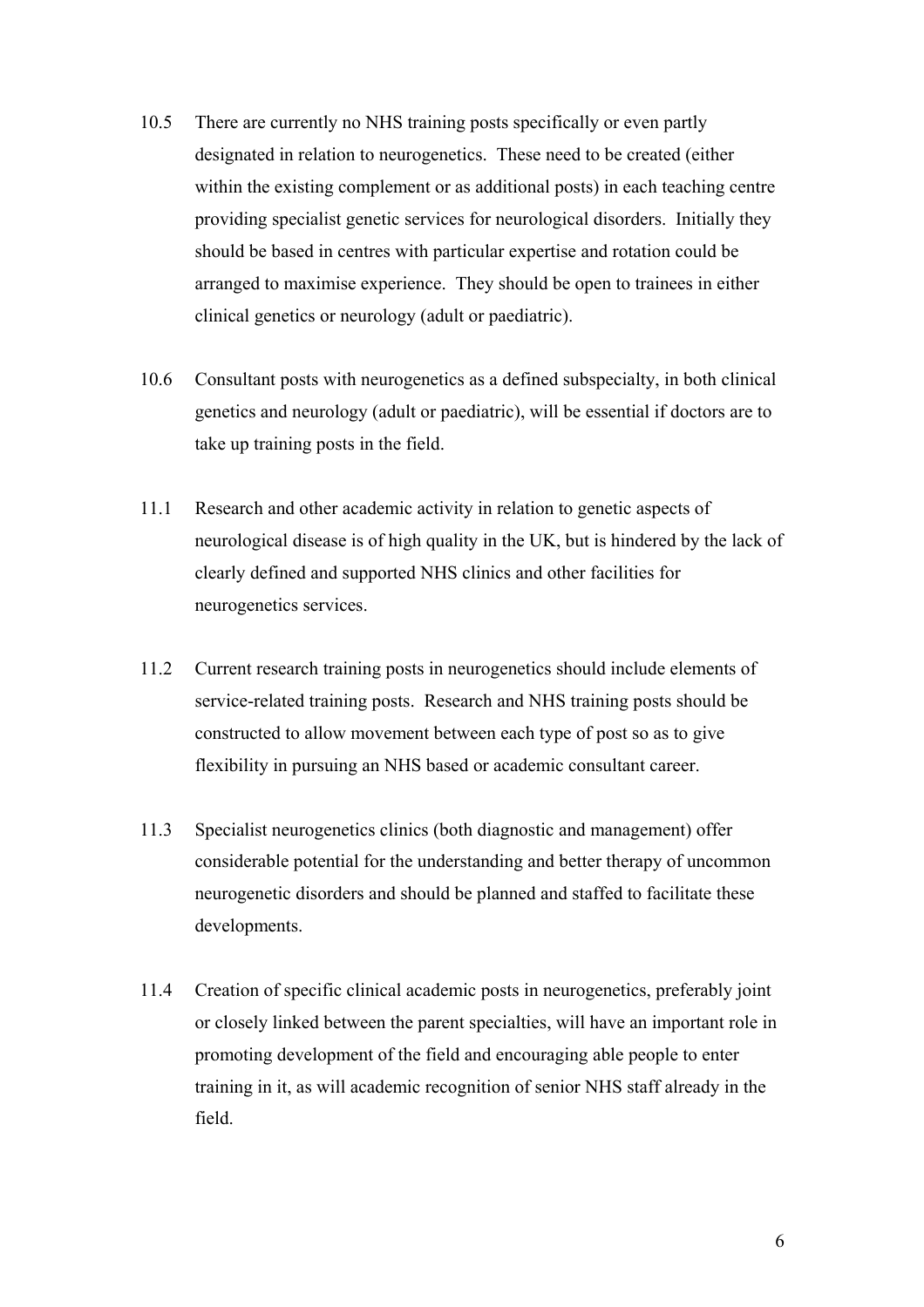10.5 There are currently no NHS training posts specifically or even partly designated in relation to neurogenetics. These need to be created (either within the existing complement or as additional posts) in each teaching centre providing specialist genetic services for neurological disorders. Initially they should be based in centres with particular expertise and rotation could be arranged to maximise experience. They should be open to trainees in either clinical genetics or neurology (adult or paediatric).

10.6 Consultant posts with neurogenetics as a defined subspecialty, in both clinical genetics and neurology (adult or paediatric), will be essential if doctors are to take up training posts in the field.

11.1 Research and other academic activity in relation to genetic aspects of neurological disease is of high quality in the UK, but is hindered by the lack of clearly defined and supported NHS clinics and other facilities for neurogenetics services.

11.2 Current research training posts in neurogenetics should include elements of service-related training posts. Research and NHS training posts should be constructed to allow movement between each type of post so as to give flexibility in pursuing an NHS based or academic consultant career.

11.3 Specialist neurogenetics clinics (both diagnostic and management) offer considerable potential for the understanding and better therapy of uncommon neurogenetic disorders and should be planned and staffed to facilitate these developments.

11.4 Creation of specific clinical academic posts in neurogenetics, preferably joint or closely linked between the parent specialties, will have an important role in promoting development of the field and encouraging able people to enter training in it, as will academic recognition of senior NHS staff already in the field.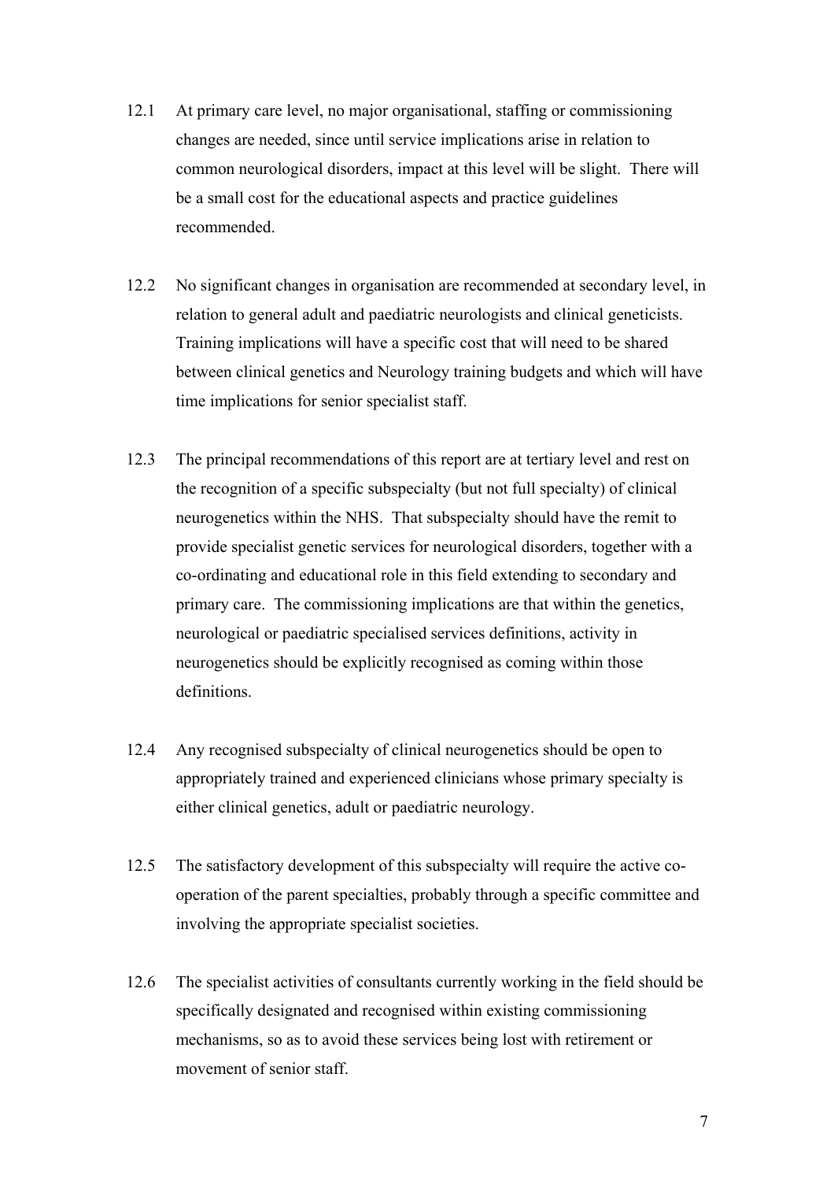12.1 At primary care level, no major organisational, staffing or commissioning changes are needed, since until service implications arise in relation to common neurological disorders, impact at this level will be slight. There will be a small cost for the educational aspects and practice guidelines recommended.

12.2 No significant changes in organisation are recommended at secondary level, in relation to general adult and paediatric neurologists and clinical geneticists. Training implications will have a specific cost that will need to be shared between clinical genetics and Neurology training budgets and which will have time implications for senior specialist staff.

12.3 The principal recommendations of this report are at tertiary level and rest on the recognition of a specific subspecialty (but not full specialty) of clinical neurogenetics within the NHS. That subspecialty should have the remit to provide specialist genetic services for neurological disorders, together with a co-ordinating and educational role in this field extending to secondary and primary care. The commissioning implications are that within the genetics, neurological or paediatric specialised services definitions, activity in neurogenetics should be explicitly recognised as coming within those definitions.

12.4 Any recognised subspecialty of clinical neurogenetics should be open to appropriately trained and experienced clinicians whose primary specialty is either clinical genetics, adult or paediatric neurology.

12.5 The satisfactory development of this subspecialty will require the active co-operation of the parent specialties, probably through a specific committee and involving the appropriate specialist societies.

12.6 The specialist activities of consultants currently working in the field should be specifically designated and recognised within existing commissioning mechanisms, so as to avoid these services being lost with retirement or movement of senior staff.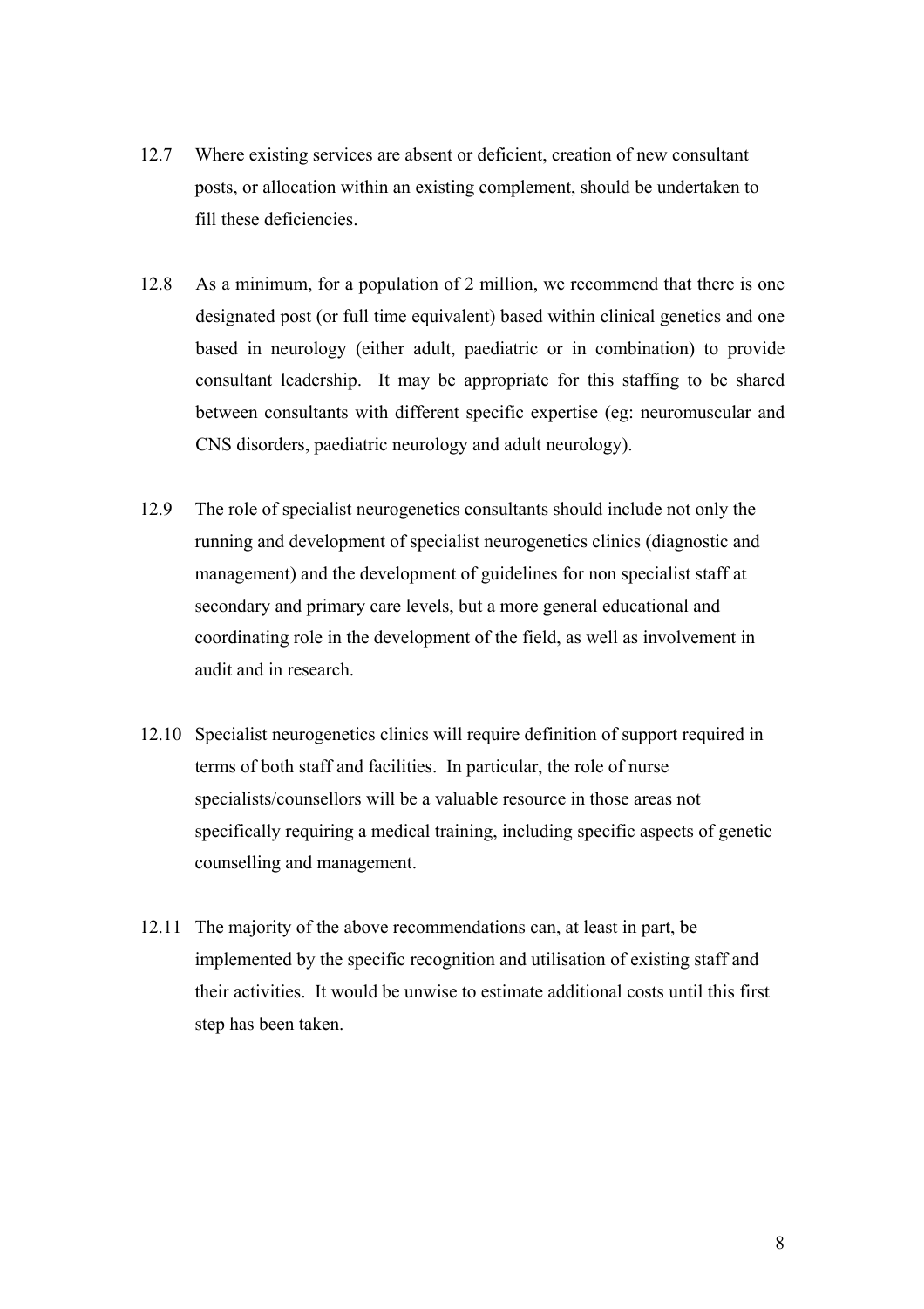12.7 Where existing services are absent or deficient, creation of new consultant posts, or allocation within an existing complement, should be undertaken to fill these deficiencies.

12.8 As a minimum, for a population of 2 million, we recommend that there is one designated post (or full time equivalent) based within clinical genetics and one based in neurology (either adult, paediatric or in combination) to provide consultant leadership. It may be appropriate for this staffing to be shared between consultants with different specific expertise (eg: neuromuscular and CNS disorders, paediatric neurology and adult neurology).

12.9 The role of specialist neurogenetics consultants should include not only the running and development of specialist neurogenetics clinics (diagnostic and management) and the development of guidelines for non specialist staff at secondary and primary care levels, but a more general educational and coordinating role in the development of the field, as well as involvement in audit and in research.

12.10 Specialist neurogenetics clinics will require definition of support required in terms of both staff and facilities. In particular, the role of nurse specialists/counsellors will be a valuable resource in those areas not specifically requiring a medical training, including specific aspects of genetic counselling and management.

12.11 The majority of the above recommendations can, at least in part, be implemented by the specific recognition and utilisation of existing staff and their activities. It would be unwise to estimate additional costs until this first step has been taken.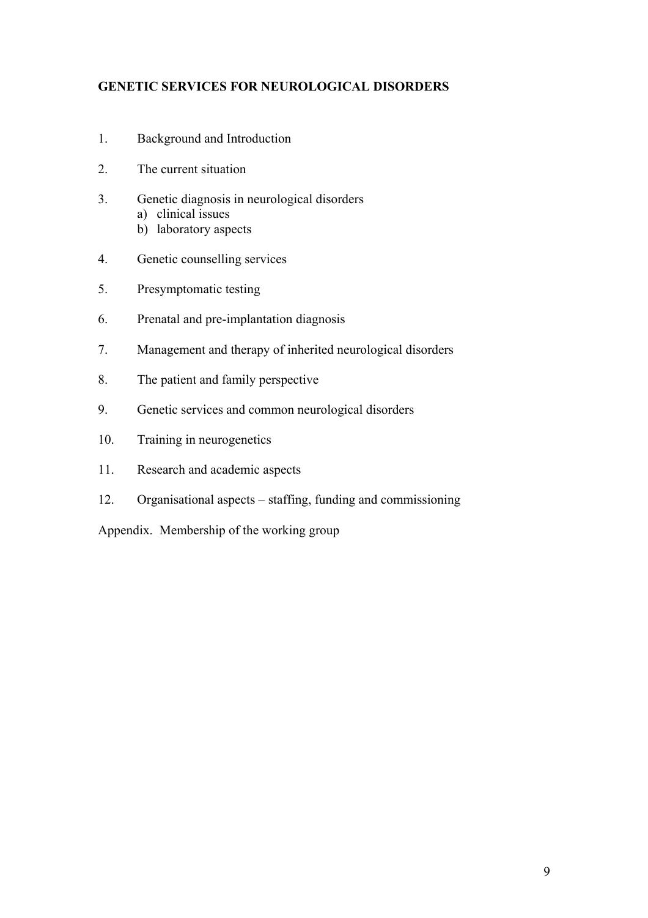**GENETIC SERVICES FOR NEUROLOGICAL DISORDERS**

1. Background and Introduction
2. The current situation
3. Genetic diagnosis in neurological disorders
   a) clinical issues
   b) laboratory aspects
4. Genetic counselling services
5. Presymptomatic testing
6. Prenatal and pre-implantation diagnosis
7. Management and therapy of inherited neurological disorders
8. The patient and family perspective
9. Genetic services and common neurological disorders
10. Training in neurogenetics
11. Research and academic aspects
12. Organisational aspects – staffing, funding and commissioning

Appendix. Membership of the working group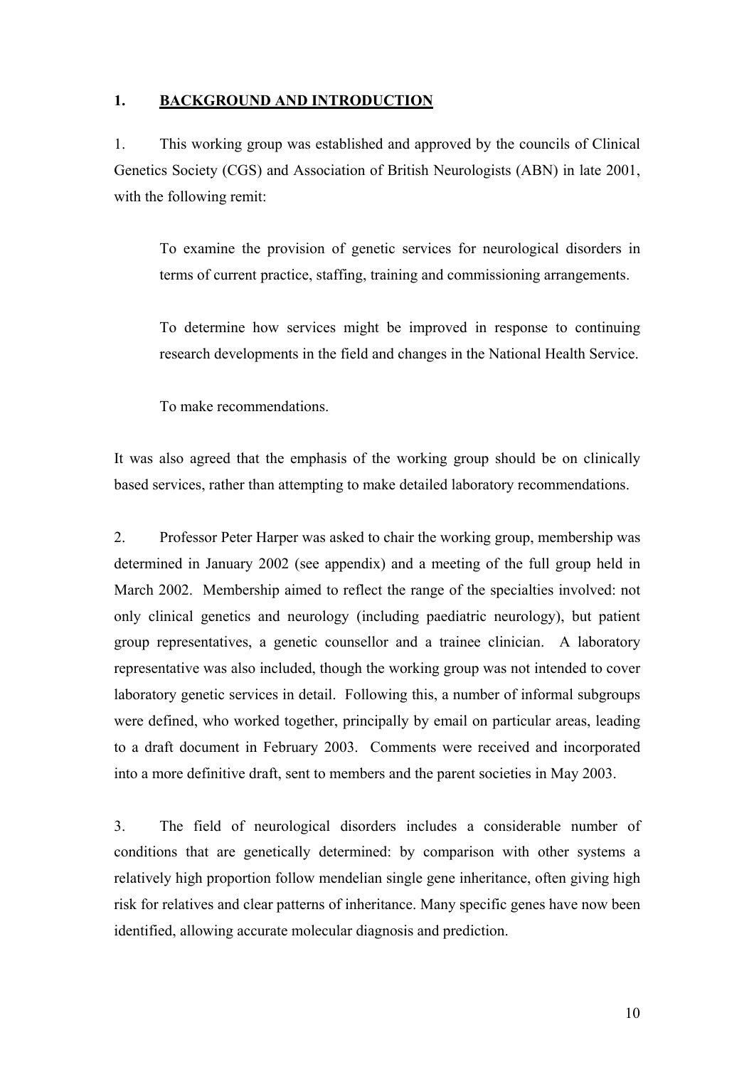# 1. BACKGROUND AND INTRODUCTION

1. This working group was established and approved by the councils of Clinical Genetics Society (CGS) and Association of British Neurologists (ABN) in late 2001, with the following remit:

> To examine the provision of genetic services for neurological disorders in terms of current practice, staffing, training and commissioning arrangements.
>
> To determine how services might be improved in response to continuing research developments in the field and changes in the National Health Service.
>
> To make recommendations.

It was also agreed that the emphasis of the working group should be on clinically based services, rather than attempting to make detailed laboratory recommendations.

2. Professor Peter Harper was asked to chair the working group, membership was determined in January 2002 (see appendix) and a meeting of the full group held in March 2002. Membership aimed to reflect the range of the specialties involved: not only clinical genetics and neurology (including paediatric neurology), but patient group representatives, a genetic counsellor and a trainee clinician. A laboratory representative was also included, though the working group was not intended to cover laboratory genetic services in detail. Following this, a number of informal subgroups were defined, who worked together, principally by email on particular areas, leading to a draft document in February 2003. Comments were received and incorporated into a more definitive draft, sent to members and the parent societies in May 2003.

3. The field of neurological disorders includes a considerable number of conditions that are genetically determined: by comparison with other systems a relatively high proportion follow mendelian single gene inheritance, often giving high risk for relatives and clear patterns of inheritance. Many specific genes have now been identified, allowing accurate molecular diagnosis and prediction.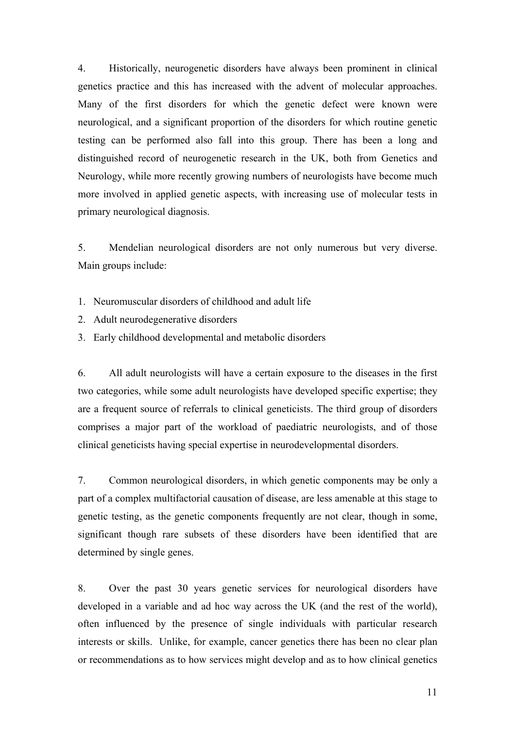4. Historically, neurogenetic disorders have always been prominent in clinical genetics practice and this has increased with the advent of molecular approaches. Many of the first disorders for which the genetic defect were known were neurological, and a significant proportion of the disorders for which routine genetic testing can be performed also fall into this group. There has been a long and distinguished record of neurogenetic research in the UK, both from Genetics and Neurology, while more recently growing numbers of neurologists have become much more involved in applied genetic aspects, with increasing use of molecular tests in primary neurological diagnosis.

5. Mendelian neurological disorders are not only numerous but very diverse. Main groups include:

1. Neuromuscular disorders of childhood and adult life
2. Adult neurodegenerative disorders
3. Early childhood developmental and metabolic disorders

6. All adult neurologists will have a certain exposure to the diseases in the first two categories, while some adult neurologists have developed specific expertise; they are a frequent source of referrals to clinical geneticists. The third group of disorders comprises a major part of the workload of paediatric neurologists, and of those clinical geneticists having special expertise in neurodevelopmental disorders.

7. Common neurological disorders, in which genetic components may be only a part of a complex multifactorial causation of disease, are less amenable at this stage to genetic testing, as the genetic components frequently are not clear, though in some, significant though rare subsets of these disorders have been identified that are determined by single genes.

8. Over the past 30 years genetic services for neurological disorders have developed in a variable and ad hoc way across the UK (and the rest of the world), often influenced by the presence of single individuals with particular research interests or skills. Unlike, for example, cancer genetics there has been no clear plan or recommendations as to how services might develop and as to how clinical genetics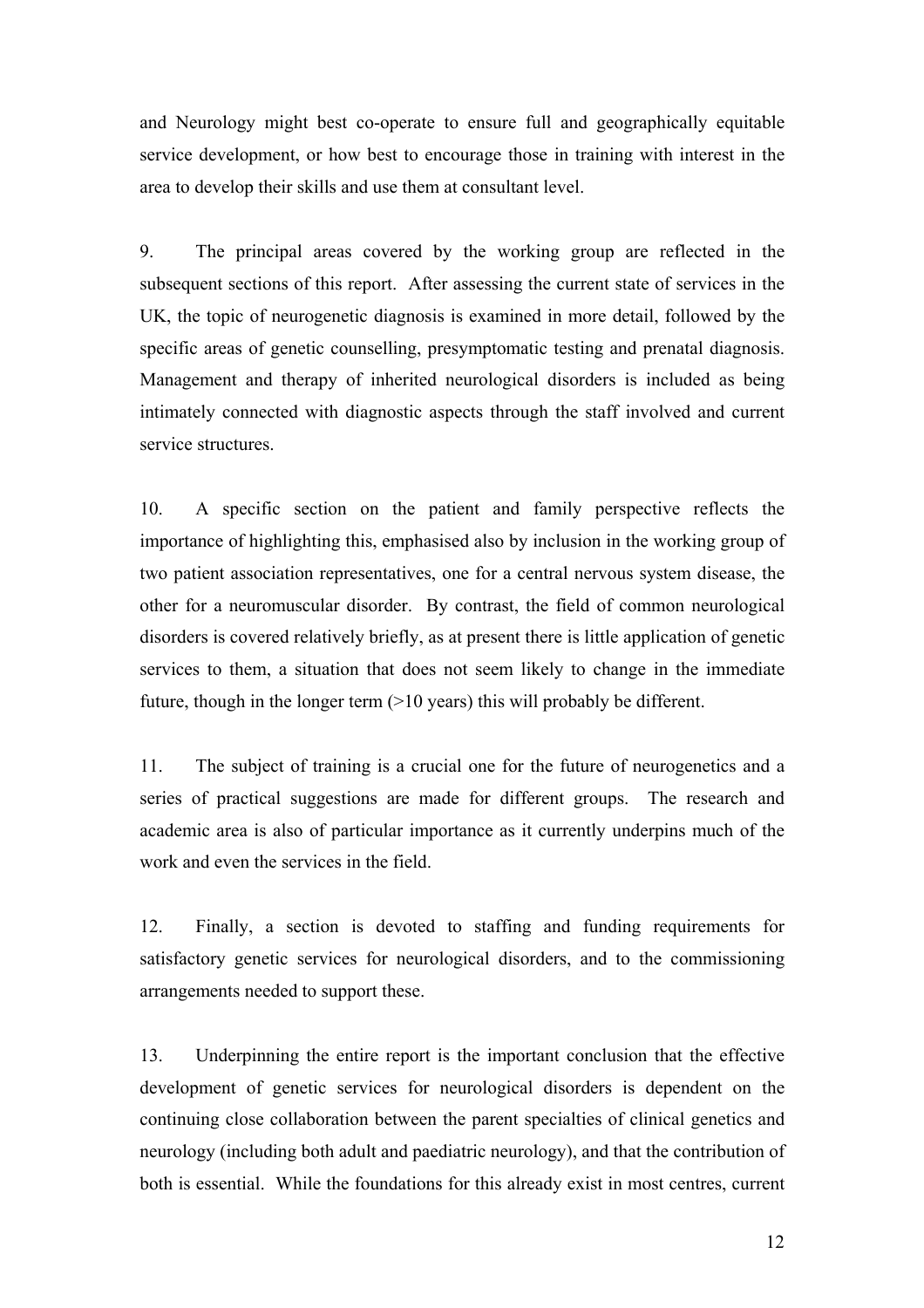and Neurology might best co-operate to ensure full and geographically equitable service development, or how best to encourage those in training with interest in the area to develop their skills and use them at consultant level.

9. The principal areas covered by the working group are reflected in the subsequent sections of this report. After assessing the current state of services in the UK, the topic of neurogenetic diagnosis is examined in more detail, followed by the specific areas of genetic counselling, presymptomatic testing and prenatal diagnosis. Management and therapy of inherited neurological disorders is included as being intimately connected with diagnostic aspects through the staff involved and current service structures.

10. A specific section on the patient and family perspective reflects the importance of highlighting this, emphasised also by inclusion in the working group of two patient association representatives, one for a central nervous system disease, the other for a neuromuscular disorder. By contrast, the field of common neurological disorders is covered relatively briefly, as at present there is little application of genetic services to them, a situation that does not seem likely to change in the immediate future, though in the longer term (>10 years) this will probably be different.

11. The subject of training is a crucial one for the future of neurogenetics and a series of practical suggestions are made for different groups. The research and academic area is also of particular importance as it currently underpins much of the work and even the services in the field.

12. Finally, a section is devoted to staffing and funding requirements for satisfactory genetic services for neurological disorders, and to the commissioning arrangements needed to support these.

13. Underpinning the entire report is the important conclusion that the effective development of genetic services for neurological disorders is dependent on the continuing close collaboration between the parent specialties of clinical genetics and neurology (including both adult and paediatric neurology), and that the contribution of both is essential. While the foundations for this already exist in most centres, current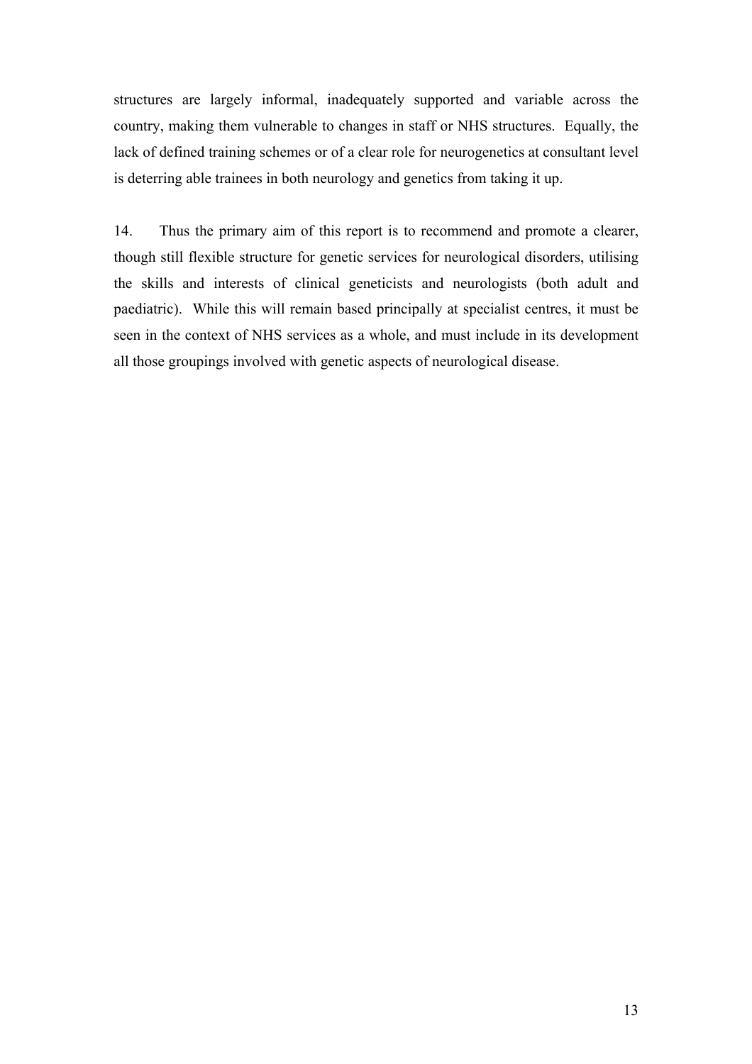structures are largely informal, inadequately supported and variable across the country, making them vulnerable to changes in staff or NHS structures. Equally, the lack of defined training schemes or of a clear role for neurogenetics at consultant level is deterring able trainees in both neurology and genetics from taking it up.

14. Thus the primary aim of this report is to recommend and promote a clearer, though still flexible structure for genetic services for neurological disorders, utilising the skills and interests of clinical geneticists and neurologists (both adult and paediatric). While this will remain based principally at specialist centres, it must be seen in the context of NHS services as a whole, and must include in its development all those groupings involved with genetic aspects of neurological disease.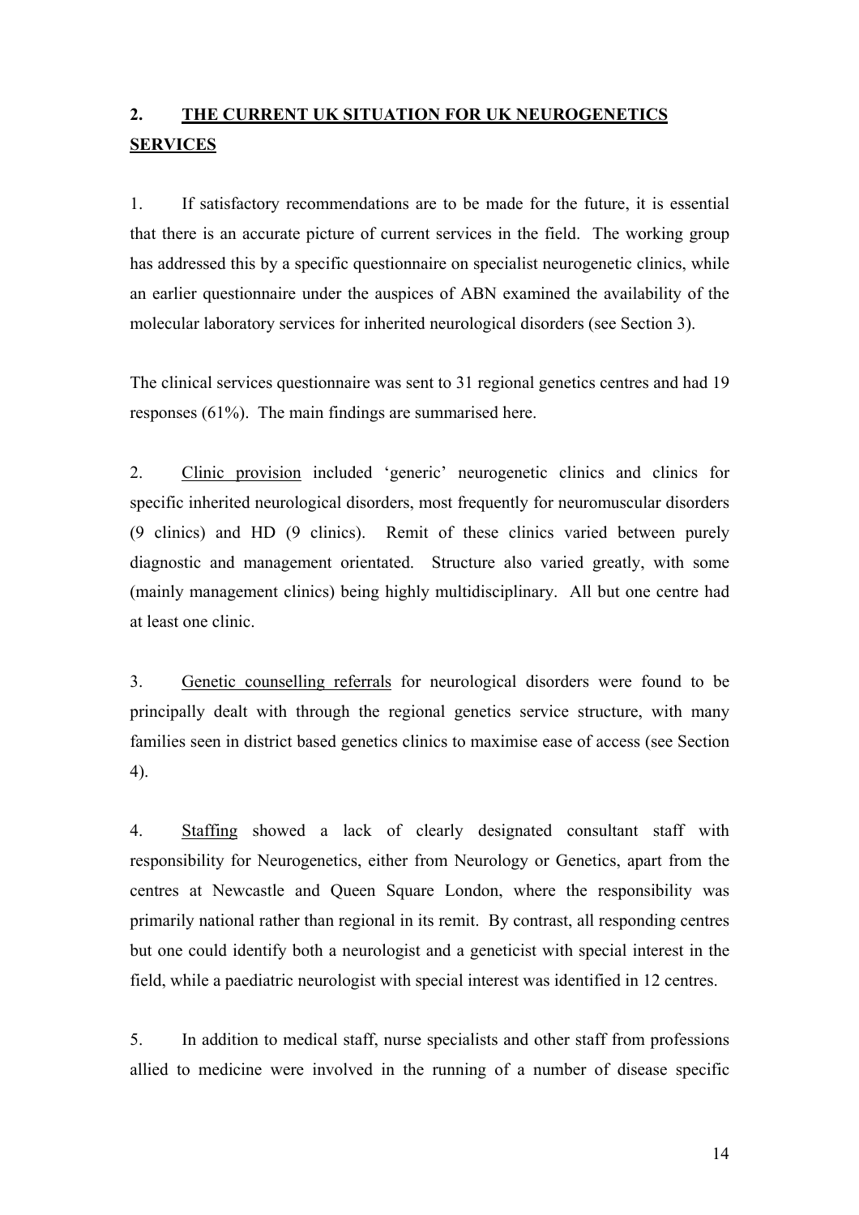## 2. THE CURRENT UK SITUATION FOR UK NEUROGENETICS SERVICES

1. If satisfactory recommendations are to be made for the future, it is essential that there is an accurate picture of current services in the field. The working group has addressed this by a specific questionnaire on specialist neurogenetic clinics, while an earlier questionnaire under the auspices of ABN examined the availability of the molecular laboratory services for inherited neurological disorders (see Section 3).

The clinical services questionnaire was sent to 31 regional genetics centres and had 19 responses (61%). The main findings are summarised here.

2. Clinic provision included 'generic' neurogenetic clinics and clinics for specific inherited neurological disorders, most frequently for neuromuscular disorders (9 clinics) and HD (9 clinics). Remit of these clinics varied between purely diagnostic and management orientated. Structure also varied greatly, with some (mainly management clinics) being highly multidisciplinary. All but one centre had at least one clinic.

3. Genetic counselling referrals for neurological disorders were found to be principally dealt with through the regional genetics service structure, with many families seen in district based genetics clinics to maximise ease of access (see Section 4).

4. Staffing showed a lack of clearly designated consultant staff with responsibility for Neurogenetics, either from Neurology or Genetics, apart from the centres at Newcastle and Queen Square London, where the responsibility was primarily national rather than regional in its remit. By contrast, all responding centres but one could identify both a neurologist and a geneticist with special interest in the field, while a paediatric neurologist with special interest was identified in 12 centres.

5. In addition to medical staff, nurse specialists and other staff from professions allied to medicine were involved in the running of a number of disease specific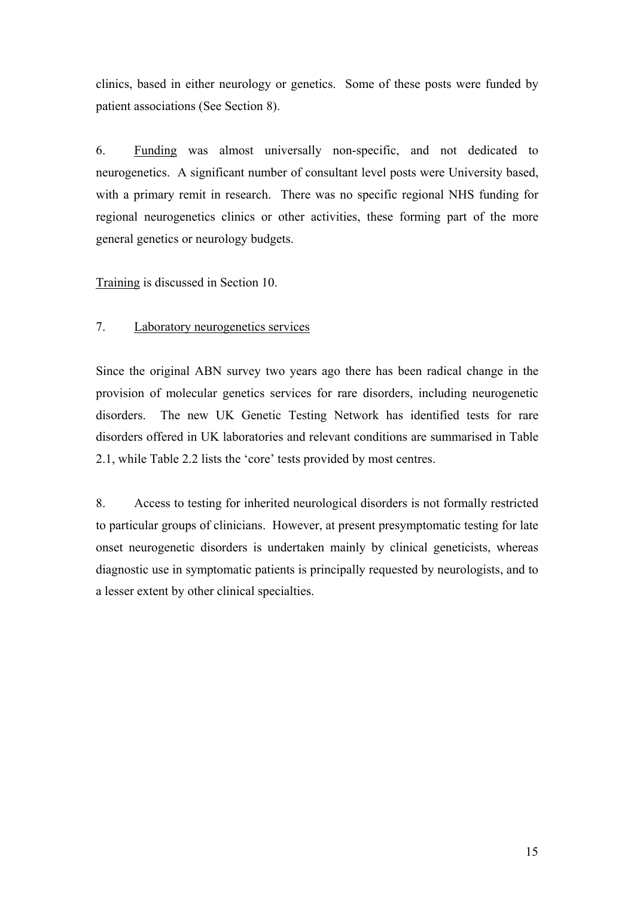clinics, based in either neurology or genetics. Some of these posts were funded by patient associations (See Section 8).

6. Funding was almost universally non-specific, and not dedicated to neurogenetics. A significant number of consultant level posts were University based, with a primary remit in research. There was no specific regional NHS funding for regional neurogenetics clinics or other activities, these forming part of the more general genetics or neurology budgets.

Training is discussed in Section 10.

7. Laboratory neurogenetics services

Since the original ABN survey two years ago there has been radical change in the provision of molecular genetics services for rare disorders, including neurogenetic disorders. The new UK Genetic Testing Network has identified tests for rare disorders offered in UK laboratories and relevant conditions are summarised in Table 2.1, while Table 2.2 lists the 'core' tests provided by most centres.

8. Access to testing for inherited neurological disorders is not formally restricted to particular groups of clinicians. However, at present presymptomatic testing for late onset neurogenetic disorders is undertaken mainly by clinical geneticists, whereas diagnostic use in symptomatic patients is principally requested by neurologists, and to a lesser extent by other clinical specialties.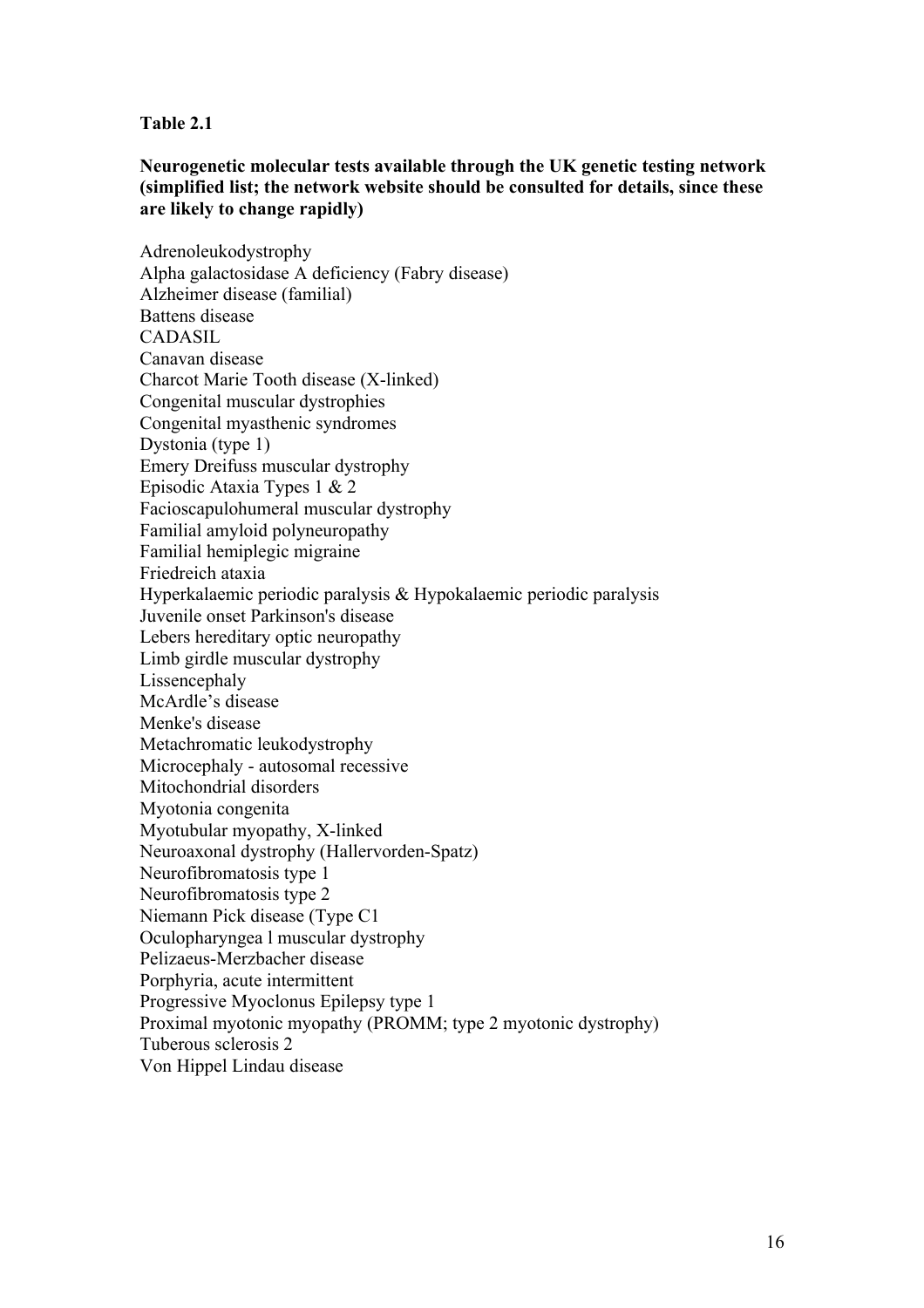**Table 2.1**

**Neurogenetic molecular tests available through the UK genetic testing network (simplified list; the network website should be consulted for details, since these are likely to change rapidly)**

Adrenoleukodystrophy
Alpha galactosidase A deficiency (Fabry disease)
Alzheimer disease (familial)
Battens disease
CADASIL
Canavan disease
Charcot Marie Tooth disease (X-linked)
Congenital muscular dystrophies
Congenital myasthenic syndromes
Dystonia (type 1)
Emery Dreifuss muscular dystrophy
Episodic Ataxia Types 1 & 2
Facioscapulohumeral muscular dystrophy
Familial amyloid polyneuropathy
Familial hemiplegic migraine
Friedreich ataxia
Hyperkalaemic periodic paralysis & Hypokalaemic periodic paralysis
Juvenile onset Parkinson's disease
Lebers hereditary optic neuropathy
Limb girdle muscular dystrophy
Lissencephaly
McArdle's disease
Menke's disease
Metachromatic leukodystrophy
Microcephaly - autosomal recessive
Mitochondrial disorders
Myotonia congenita
Myotubular myopathy, X-linked
Neuroaxonal dystrophy (Hallervorden-Spatz)
Neurofibromatosis type 1
Neurofibromatosis type 2
Niemann Pick disease (Type C1
Oculopharyngea l muscular dystrophy
Pelizaeus-Merzbacher disease
Porphyria, acute intermittent
Progressive Myoclonus Epilepsy type 1
Proximal myotonic myopathy (PROMM; type 2 myotonic dystrophy)
Tuberous sclerosis 2
Von Hippel Lindau disease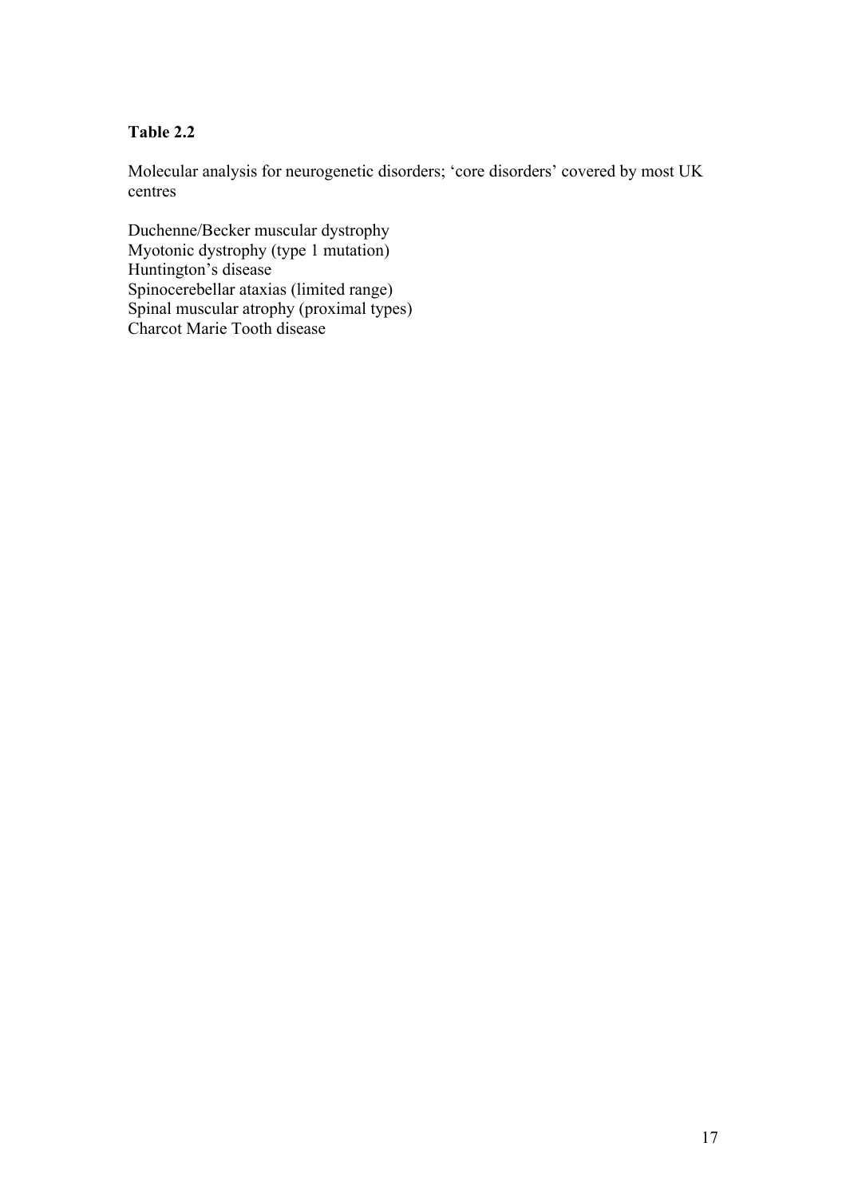**Table 2.2**

Molecular analysis for neurogenetic disorders; 'core disorders' covered by most UK centres

Duchenne/Becker muscular dystrophy
Myotonic dystrophy (type 1 mutation)
Huntington's disease
Spinocerebellar ataxias (limited range)
Spinal muscular atrophy (proximal types)
Charcot Marie Tooth disease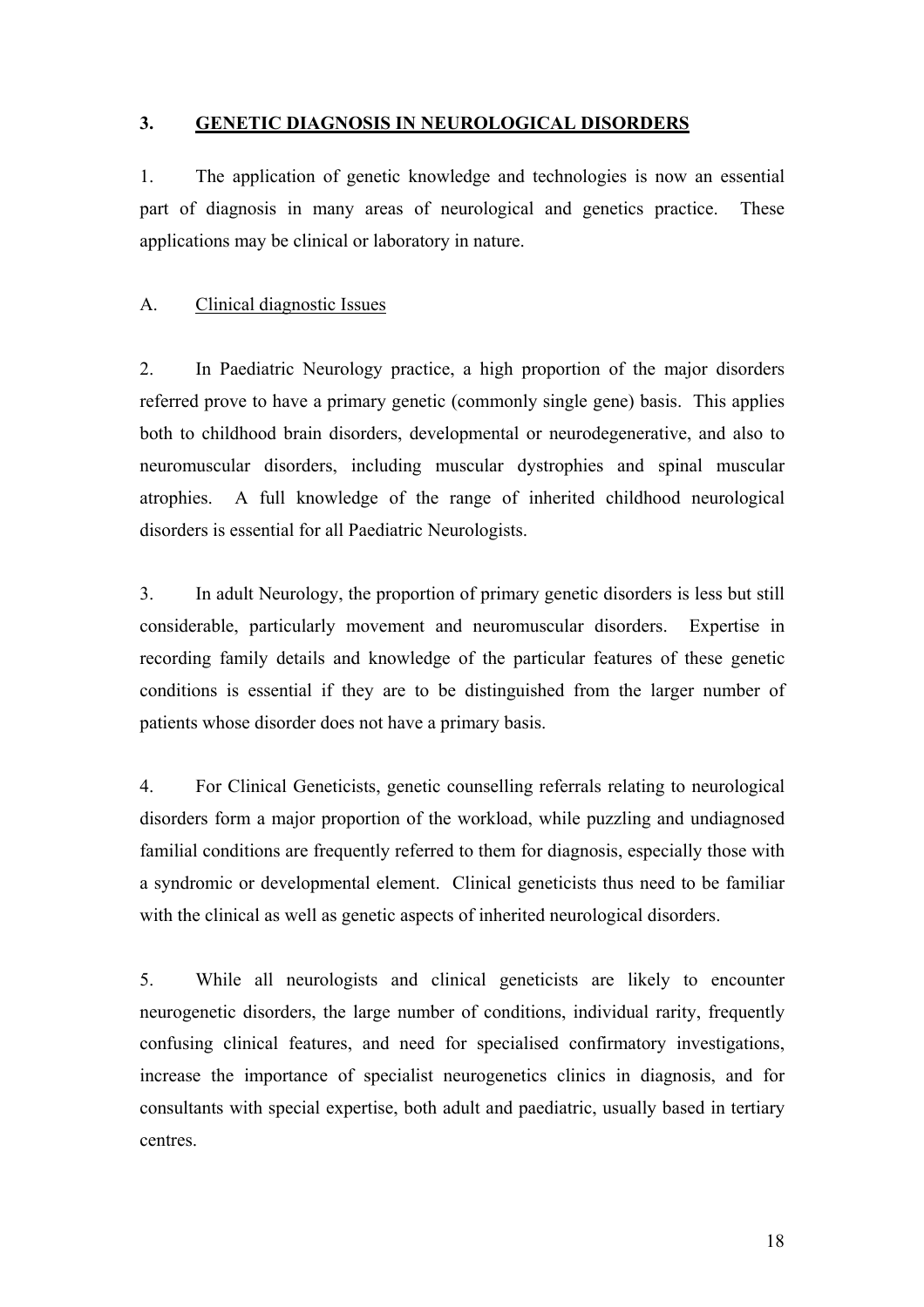## 3. GENETIC DIAGNOSIS IN NEUROLOGICAL DISORDERS

1. The application of genetic knowledge and technologies is now an essential part of diagnosis in many areas of neurological and genetics practice. These applications may be clinical or laboratory in nature.

### A. Clinical diagnostic Issues

2. In Paediatric Neurology practice, a high proportion of the major disorders referred prove to have a primary genetic (commonly single gene) basis. This applies both to childhood brain disorders, developmental or neurodegenerative, and also to neuromuscular disorders, including muscular dystrophies and spinal muscular atrophies. A full knowledge of the range of inherited childhood neurological disorders is essential for all Paediatric Neurologists.

3. In adult Neurology, the proportion of primary genetic disorders is less but still considerable, particularly movement and neuromuscular disorders. Expertise in recording family details and knowledge of the particular features of these genetic conditions is essential if they are to be distinguished from the larger number of patients whose disorder does not have a primary basis.

4. For Clinical Geneticists, genetic counselling referrals relating to neurological disorders form a major proportion of the workload, while puzzling and undiagnosed familial conditions are frequently referred to them for diagnosis, especially those with a syndromic or developmental element. Clinical geneticists thus need to be familiar with the clinical as well as genetic aspects of inherited neurological disorders.

5. While all neurologists and clinical geneticists are likely to encounter neurogenetic disorders, the large number of conditions, individual rarity, frequently confusing clinical features, and need for specialised confirmatory investigations, increase the importance of specialist neurogenetics clinics in diagnosis, and for consultants with special expertise, both adult and paediatric, usually based in tertiary centres.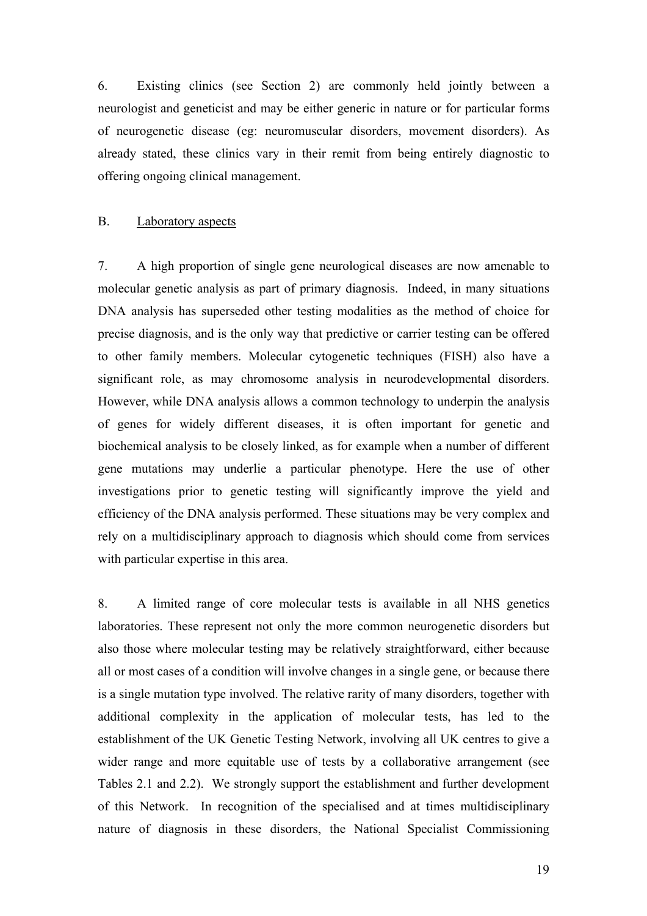6. Existing clinics (see Section 2) are commonly held jointly between a neurologist and geneticist and may be either generic in nature or for particular forms of neurogenetic disease (eg: neuromuscular disorders, movement disorders). As already stated, these clinics vary in their remit from being entirely diagnostic to offering ongoing clinical management.

B. <u>Laboratory aspects</u>

7. A high proportion of single gene neurological diseases are now amenable to molecular genetic analysis as part of primary diagnosis. Indeed, in many situations DNA analysis has superseded other testing modalities as the method of choice for precise diagnosis, and is the only way that predictive or carrier testing can be offered to other family members. Molecular cytogenetic techniques (FISH) also have a significant role, as may chromosome analysis in neurodevelopmental disorders. However, while DNA analysis allows a common technology to underpin the analysis of genes for widely different diseases, it is often important for genetic and biochemical analysis to be closely linked, as for example when a number of different gene mutations may underlie a particular phenotype. Here the use of other investigations prior to genetic testing will significantly improve the yield and efficiency of the DNA analysis performed. These situations may be very complex and rely on a multidisciplinary approach to diagnosis which should come from services with particular expertise in this area.

8. A limited range of core molecular tests is available in all NHS genetics laboratories. These represent not only the more common neurogenetic disorders but also those where molecular testing may be relatively straightforward, either because all or most cases of a condition will involve changes in a single gene, or because there is a single mutation type involved. The relative rarity of many disorders, together with additional complexity in the application of molecular tests, has led to the establishment of the UK Genetic Testing Network, involving all UK centres to give a wider range and more equitable use of tests by a collaborative arrangement (see Tables 2.1 and 2.2). We strongly support the establishment and further development of this Network. In recognition of the specialised and at times multidisciplinary nature of diagnosis in these disorders, the National Specialist Commissioning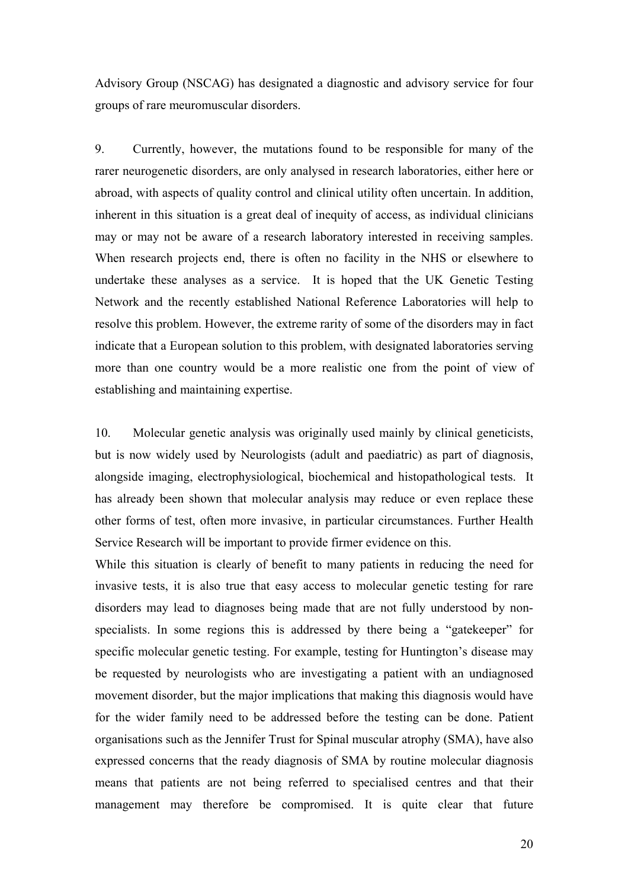Advisory Group (NSCAG) has designated a diagnostic and advisory service for four groups of rare meuromuscular disorders.

9. Currently, however, the mutations found to be responsible for many of the rarer neurogenetic disorders, are only analysed in research laboratories, either here or abroad, with aspects of quality control and clinical utility often uncertain. In addition, inherent in this situation is a great deal of inequity of access, as individual clinicians may or may not be aware of a research laboratory interested in receiving samples. When research projects end, there is often no facility in the NHS or elsewhere to undertake these analyses as a service. It is hoped that the UK Genetic Testing Network and the recently established National Reference Laboratories will help to resolve this problem. However, the extreme rarity of some of the disorders may in fact indicate that a European solution to this problem, with designated laboratories serving more than one country would be a more realistic one from the point of view of establishing and maintaining expertise.

10. Molecular genetic analysis was originally used mainly by clinical geneticists, but is now widely used by Neurologists (adult and paediatric) as part of diagnosis, alongside imaging, electrophysiological, biochemical and histopathological tests. It has already been shown that molecular analysis may reduce or even replace these other forms of test, often more invasive, in particular circumstances. Further Health Service Research will be important to provide firmer evidence on this.

While this situation is clearly of benefit to many patients in reducing the need for invasive tests, it is also true that easy access to molecular genetic testing for rare disorders may lead to diagnoses being made that are not fully understood by non-specialists. In some regions this is addressed by there being a "gatekeeper" for specific molecular genetic testing. For example, testing for Huntington's disease may be requested by neurologists who are investigating a patient with an undiagnosed movement disorder, but the major implications that making this diagnosis would have for the wider family need to be addressed before the testing can be done. Patient organisations such as the Jennifer Trust for Spinal muscular atrophy (SMA), have also expressed concerns that the ready diagnosis of SMA by routine molecular diagnosis means that patients are not being referred to specialised centres and that their management may therefore be compromised. It is quite clear that future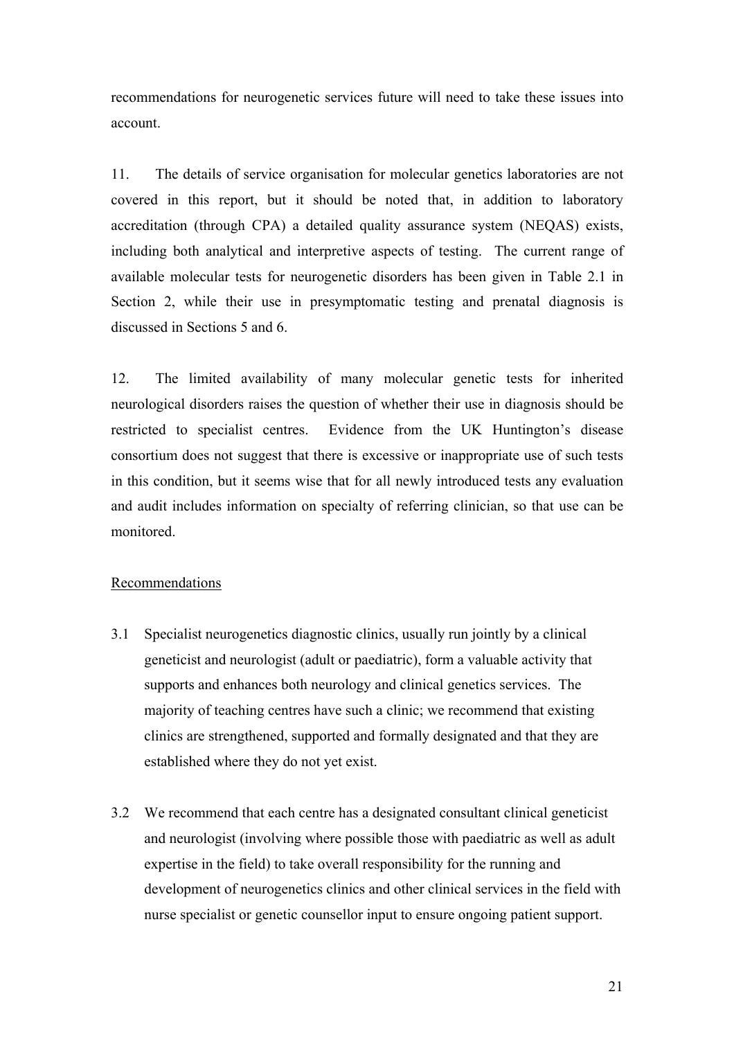recommendations for neurogenetic services future will need to take these issues into account.

11. The details of service organisation for molecular genetics laboratories are not covered in this report, but it should be noted that, in addition to laboratory accreditation (through CPA) a detailed quality assurance system (NEQAS) exists, including both analytical and interpretive aspects of testing. The current range of available molecular tests for neurogenetic disorders has been given in Table 2.1 in Section 2, while their use in presymptomatic testing and prenatal diagnosis is discussed in Sections 5 and 6.

12. The limited availability of many molecular genetic tests for inherited neurological disorders raises the question of whether their use in diagnosis should be restricted to specialist centres. Evidence from the UK Huntington's disease consortium does not suggest that there is excessive or inappropriate use of such tests in this condition, but it seems wise that for all newly introduced tests any evaluation and audit includes information on specialty of referring clinician, so that use can be monitored.

<u>Recommendations</u>

3.1 Specialist neurogenetics diagnostic clinics, usually run jointly by a clinical geneticist and neurologist (adult or paediatric), form a valuable activity that supports and enhances both neurology and clinical genetics services. The majority of teaching centres have such a clinic; we recommend that existing clinics are strengthened, supported and formally designated and that they are established where they do not yet exist.

3.2 We recommend that each centre has a designated consultant clinical geneticist and neurologist (involving where possible those with paediatric as well as adult expertise in the field) to take overall responsibility for the running and development of neurogenetics clinics and other clinical services in the field with nurse specialist or genetic counsellor input to ensure ongoing patient support.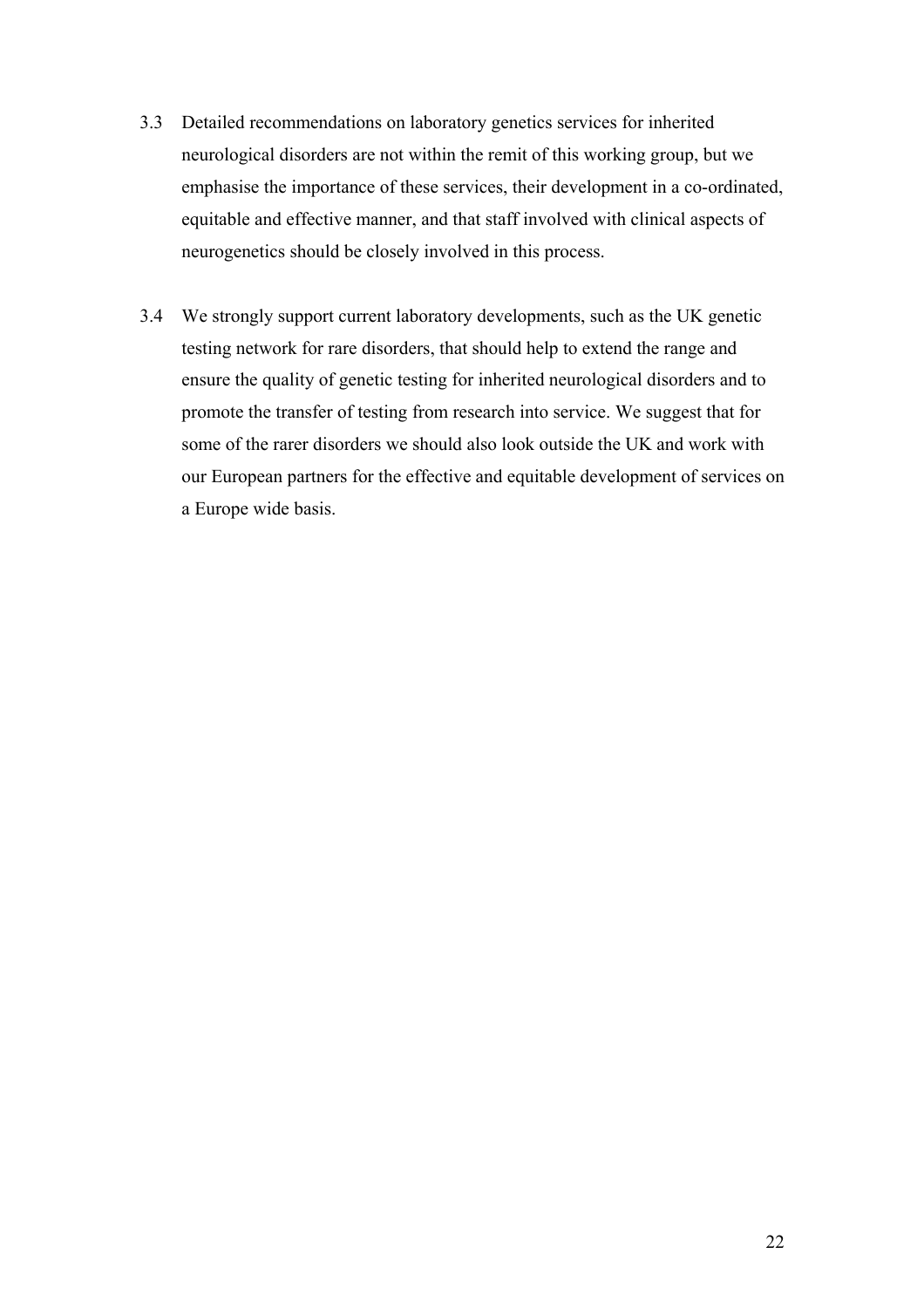3.3 Detailed recommendations on laboratory genetics services for inherited neurological disorders are not within the remit of this working group, but we emphasise the importance of these services, their development in a co-ordinated, equitable and effective manner, and that staff involved with clinical aspects of neurogenetics should be closely involved in this process.

3.4 We strongly support current laboratory developments, such as the UK genetic testing network for rare disorders, that should help to extend the range and ensure the quality of genetic testing for inherited neurological disorders and to promote the transfer of testing from research into service. We suggest that for some of the rarer disorders we should also look outside the UK and work with our European partners for the effective and equitable development of services on a Europe wide basis.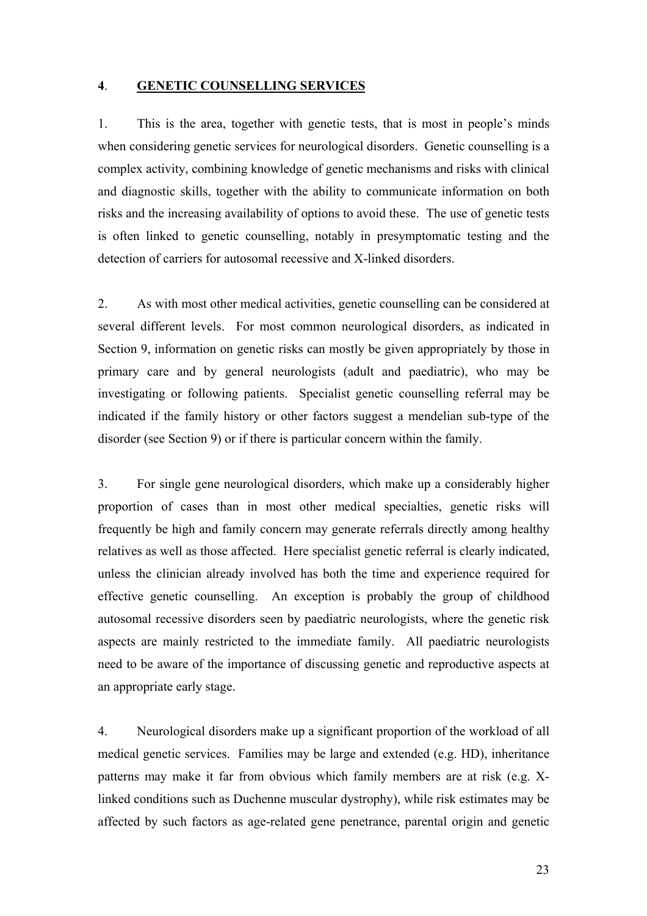## 4. GENETIC COUNSELLING SERVICES

1. This is the area, together with genetic tests, that is most in people's minds when considering genetic services for neurological disorders. Genetic counselling is a complex activity, combining knowledge of genetic mechanisms and risks with clinical and diagnostic skills, together with the ability to communicate information on both risks and the increasing availability of options to avoid these. The use of genetic tests is often linked to genetic counselling, notably in presymptomatic testing and the detection of carriers for autosomal recessive and X-linked disorders.

2. As with most other medical activities, genetic counselling can be considered at several different levels. For most common neurological disorders, as indicated in Section 9, information on genetic risks can mostly be given appropriately by those in primary care and by general neurologists (adult and paediatric), who may be investigating or following patients. Specialist genetic counselling referral may be indicated if the family history or other factors suggest a mendelian sub-type of the disorder (see Section 9) or if there is particular concern within the family.

3. For single gene neurological disorders, which make up a considerably higher proportion of cases than in most other medical specialties, genetic risks will frequently be high and family concern may generate referrals directly among healthy relatives as well as those affected. Here specialist genetic referral is clearly indicated, unless the clinician already involved has both the time and experience required for effective genetic counselling. An exception is probably the group of childhood autosomal recessive disorders seen by paediatric neurologists, where the genetic risk aspects are mainly restricted to the immediate family. All paediatric neurologists need to be aware of the importance of discussing genetic and reproductive aspects at an appropriate early stage.

4. Neurological disorders make up a significant proportion of the workload of all medical genetic services. Families may be large and extended (e.g. HD), inheritance patterns may make it far from obvious which family members are at risk (e.g. X-linked conditions such as Duchenne muscular dystrophy), while risk estimates may be affected by such factors as age-related gene penetrance, parental origin and genetic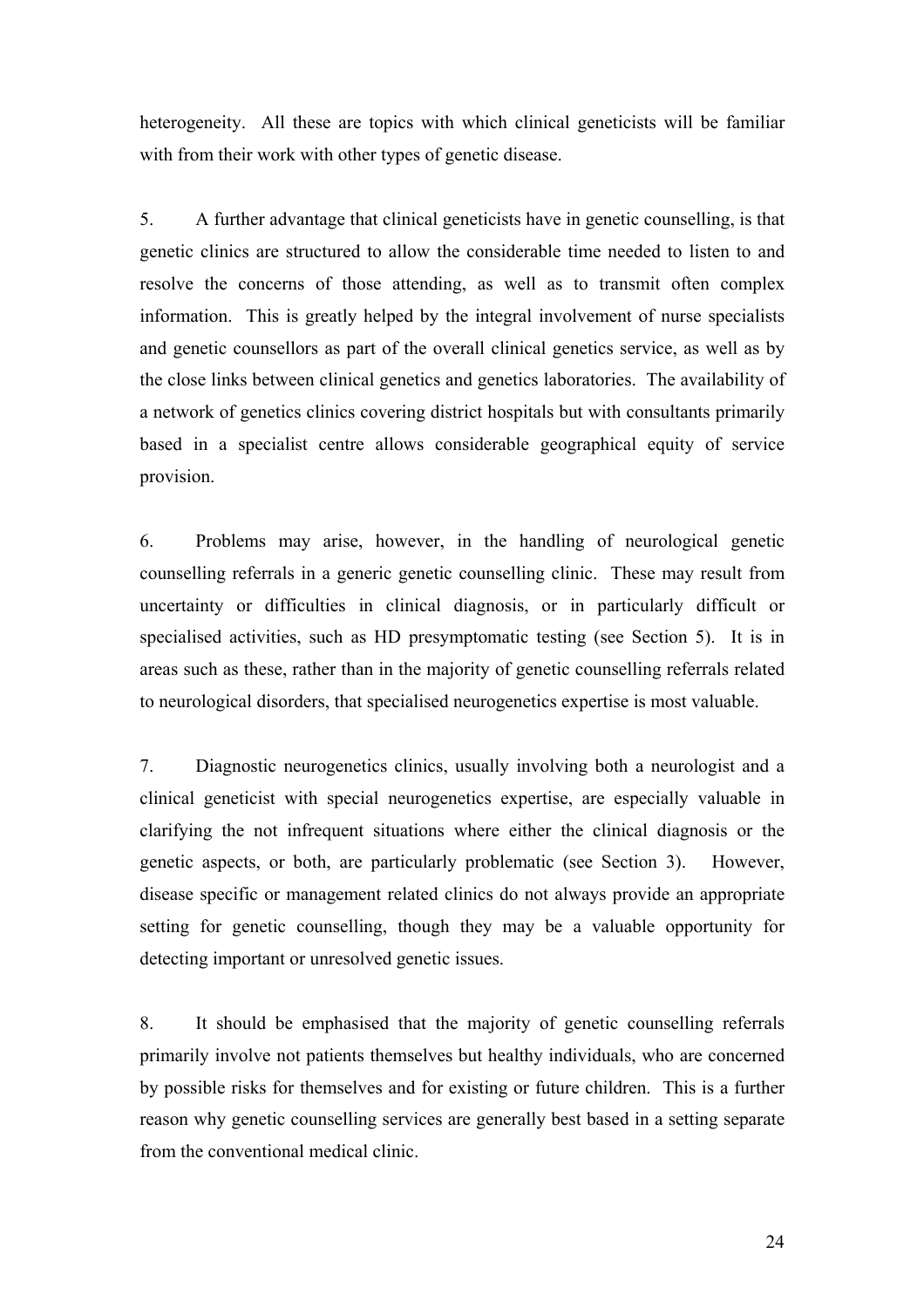heterogeneity. All these are topics with which clinical geneticists will be familiar with from their work with other types of genetic disease.

5. A further advantage that clinical geneticists have in genetic counselling, is that genetic clinics are structured to allow the considerable time needed to listen to and resolve the concerns of those attending, as well as to transmit often complex information. This is greatly helped by the integral involvement of nurse specialists and genetic counsellors as part of the overall clinical genetics service, as well as by the close links between clinical genetics and genetics laboratories. The availability of a network of genetics clinics covering district hospitals but with consultants primarily based in a specialist centre allows considerable geographical equity of service provision.

6. Problems may arise, however, in the handling of neurological genetic counselling referrals in a generic genetic counselling clinic. These may result from uncertainty or difficulties in clinical diagnosis, or in particularly difficult or specialised activities, such as HD presymptomatic testing (see Section 5). It is in areas such as these, rather than in the majority of genetic counselling referrals related to neurological disorders, that specialised neurogenetics expertise is most valuable.

7. Diagnostic neurogenetics clinics, usually involving both a neurologist and a clinical geneticist with special neurogenetics expertise, are especially valuable in clarifying the not infrequent situations where either the clinical diagnosis or the genetic aspects, or both, are particularly problematic (see Section 3). However, disease specific or management related clinics do not always provide an appropriate setting for genetic counselling, though they may be a valuable opportunity for detecting important or unresolved genetic issues.

8. It should be emphasised that the majority of genetic counselling referrals primarily involve not patients themselves but healthy individuals, who are concerned by possible risks for themselves and for existing or future children. This is a further reason why genetic counselling services are generally best based in a setting separate from the conventional medical clinic.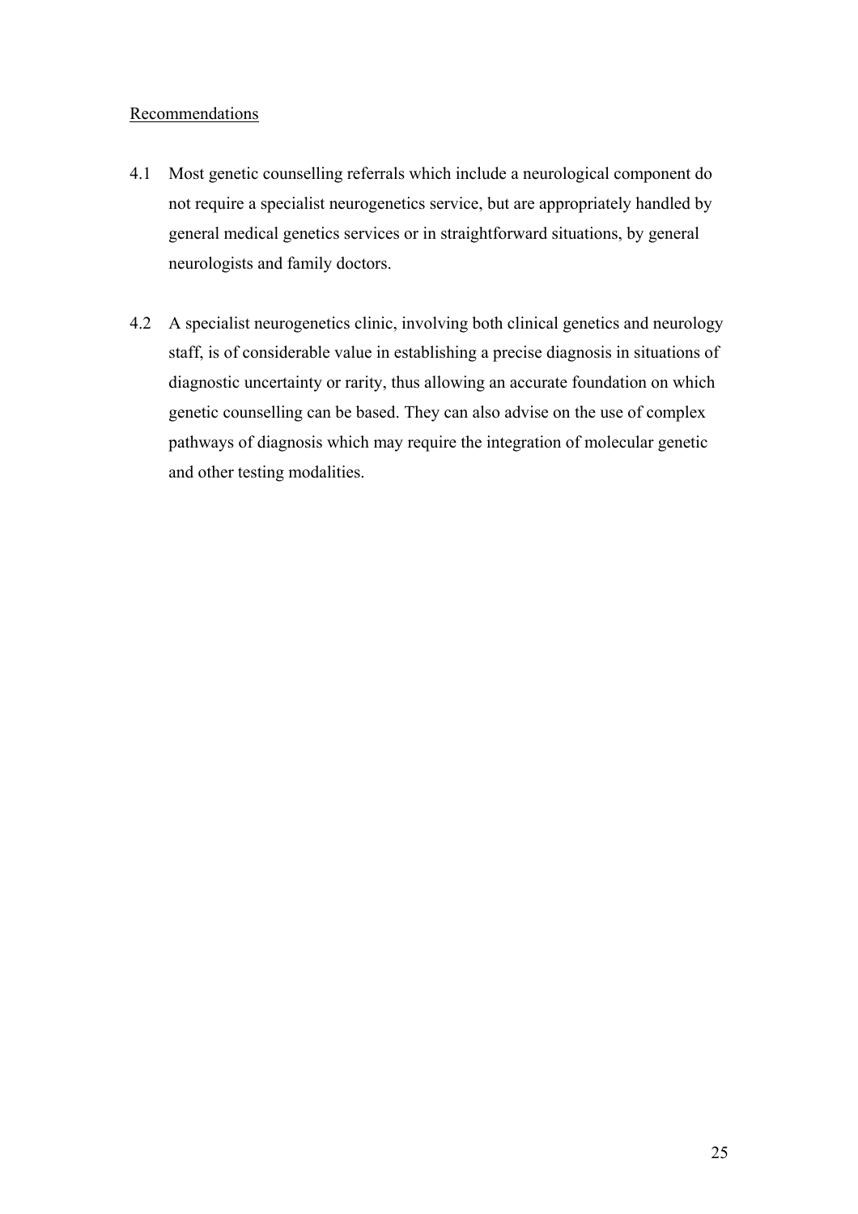Recommendations

4.1 Most genetic counselling referrals which include a neurological component do not require a specialist neurogenetics service, but are appropriately handled by general medical genetics services or in straightforward situations, by general neurologists and family doctors.

4.2 A specialist neurogenetics clinic, involving both clinical genetics and neurology staff, is of considerable value in establishing a precise diagnosis in situations of diagnostic uncertainty or rarity, thus allowing an accurate foundation on which genetic counselling can be based. They can also advise on the use of complex pathways of diagnosis which may require the integration of molecular genetic and other testing modalities.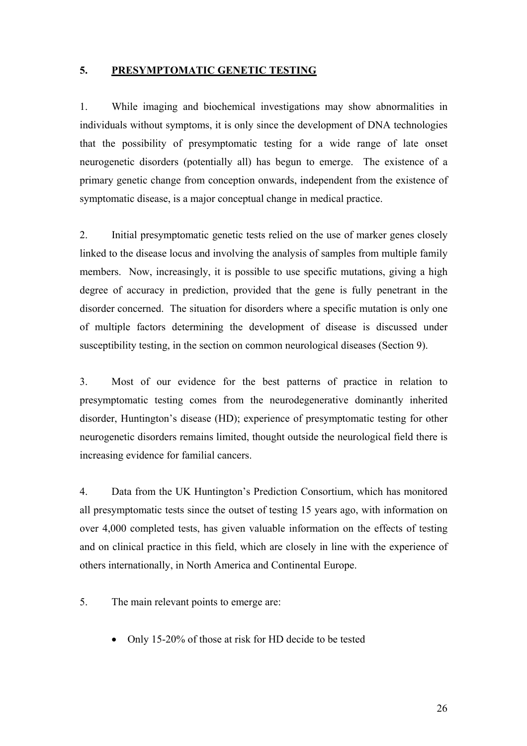## 5. PRESYMPTOMATIC GENETIC TESTING

1. While imaging and biochemical investigations may show abnormalities in individuals without symptoms, it is only since the development of DNA technologies that the possibility of presymptomatic testing for a wide range of late onset neurogenetic disorders (potentially all) has begun to emerge. The existence of a primary genetic change from conception onwards, independent from the existence of symptomatic disease, is a major conceptual change in medical practice.

2. Initial presymptomatic genetic tests relied on the use of marker genes closely linked to the disease locus and involving the analysis of samples from multiple family members. Now, increasingly, it is possible to use specific mutations, giving a high degree of accuracy in prediction, provided that the gene is fully penetrant in the disorder concerned. The situation for disorders where a specific mutation is only one of multiple factors determining the development of disease is discussed under susceptibility testing, in the section on common neurological diseases (Section 9).

3. Most of our evidence for the best patterns of practice in relation to presymptomatic testing comes from the neurodegenerative dominantly inherited disorder, Huntington's disease (HD); experience of presymptomatic testing for other neurogenetic disorders remains limited, thought outside the neurological field there is increasing evidence for familial cancers.

4. Data from the UK Huntington's Prediction Consortium, which has monitored all presymptomatic tests since the outset of testing 15 years ago, with information on over 4,000 completed tests, has given valuable information on the effects of testing and on clinical practice in this field, which are closely in line with the experience of others internationally, in North America and Continental Europe.

5. The main relevant points to emerge are:

- Only 15-20% of those at risk for HD decide to be tested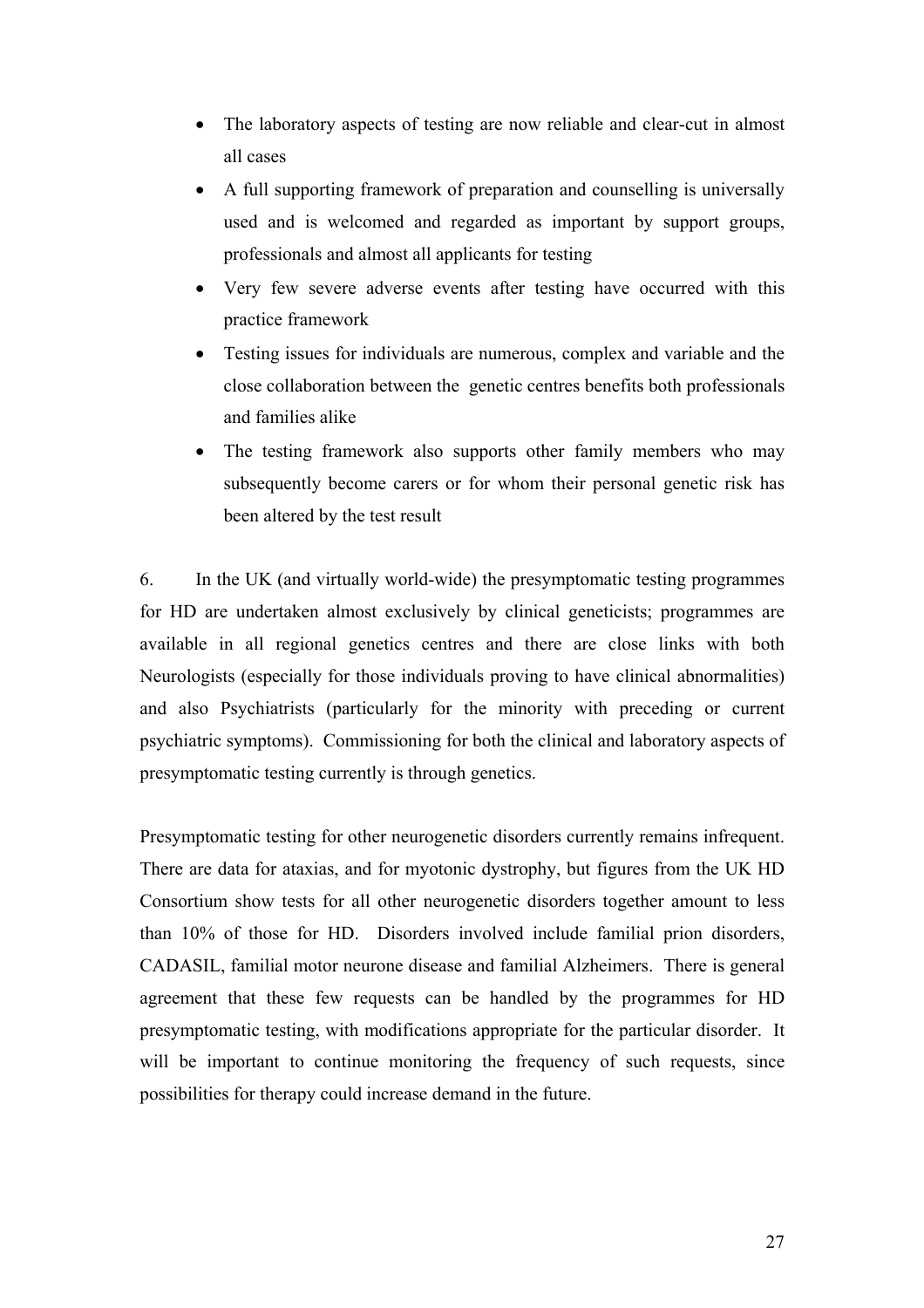- The laboratory aspects of testing are now reliable and clear-cut in almost all cases
- A full supporting framework of preparation and counselling is universally used and is welcomed and regarded as important by support groups, professionals and almost all applicants for testing
- Very few severe adverse events after testing have occurred with this practice framework
- Testing issues for individuals are numerous, complex and variable and the close collaboration between the genetic centres benefits both professionals and families alike
- The testing framework also supports other family members who may subsequently become carers or for whom their personal genetic risk has been altered by the test result

6. In the UK (and virtually world-wide) the presymptomatic testing programmes for HD are undertaken almost exclusively by clinical geneticists; programmes are available in all regional genetics centres and there are close links with both Neurologists (especially for those individuals proving to have clinical abnormalities) and also Psychiatrists (particularly for the minority with preceding or current psychiatric symptoms). Commissioning for both the clinical and laboratory aspects of presymptomatic testing currently is through genetics.

Presymptomatic testing for other neurogenetic disorders currently remains infrequent. There are data for ataxias, and for myotonic dystrophy, but figures from the UK HD Consortium show tests for all other neurogenetic disorders together amount to less than 10% of those for HD. Disorders involved include familial prion disorders, CADASIL, familial motor neurone disease and familial Alzheimers. There is general agreement that these few requests can be handled by the programmes for HD presymptomatic testing, with modifications appropriate for the particular disorder. It will be important to continue monitoring the frequency of such requests, since possibilities for therapy could increase demand in the future.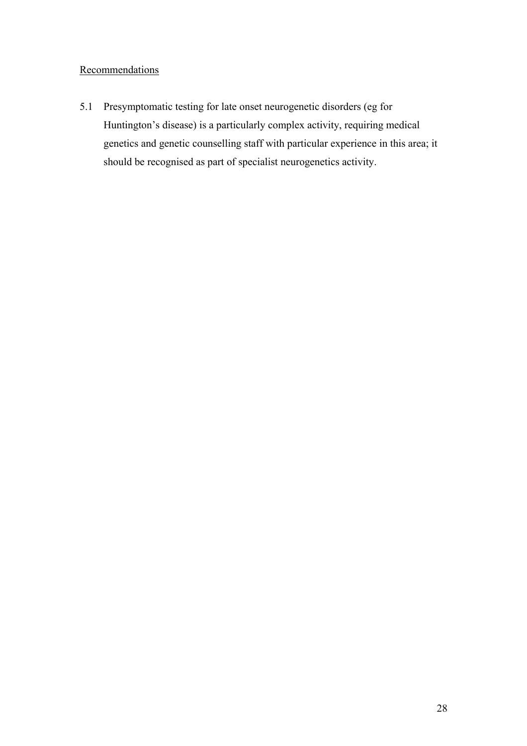<u>Recommendations</u>

5.1 Presymptomatic testing for late onset neurogenetic disorders (eg for Huntington's disease) is a particularly complex activity, requiring medical genetics and genetic counselling staff with particular experience in this area; it should be recognised as part of specialist neurogenetics activity.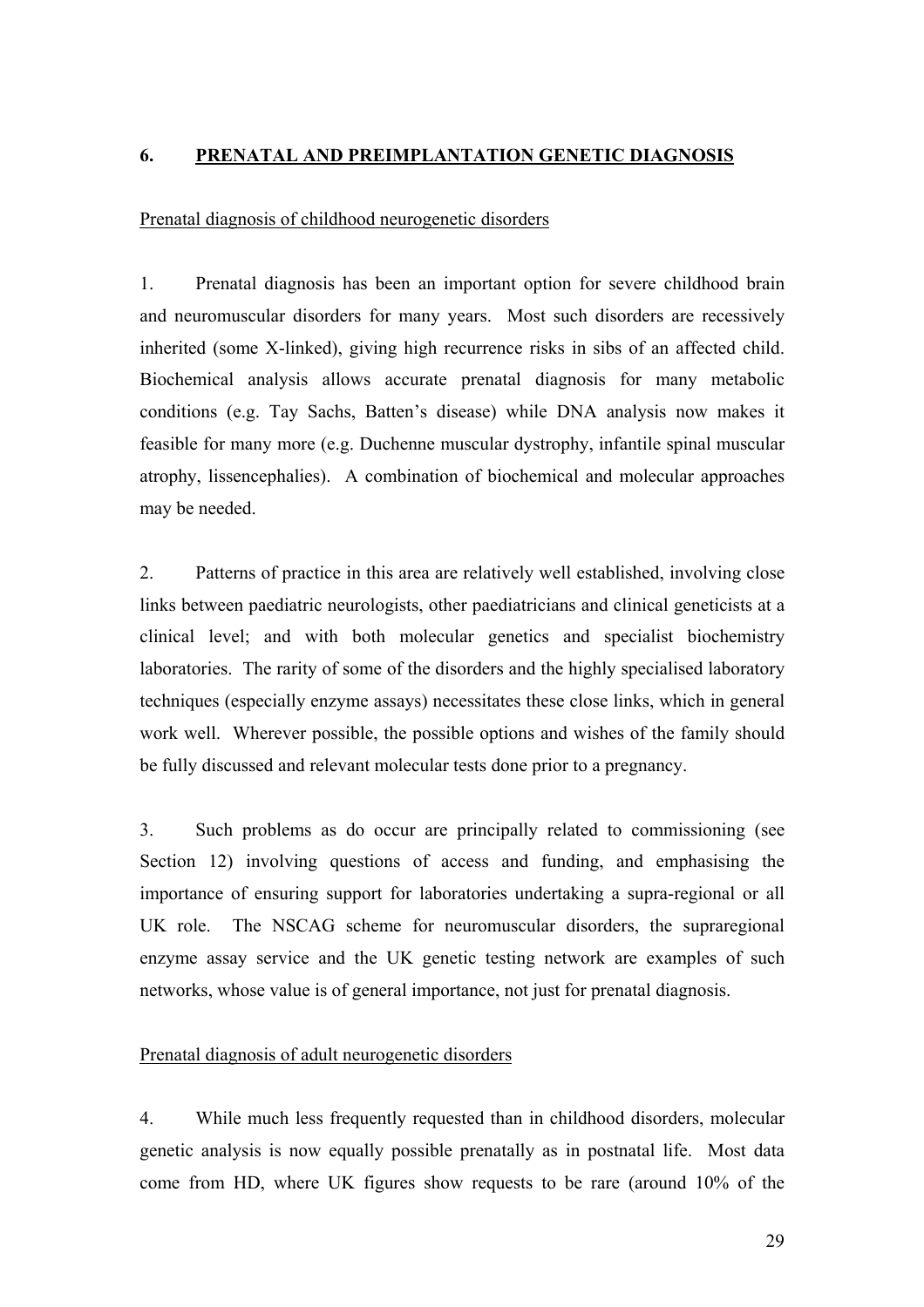## 6. PRENATAL AND PREIMPLANTATION GENETIC DIAGNOSIS

### Prenatal diagnosis of childhood neurogenetic disorders

1. Prenatal diagnosis has been an important option for severe childhood brain and neuromuscular disorders for many years. Most such disorders are recessively inherited (some X-linked), giving high recurrence risks in sibs of an affected child. Biochemical analysis allows accurate prenatal diagnosis for many metabolic conditions (e.g. Tay Sachs, Batten's disease) while DNA analysis now makes it feasible for many more (e.g. Duchenne muscular dystrophy, infantile spinal muscular atrophy, lissencephalies). A combination of biochemical and molecular approaches may be needed.

2. Patterns of practice in this area are relatively well established, involving close links between paediatric neurologists, other paediatricians and clinical geneticists at a clinical level; and with both molecular genetics and specialist biochemistry laboratories. The rarity of some of the disorders and the highly specialised laboratory techniques (especially enzyme assays) necessitates these close links, which in general work well. Wherever possible, the possible options and wishes of the family should be fully discussed and relevant molecular tests done prior to a pregnancy.

3. Such problems as do occur are principally related to commissioning (see Section 12) involving questions of access and funding, and emphasising the importance of ensuring support for laboratories undertaking a supra-regional or all UK role. The NSCAG scheme for neuromuscular disorders, the supraregional enzyme assay service and the UK genetic testing network are examples of such networks, whose value is of general importance, not just for prenatal diagnosis.

### Prenatal diagnosis of adult neurogenetic disorders

4. While much less frequently requested than in childhood disorders, molecular genetic analysis is now equally possible prenatally as in postnatal life. Most data come from HD, where UK figures show requests to be rare (around 10% of the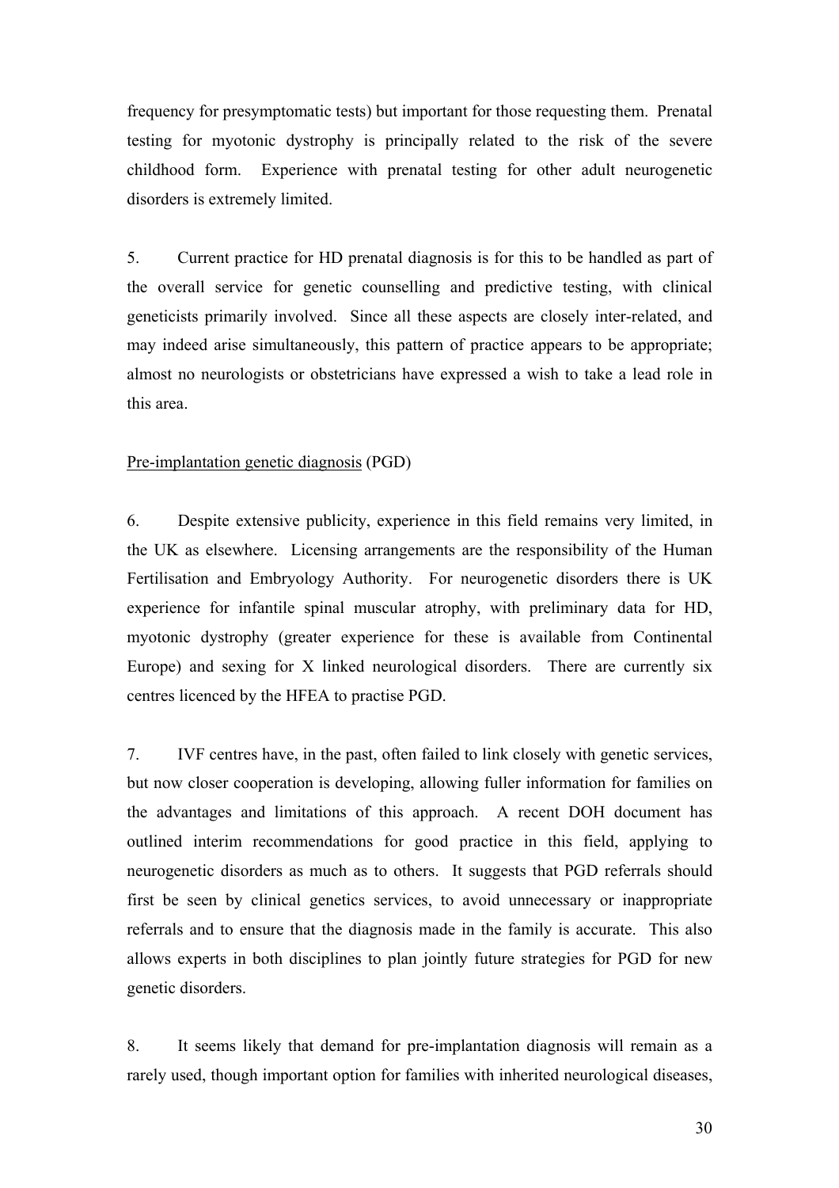frequency for presymptomatic tests) but important for those requesting them. Prenatal testing for myotonic dystrophy is principally related to the risk of the severe childhood form. Experience with prenatal testing for other adult neurogenetic disorders is extremely limited.

5. Current practice for HD prenatal diagnosis is for this to be handled as part of the overall service for genetic counselling and predictive testing, with clinical geneticists primarily involved. Since all these aspects are closely inter-related, and may indeed arise simultaneously, this pattern of practice appears to be appropriate; almost no neurologists or obstetricians have expressed a wish to take a lead role in this area.

<u>Pre-implantation genetic diagnosis</u> (PGD)

6. Despite extensive publicity, experience in this field remains very limited, in the UK as elsewhere. Licensing arrangements are the responsibility of the Human Fertilisation and Embryology Authority. For neurogenetic disorders there is UK experience for infantile spinal muscular atrophy, with preliminary data for HD, myotonic dystrophy (greater experience for these is available from Continental Europe) and sexing for X linked neurological disorders. There are currently six centres licenced by the HFEA to practise PGD.

7. IVF centres have, in the past, often failed to link closely with genetic services, but now closer cooperation is developing, allowing fuller information for families on the advantages and limitations of this approach. A recent DOH document has outlined interim recommendations for good practice in this field, applying to neurogenetic disorders as much as to others. It suggests that PGD referrals should first be seen by clinical genetics services, to avoid unnecessary or inappropriate referrals and to ensure that the diagnosis made in the family is accurate. This also allows experts in both disciplines to plan jointly future strategies for PGD for new genetic disorders.

8. It seems likely that demand for pre-implantation diagnosis will remain as a rarely used, though important option for families with inherited neurological diseases,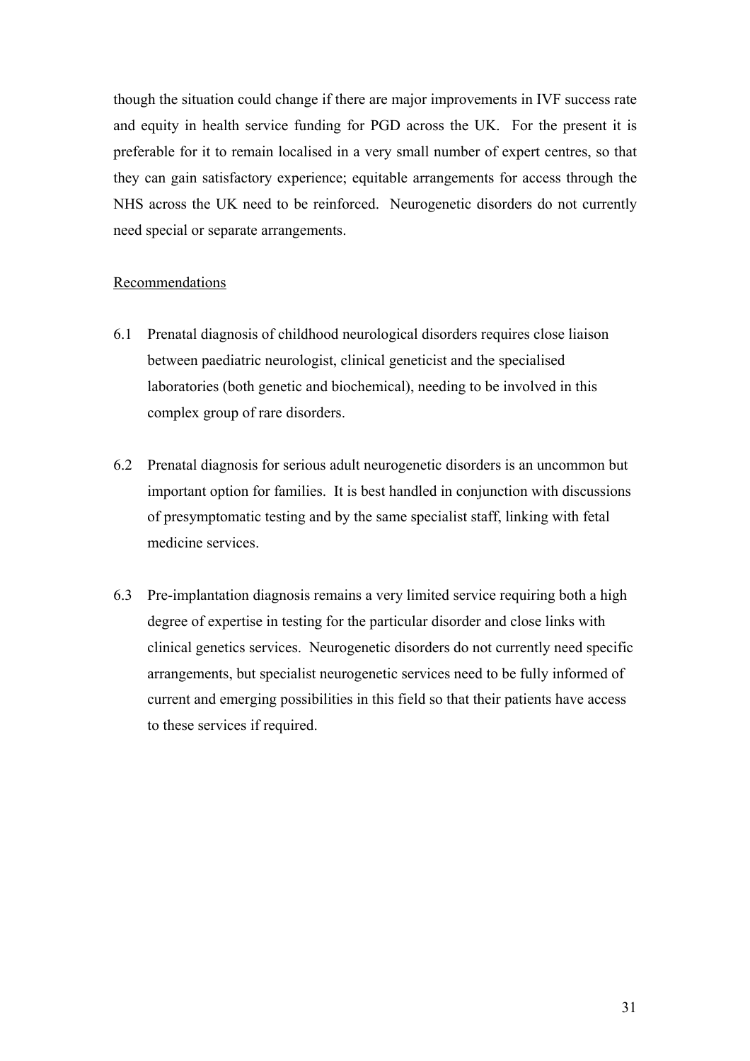though the situation could change if there are major improvements in IVF success rate and equity in health service funding for PGD across the UK. For the present it is preferable for it to remain localised in a very small number of expert centres, so that they can gain satisfactory experience; equitable arrangements for access through the NHS across the UK need to be reinforced. Neurogenetic disorders do not currently need special or separate arrangements.

Recommendations

6.1 Prenatal diagnosis of childhood neurological disorders requires close liaison between paediatric neurologist, clinical geneticist and the specialised laboratories (both genetic and biochemical), needing to be involved in this complex group of rare disorders.

6.2 Prenatal diagnosis for serious adult neurogenetic disorders is an uncommon but important option for families. It is best handled in conjunction with discussions of presymptomatic testing and by the same specialist staff, linking with fetal medicine services.

6.3 Pre-implantation diagnosis remains a very limited service requiring both a high degree of expertise in testing for the particular disorder and close links with clinical genetics services. Neurogenetic disorders do not currently need specific arrangements, but specialist neurogenetic services need to be fully informed of current and emerging possibilities in this field so that their patients have access to these services if required.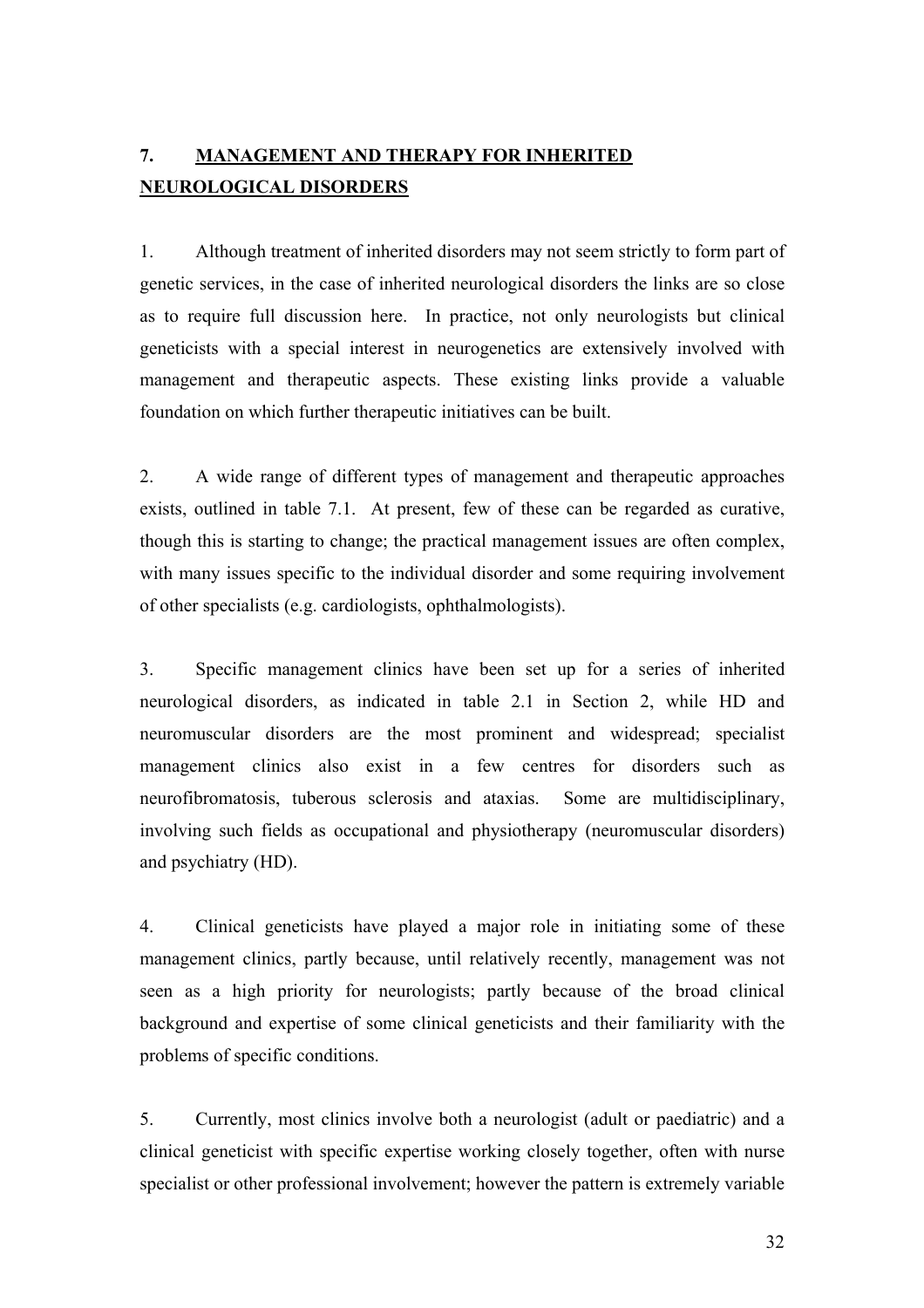## 7. MANAGEMENT AND THERAPY FOR INHERITED NEUROLOGICAL DISORDERS

1. Although treatment of inherited disorders may not seem strictly to form part of genetic services, in the case of inherited neurological disorders the links are so close as to require full discussion here. In practice, not only neurologists but clinical geneticists with a special interest in neurogenetics are extensively involved with management and therapeutic aspects. These existing links provide a valuable foundation on which further therapeutic initiatives can be built.

2. A wide range of different types of management and therapeutic approaches exists, outlined in table 7.1. At present, few of these can be regarded as curative, though this is starting to change; the practical management issues are often complex, with many issues specific to the individual disorder and some requiring involvement of other specialists (e.g. cardiologists, ophthalmologists).

3. Specific management clinics have been set up for a series of inherited neurological disorders, as indicated in table 2.1 in Section 2, while HD and neuromuscular disorders are the most prominent and widespread; specialist management clinics also exist in a few centres for disorders such as neurofibromatosis, tuberous sclerosis and ataxias. Some are multidisciplinary, involving such fields as occupational and physiotherapy (neuromuscular disorders) and psychiatry (HD).

4. Clinical geneticists have played a major role in initiating some of these management clinics, partly because, until relatively recently, management was not seen as a high priority for neurologists; partly because of the broad clinical background and expertise of some clinical geneticists and their familiarity with the problems of specific conditions.

5. Currently, most clinics involve both a neurologist (adult or paediatric) and a clinical geneticist with specific expertise working closely together, often with nurse specialist or other professional involvement; however the pattern is extremely variable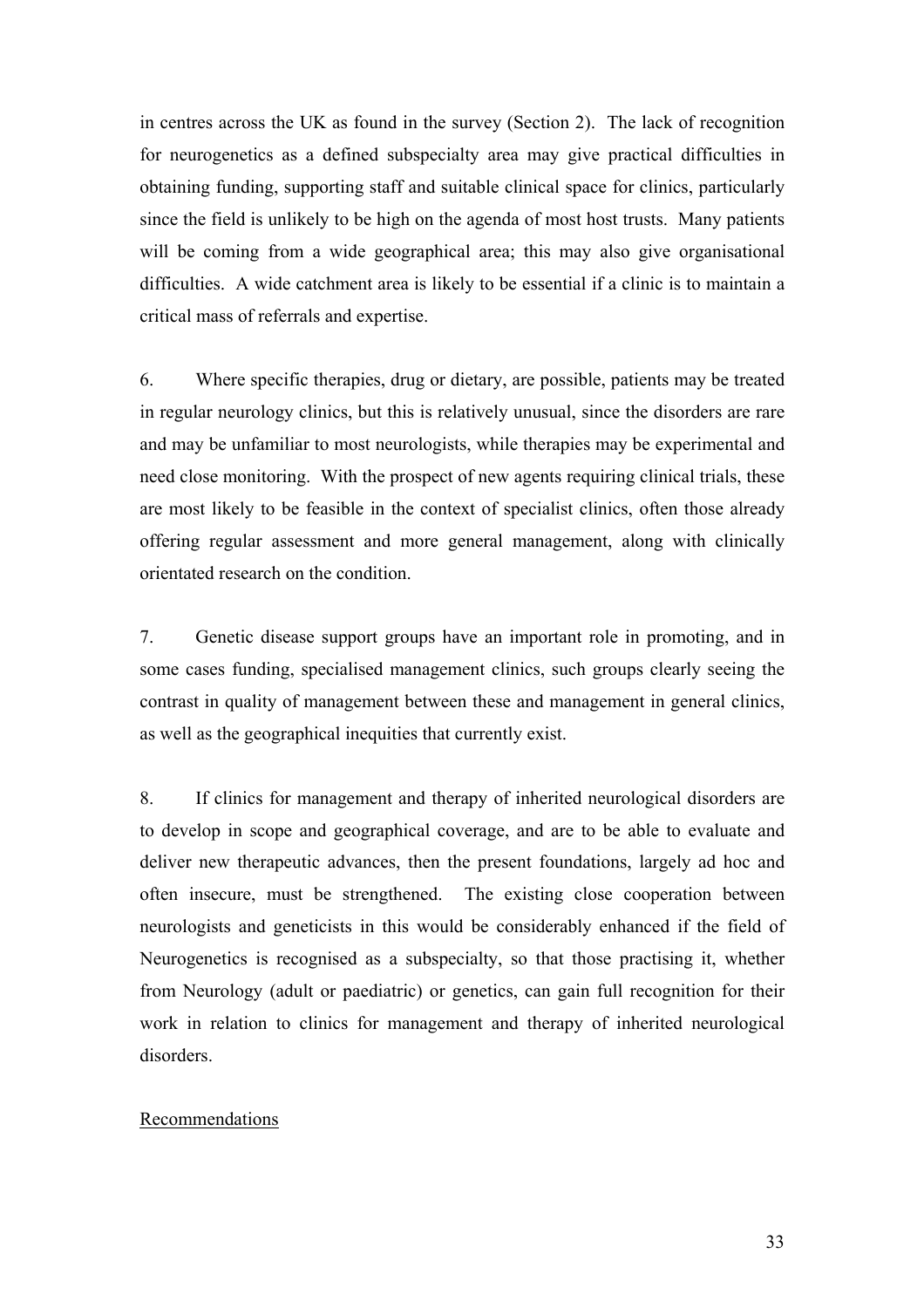in centres across the UK as found in the survey (Section 2). The lack of recognition for neurogenetics as a defined subspecialty area may give practical difficulties in obtaining funding, supporting staff and suitable clinical space for clinics, particularly since the field is unlikely to be high on the agenda of most host trusts. Many patients will be coming from a wide geographical area; this may also give organisational difficulties. A wide catchment area is likely to be essential if a clinic is to maintain a critical mass of referrals and expertise.

6. Where specific therapies, drug or dietary, are possible, patients may be treated in regular neurology clinics, but this is relatively unusual, since the disorders are rare and may be unfamiliar to most neurologists, while therapies may be experimental and need close monitoring. With the prospect of new agents requiring clinical trials, these are most likely to be feasible in the context of specialist clinics, often those already offering regular assessment and more general management, along with clinically orientated research on the condition.

7. Genetic disease support groups have an important role in promoting, and in some cases funding, specialised management clinics, such groups clearly seeing the contrast in quality of management between these and management in general clinics, as well as the geographical inequities that currently exist.

8. If clinics for management and therapy of inherited neurological disorders are to develop in scope and geographical coverage, and are to be able to evaluate and deliver new therapeutic advances, then the present foundations, largely ad hoc and often insecure, must be strengthened. The existing close cooperation between neurologists and geneticists in this would be considerably enhanced if the field of Neurogenetics is recognised as a subspecialty, so that those practising it, whether from Neurology (adult or paediatric) or genetics, can gain full recognition for their work in relation to clinics for management and therapy of inherited neurological disorders.

<u>Recommendations</u>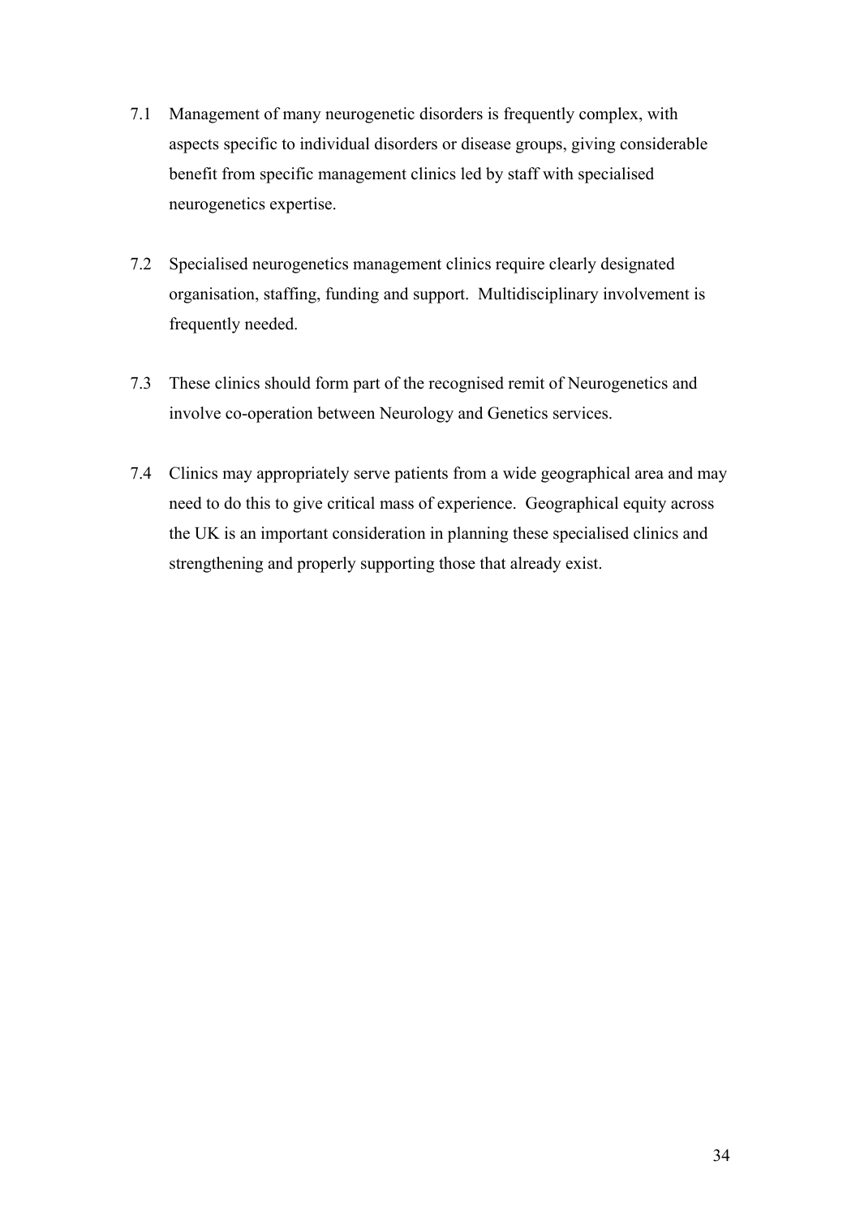7.1 Management of many neurogenetic disorders is frequently complex, with aspects specific to individual disorders or disease groups, giving considerable benefit from specific management clinics led by staff with specialised neurogenetics expertise.

7.2 Specialised neurogenetics management clinics require clearly designated organisation, staffing, funding and support. Multidisciplinary involvement is frequently needed.

7.3 These clinics should form part of the recognised remit of Neurogenetics and involve co-operation between Neurology and Genetics services.

7.4 Clinics may appropriately serve patients from a wide geographical area and may need to do this to give critical mass of experience. Geographical equity across the UK is an important consideration in planning these specialised clinics and strengthening and properly supporting those that already exist.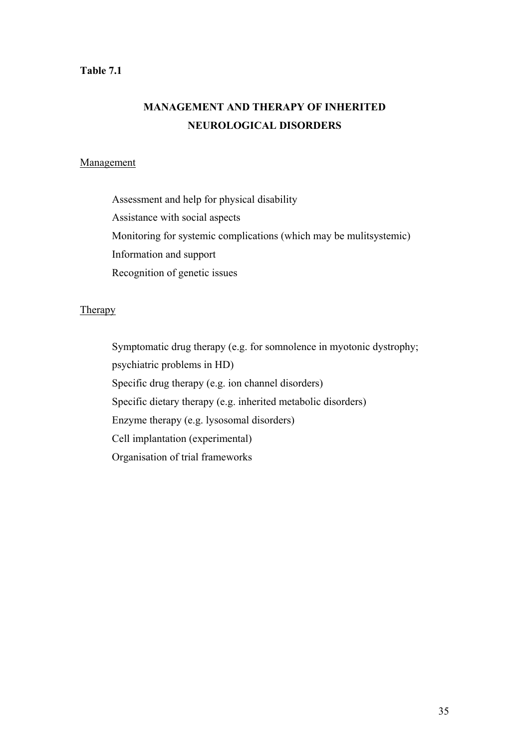**Table 7.1**

## MANAGEMENT AND THERAPY OF INHERITED NEUROLOGICAL DISORDERS

<u>Management</u>

Assessment and help for physical disability
Assistance with social aspects
Monitoring for systemic complications (which may be mulitsystemic)
Information and support
Recognition of genetic issues

<u>Therapy</u>

Symptomatic drug therapy (e.g. for somnolence in myotonic dystrophy; psychiatric problems in HD)
Specific drug therapy (e.g. ion channel disorders)
Specific dietary therapy (e.g. inherited metabolic disorders)
Enzyme therapy (e.g. lysosomal disorders)
Cell implantation (experimental)
Organisation of trial frameworks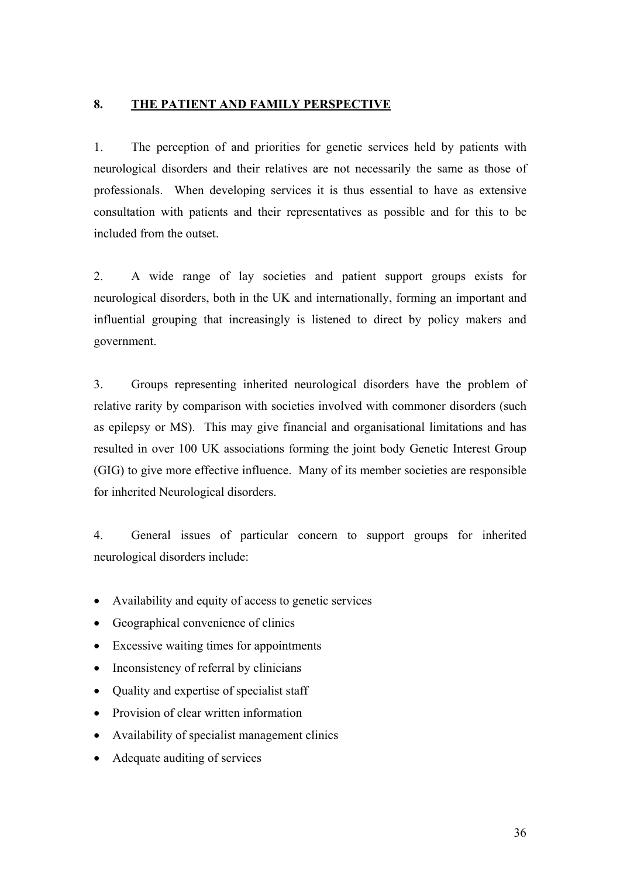## 8. THE PATIENT AND FAMILY PERSPECTIVE

1. The perception of and priorities for genetic services held by patients with neurological disorders and their relatives are not necessarily the same as those of professionals. When developing services it is thus essential to have as extensive consultation with patients and their representatives as possible and for this to be included from the outset.

2. A wide range of lay societies and patient support groups exists for neurological disorders, both in the UK and internationally, forming an important and influential grouping that increasingly is listened to direct by policy makers and government.

3. Groups representing inherited neurological disorders have the problem of relative rarity by comparison with societies involved with commoner disorders (such as epilepsy or MS). This may give financial and organisational limitations and has resulted in over 100 UK associations forming the joint body Genetic Interest Group (GIG) to give more effective influence. Many of its member societies are responsible for inherited Neurological disorders.

4. General issues of particular concern to support groups for inherited neurological disorders include:

- Availability and equity of access to genetic services
- Geographical convenience of clinics
- Excessive waiting times for appointments
- Inconsistency of referral by clinicians
- Quality and expertise of specialist staff
- Provision of clear written information
- Availability of specialist management clinics
- Adequate auditing of services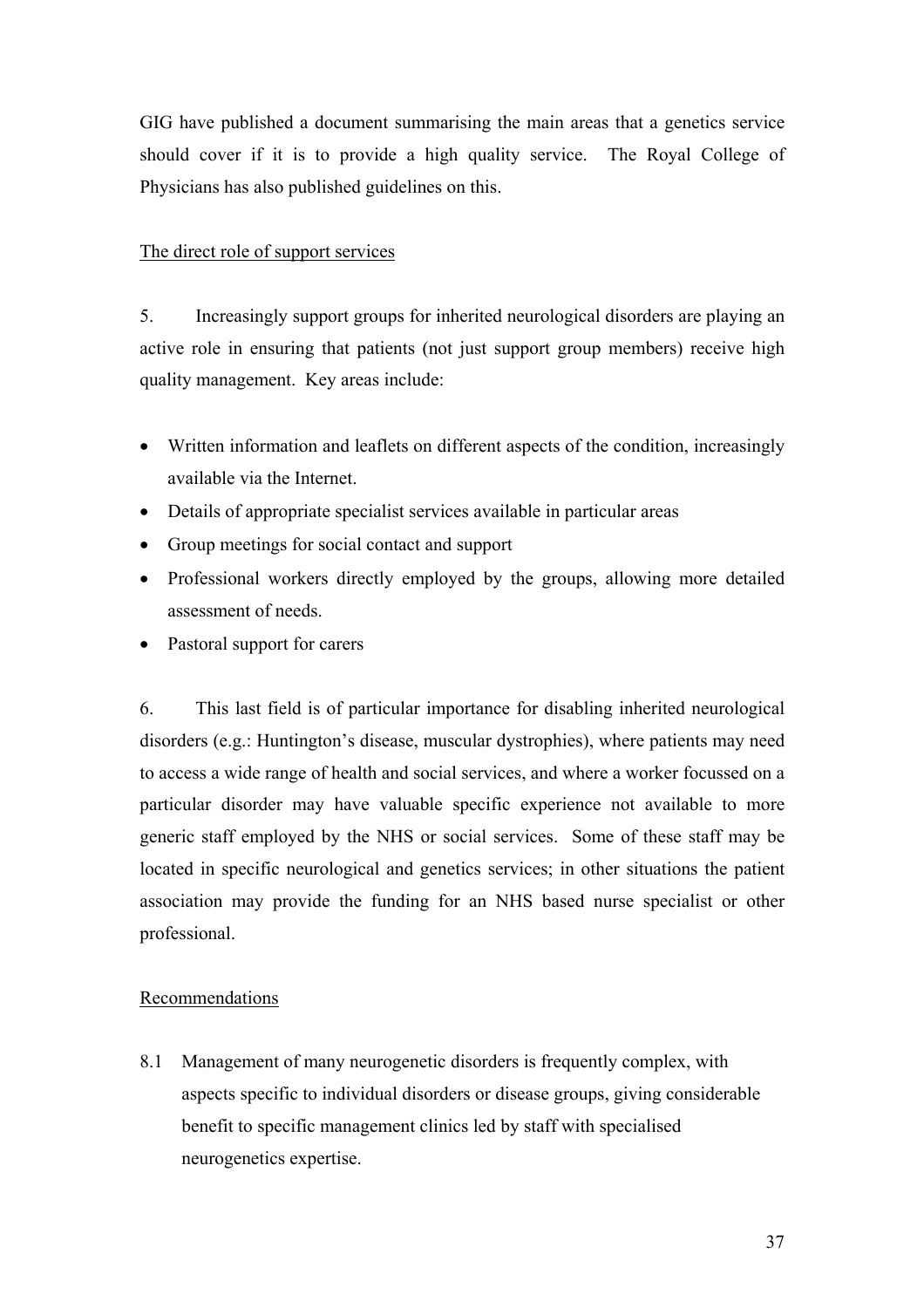GIG have published a document summarising the main areas that a genetics service should cover if it is to provide a high quality service. The Royal College of Physicians has also published guidelines on this.

<u>The direct role of support services</u>

5. Increasingly support groups for inherited neurological disorders are playing an active role in ensuring that patients (not just support group members) receive high quality management. Key areas include:

- Written information and leaflets on different aspects of the condition, increasingly available via the Internet.
- Details of appropriate specialist services available in particular areas
- Group meetings for social contact and support
- Professional workers directly employed by the groups, allowing more detailed assessment of needs.
- Pastoral support for carers

6. This last field is of particular importance for disabling inherited neurological disorders (e.g.: Huntington's disease, muscular dystrophies), where patients may need to access a wide range of health and social services, and where a worker focussed on a particular disorder may have valuable specific experience not available to more generic staff employed by the NHS or social services. Some of these staff may be located in specific neurological and genetics services; in other situations the patient association may provide the funding for an NHS based nurse specialist or other professional.

<u>Recommendations</u>

8.1 Management of many neurogenetic disorders is frequently complex, with aspects specific to individual disorders or disease groups, giving considerable benefit to specific management clinics led by staff with specialised neurogenetics expertise.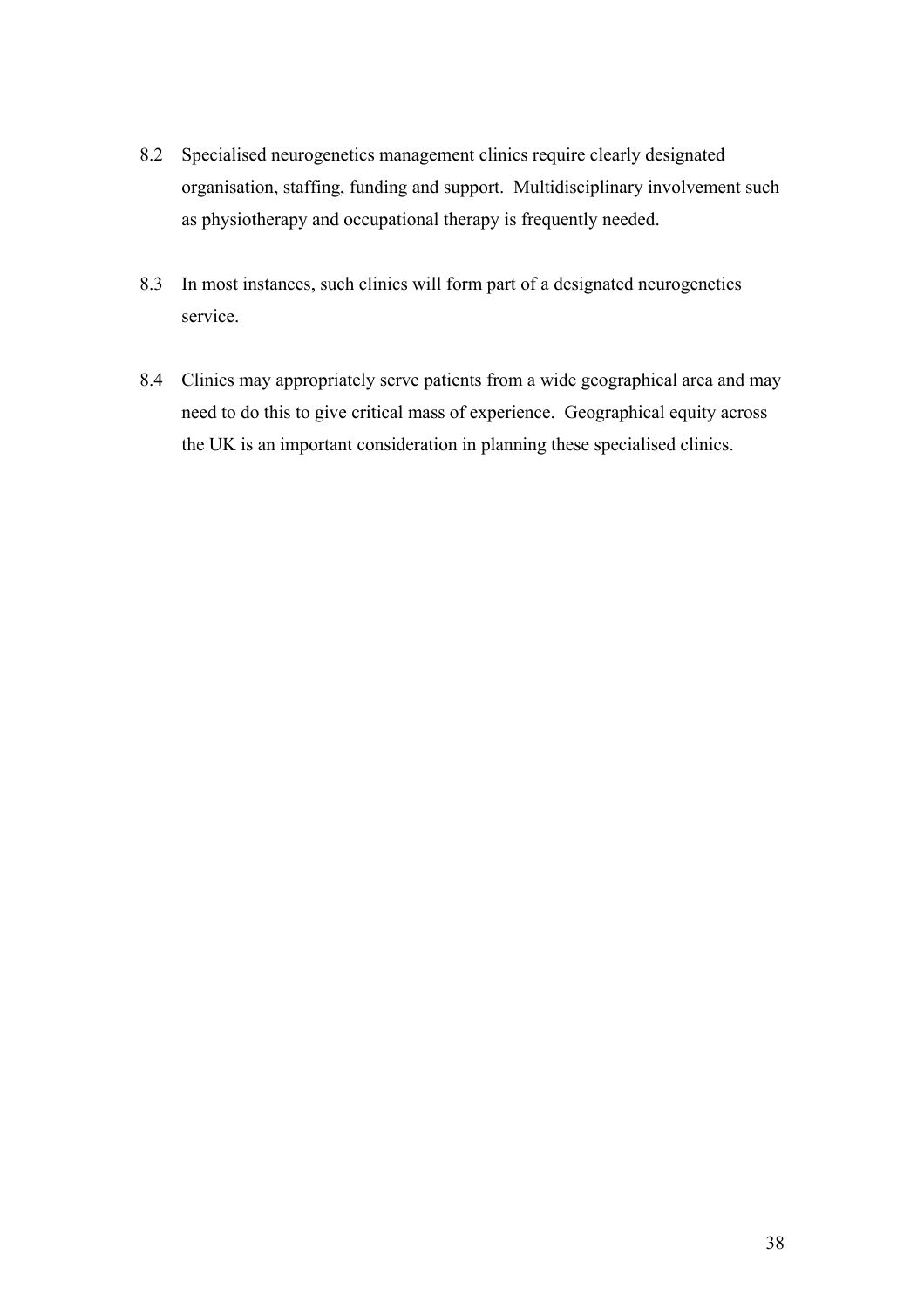8.2 Specialised neurogenetics management clinics require clearly designated organisation, staffing, funding and support. Multidisciplinary involvement such as physiotherapy and occupational therapy is frequently needed.

8.3 In most instances, such clinics will form part of a designated neurogenetics service.

8.4 Clinics may appropriately serve patients from a wide geographical area and may need to do this to give critical mass of experience. Geographical equity across the UK is an important consideration in planning these specialised clinics.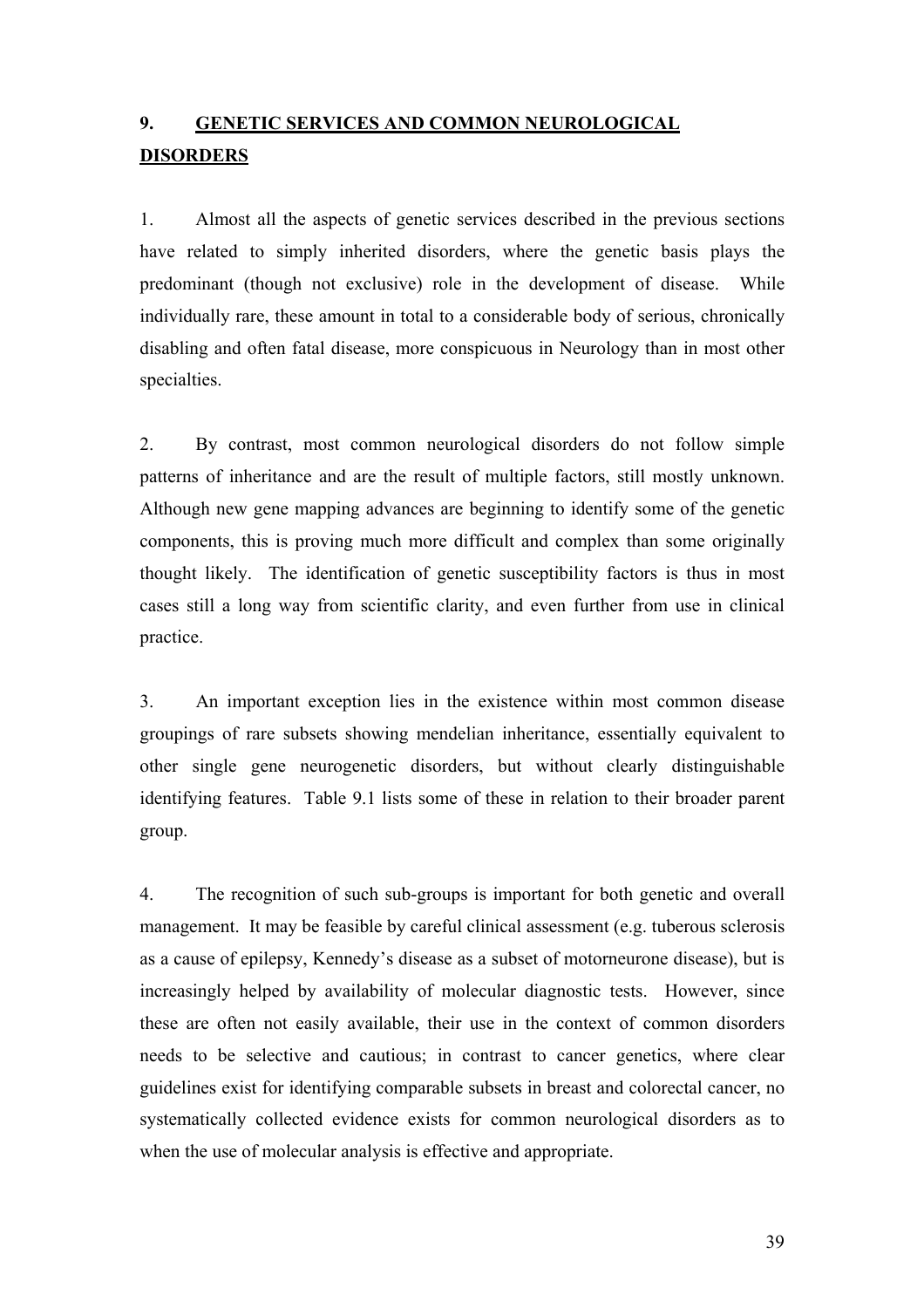## 9. GENETIC SERVICES AND COMMON NEUROLOGICAL DISORDERS

1. Almost all the aspects of genetic services described in the previous sections have related to simply inherited disorders, where the genetic basis plays the predominant (though not exclusive) role in the development of disease. While individually rare, these amount in total to a considerable body of serious, chronically disabling and often fatal disease, more conspicuous in Neurology than in most other specialties.

2. By contrast, most common neurological disorders do not follow simple patterns of inheritance and are the result of multiple factors, still mostly unknown. Although new gene mapping advances are beginning to identify some of the genetic components, this is proving much more difficult and complex than some originally thought likely. The identification of genetic susceptibility factors is thus in most cases still a long way from scientific clarity, and even further from use in clinical practice.

3. An important exception lies in the existence within most common disease groupings of rare subsets showing mendelian inheritance, essentially equivalent to other single gene neurogenetic disorders, but without clearly distinguishable identifying features. Table 9.1 lists some of these in relation to their broader parent group.

4. The recognition of such sub-groups is important for both genetic and overall management. It may be feasible by careful clinical assessment (e.g. tuberous sclerosis as a cause of epilepsy, Kennedy's disease as a subset of motorneurone disease), but is increasingly helped by availability of molecular diagnostic tests. However, since these are often not easily available, their use in the context of common disorders needs to be selective and cautious; in contrast to cancer genetics, where clear guidelines exist for identifying comparable subsets in breast and colorectal cancer, no systematically collected evidence exists for common neurological disorders as to when the use of molecular analysis is effective and appropriate.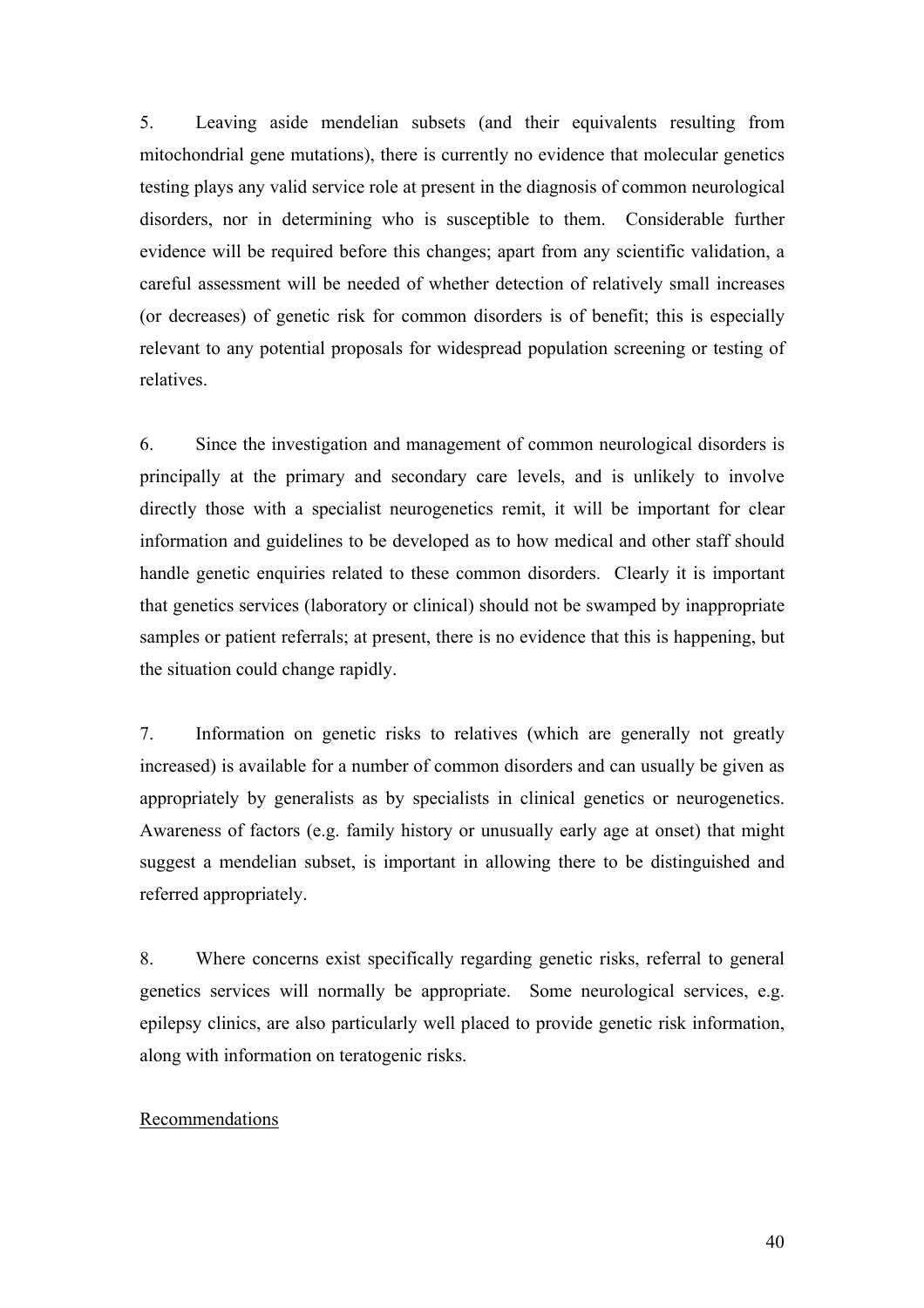5. Leaving aside mendelian subsets (and their equivalents resulting from mitochondrial gene mutations), there is currently no evidence that molecular genetics testing plays any valid service role at present in the diagnosis of common neurological disorders, nor in determining who is susceptible to them. Considerable further evidence will be required before this changes; apart from any scientific validation, a careful assessment will be needed of whether detection of relatively small increases (or decreases) of genetic risk for common disorders is of benefit; this is especially relevant to any potential proposals for widespread population screening or testing of relatives.

6. Since the investigation and management of common neurological disorders is principally at the primary and secondary care levels, and is unlikely to involve directly those with a specialist neurogenetics remit, it will be important for clear information and guidelines to be developed as to how medical and other staff should handle genetic enquiries related to these common disorders. Clearly it is important that genetics services (laboratory or clinical) should not be swamped by inappropriate samples or patient referrals; at present, there is no evidence that this is happening, but the situation could change rapidly.

7. Information on genetic risks to relatives (which are generally not greatly increased) is available for a number of common disorders and can usually be given as appropriately by generalists as by specialists in clinical genetics or neurogenetics. Awareness of factors (e.g. family history or unusually early age at onset) that might suggest a mendelian subset, is important in allowing there to be distinguished and referred appropriately.

8. Where concerns exist specifically regarding genetic risks, referral to general genetics services will normally be appropriate. Some neurological services, e.g. epilepsy clinics, are also particularly well placed to provide genetic risk information, along with information on teratogenic risks.

<u>Recommendations</u>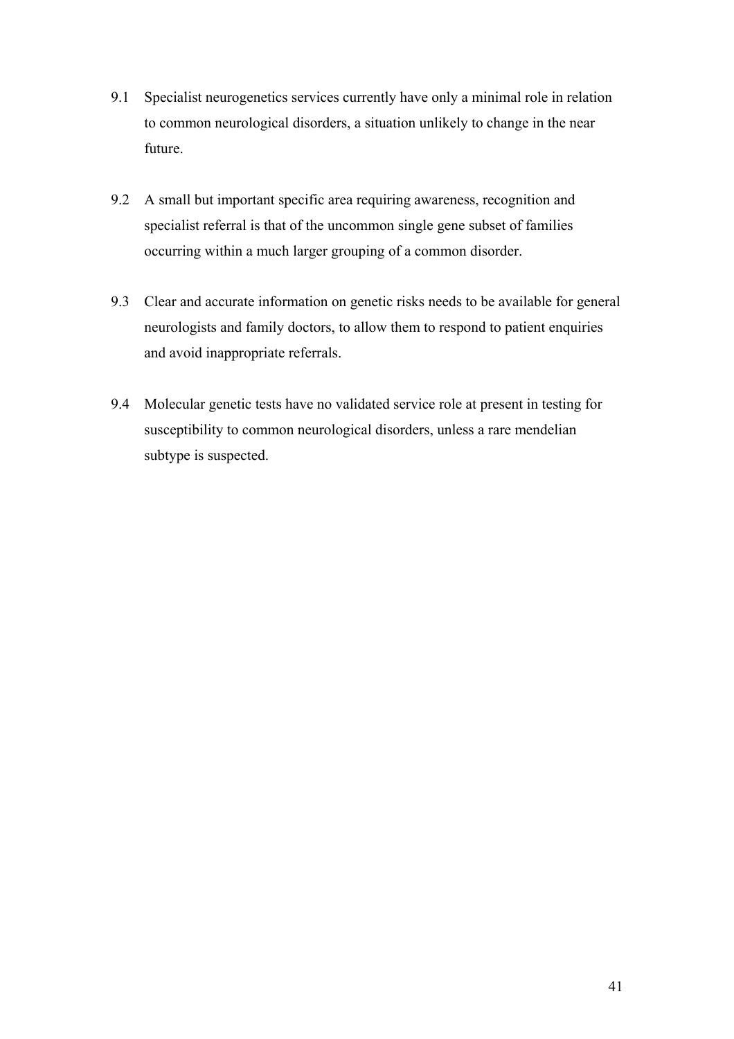9.1 Specialist neurogenetics services currently have only a minimal role in relation to common neurological disorders, a situation unlikely to change in the near future.

9.2 A small but important specific area requiring awareness, recognition and specialist referral is that of the uncommon single gene subset of families occurring within a much larger grouping of a common disorder.

9.3 Clear and accurate information on genetic risks needs to be available for general neurologists and family doctors, to allow them to respond to patient enquiries and avoid inappropriate referrals.

9.4 Molecular genetic tests have no validated service role at present in testing for susceptibility to common neurological disorders, unless a rare mendelian subtype is suspected.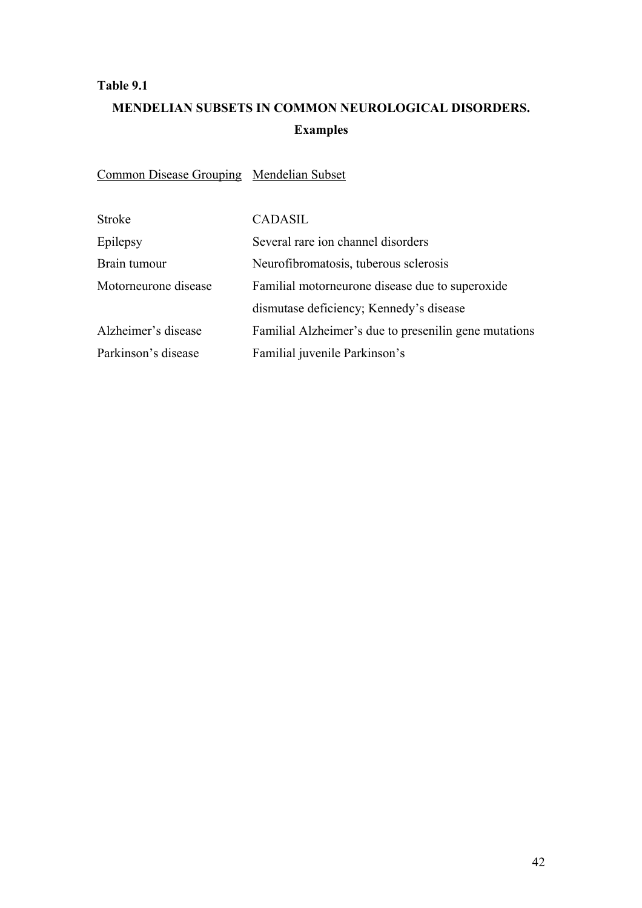**Table 9.1**

**MENDELIAN SUBSETS IN COMMON NEUROLOGICAL DISORDERS.**
**Examples**

| Common Disease Grouping | Mendelian Subset |
|---|---|
| Stroke | CADASIL |
| Epilepsy | Several rare ion channel disorders |
| Brain tumour | Neurofibromatosis, tuberous sclerosis |
| Motorneurone disease | Familial motorneurone disease due to superoxide dismutase deficiency; Kennedy's disease |
| Alzheimer's disease | Familial Alzheimer's due to presenilin gene mutations |
| Parkinson's disease | Familial juvenile Parkinson's |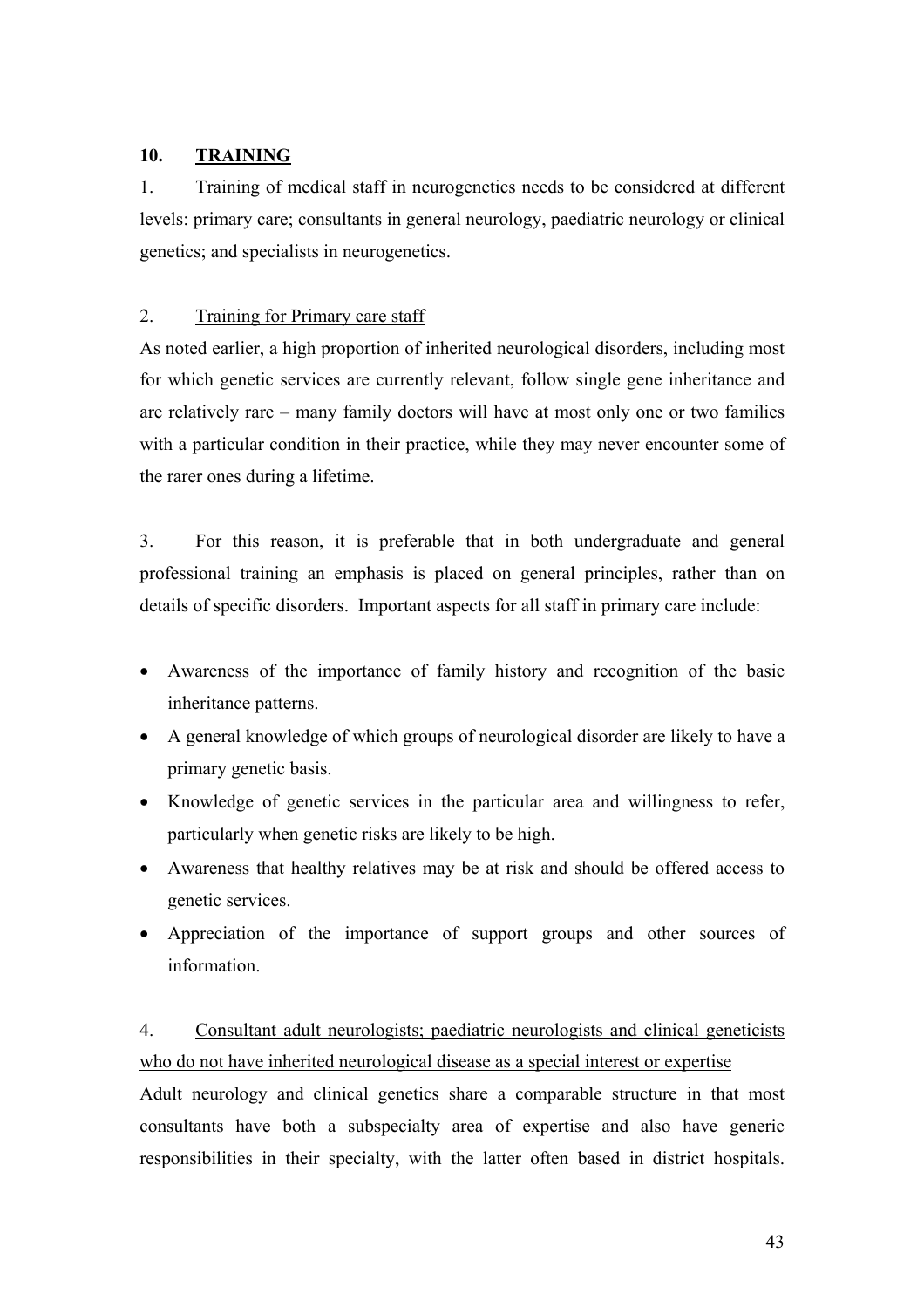## 10. TRAINING

1. Training of medical staff in neurogenetics needs to be considered at different levels: primary care; consultants in general neurology, paediatric neurology or clinical genetics; and specialists in neurogenetics.

2. Training for Primary care staff

As noted earlier, a high proportion of inherited neurological disorders, including most for which genetic services are currently relevant, follow single gene inheritance and are relatively rare – many family doctors will have at most only one or two families with a particular condition in their practice, while they may never encounter some of the rarer ones during a lifetime.

3. For this reason, it is preferable that in both undergraduate and general professional training an emphasis is placed on general principles, rather than on details of specific disorders. Important aspects for all staff in primary care include:

- Awareness of the importance of family history and recognition of the basic inheritance patterns.
- A general knowledge of which groups of neurological disorder are likely to have a primary genetic basis.
- Knowledge of genetic services in the particular area and willingness to refer, particularly when genetic risks are likely to be high.
- Awareness that healthy relatives may be at risk and should be offered access to genetic services.
- Appreciation of the importance of support groups and other sources of information.

4. Consultant adult neurologists; paediatric neurologists and clinical geneticists who do not have inherited neurological disease as a special interest or expertise

Adult neurology and clinical genetics share a comparable structure in that most consultants have both a subspecialty area of expertise and also have generic responsibilities in their specialty, with the latter often based in district hospitals.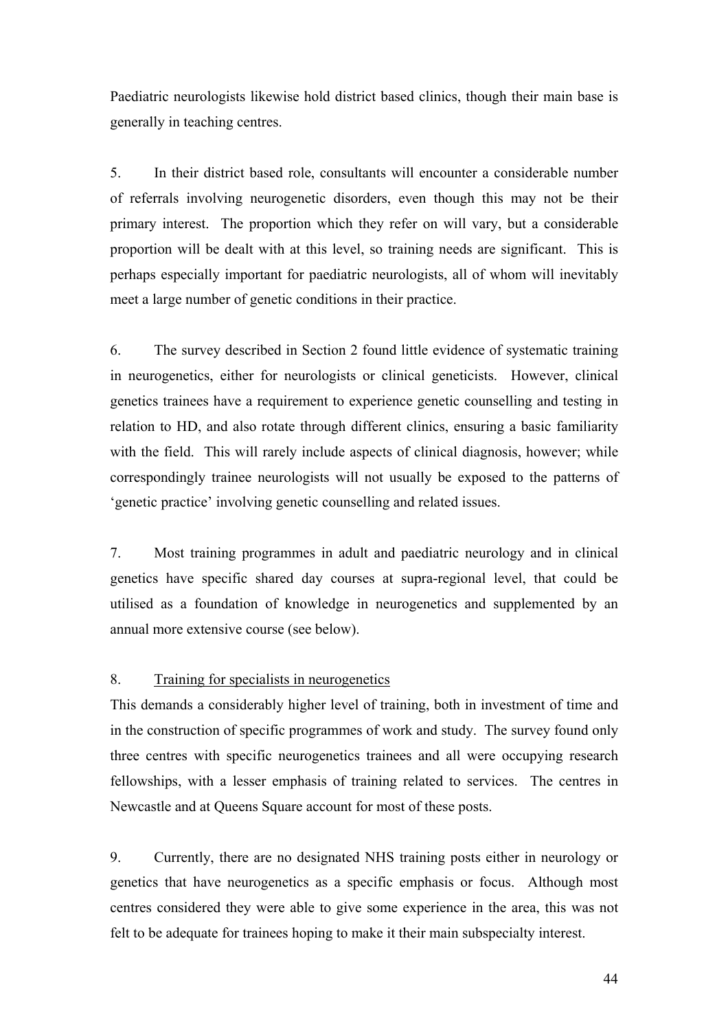Paediatric neurologists likewise hold district based clinics, though their main base is generally in teaching centres.

5. In their district based role, consultants will encounter a considerable number of referrals involving neurogenetic disorders, even though this may not be their primary interest. The proportion which they refer on will vary, but a considerable proportion will be dealt with at this level, so training needs are significant. This is perhaps especially important for paediatric neurologists, all of whom will inevitably meet a large number of genetic conditions in their practice.

6. The survey described in Section 2 found little evidence of systematic training in neurogenetics, either for neurologists or clinical geneticists. However, clinical genetics trainees have a requirement to experience genetic counselling and testing in relation to HD, and also rotate through different clinics, ensuring a basic familiarity with the field. This will rarely include aspects of clinical diagnosis, however; while correspondingly trainee neurologists will not usually be exposed to the patterns of 'genetic practice' involving genetic counselling and related issues.

7. Most training programmes in adult and paediatric neurology and in clinical genetics have specific shared day courses at supra-regional level, that could be utilised as a foundation of knowledge in neurogenetics and supplemented by an annual more extensive course (see below).

8. <u>Training for specialists in neurogenetics</u>

This demands a considerably higher level of training, both in investment of time and in the construction of specific programmes of work and study. The survey found only three centres with specific neurogenetics trainees and all were occupying research fellowships, with a lesser emphasis of training related to services. The centres in Newcastle and at Queens Square account for most of these posts.

9. Currently, there are no designated NHS training posts either in neurology or genetics that have neurogenetics as a specific emphasis or focus. Although most centres considered they were able to give some experience in the area, this was not felt to be adequate for trainees hoping to make it their main subspecialty interest.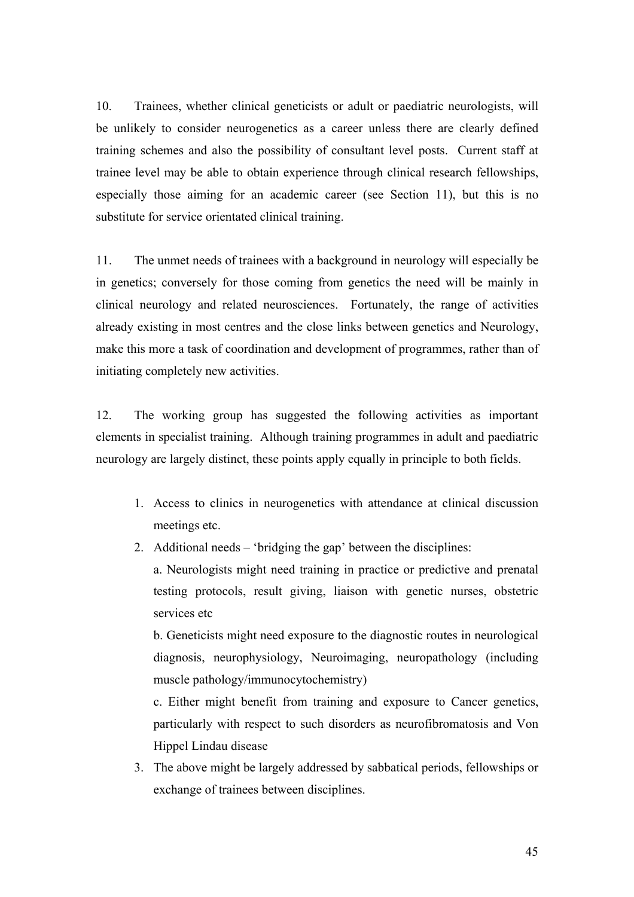10. Trainees, whether clinical geneticists or adult or paediatric neurologists, will be unlikely to consider neurogenetics as a career unless there are clearly defined training schemes and also the possibility of consultant level posts. Current staff at trainee level may be able to obtain experience through clinical research fellowships, especially those aiming for an academic career (see Section 11), but this is no substitute for service orientated clinical training.

11. The unmet needs of trainees with a background in neurology will especially be in genetics; conversely for those coming from genetics the need will be mainly in clinical neurology and related neurosciences. Fortunately, the range of activities already existing in most centres and the close links between genetics and Neurology, make this more a task of coordination and development of programmes, rather than of initiating completely new activities.

12. The working group has suggested the following activities as important elements in specialist training. Although training programmes in adult and paediatric neurology are largely distinct, these points apply equally in principle to both fields.

1. Access to clinics in neurogenetics with attendance at clinical discussion meetings etc.
2. Additional needs – 'bridging the gap' between the disciplines:

   a. Neurologists might need training in practice or predictive and prenatal testing protocols, result giving, liaison with genetic nurses, obstetric services etc

   b. Geneticists might need exposure to the diagnostic routes in neurological diagnosis, neurophysiology, Neuroimaging, neuropathology (including muscle pathology/immunocytochemistry)

   c. Either might benefit from training and exposure to Cancer genetics, particularly with respect to such disorders as neurofibromatosis and Von Hippel Lindau disease
3. The above might be largely addressed by sabbatical periods, fellowships or exchange of trainees between disciplines.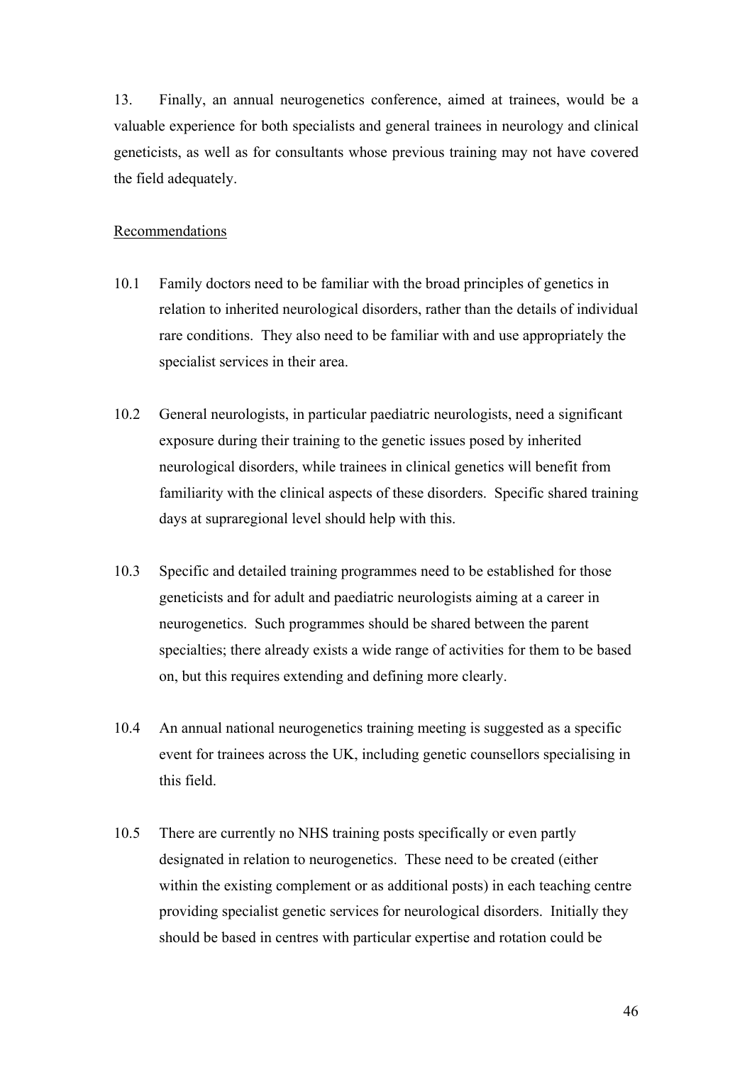13. Finally, an annual neurogenetics conference, aimed at trainees, would be a valuable experience for both specialists and general trainees in neurology and clinical geneticists, as well as for consultants whose previous training may not have covered the field adequately.

<u>Recommendations</u>

10.1 Family doctors need to be familiar with the broad principles of genetics in relation to inherited neurological disorders, rather than the details of individual rare conditions. They also need to be familiar with and use appropriately the specialist services in their area.

10.2 General neurologists, in particular paediatric neurologists, need a significant exposure during their training to the genetic issues posed by inherited neurological disorders, while trainees in clinical genetics will benefit from familiarity with the clinical aspects of these disorders. Specific shared training days at supraregional level should help with this.

10.3 Specific and detailed training programmes need to be established for those geneticists and for adult and paediatric neurologists aiming at a career in neurogenetics. Such programmes should be shared between the parent specialties; there already exists a wide range of activities for them to be based on, but this requires extending and defining more clearly.

10.4 An annual national neurogenetics training meeting is suggested as a specific event for trainees across the UK, including genetic counsellors specialising in this field.

10.5 There are currently no NHS training posts specifically or even partly designated in relation to neurogenetics. These need to be created (either within the existing complement or as additional posts) in each teaching centre providing specialist genetic services for neurological disorders. Initially they should be based in centres with particular expertise and rotation could be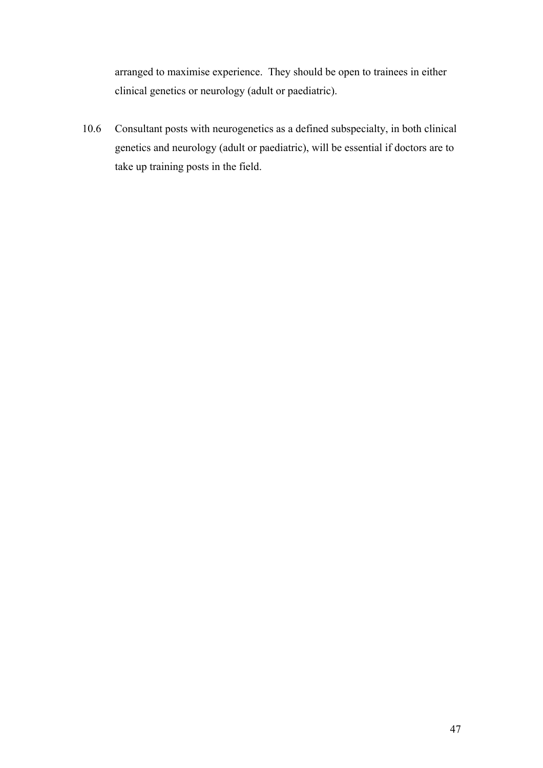arranged to maximise experience. They should be open to trainees in either clinical genetics or neurology (adult or paediatric).

10.6 Consultant posts with neurogenetics as a defined subspecialty, in both clinical genetics and neurology (adult or paediatric), will be essential if doctors are to take up training posts in the field.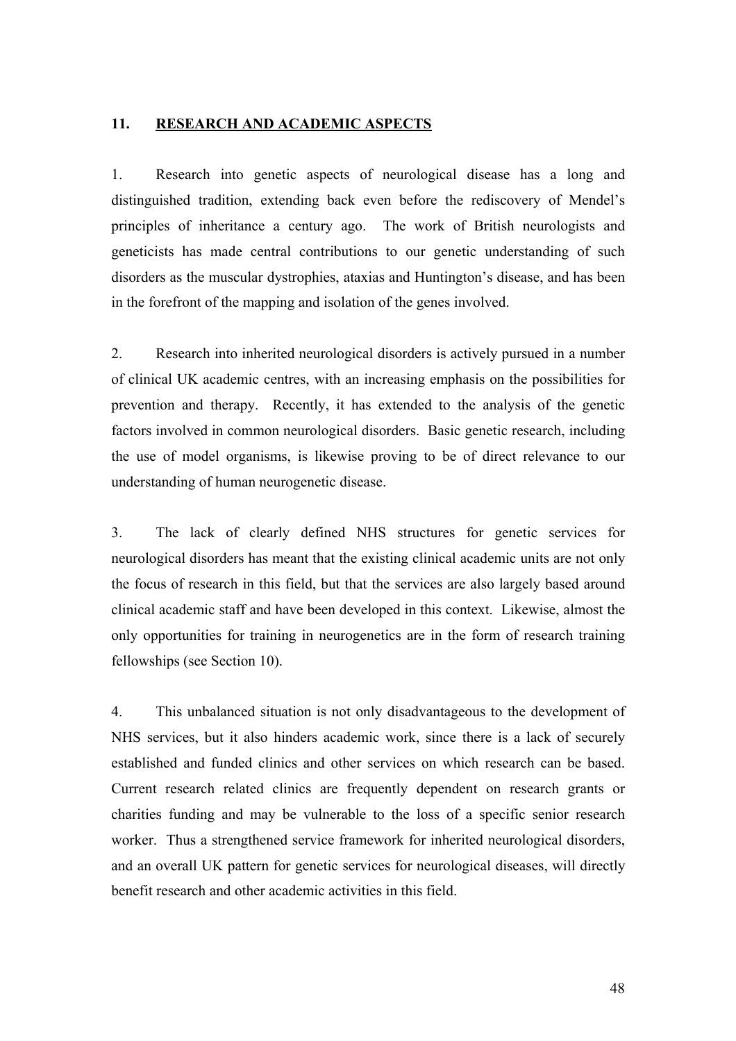## 11. RESEARCH AND ACADEMIC ASPECTS

1. Research into genetic aspects of neurological disease has a long and distinguished tradition, extending back even before the rediscovery of Mendel's principles of inheritance a century ago. The work of British neurologists and geneticists has made central contributions to our genetic understanding of such disorders as the muscular dystrophies, ataxias and Huntington's disease, and has been in the forefront of the mapping and isolation of the genes involved.

2. Research into inherited neurological disorders is actively pursued in a number of clinical UK academic centres, with an increasing emphasis on the possibilities for prevention and therapy. Recently, it has extended to the analysis of the genetic factors involved in common neurological disorders. Basic genetic research, including the use of model organisms, is likewise proving to be of direct relevance to our understanding of human neurogenetic disease.

3. The lack of clearly defined NHS structures for genetic services for neurological disorders has meant that the existing clinical academic units are not only the focus of research in this field, but that the services are also largely based around clinical academic staff and have been developed in this context. Likewise, almost the only opportunities for training in neurogenetics are in the form of research training fellowships (see Section 10).

4. This unbalanced situation is not only disadvantageous to the development of NHS services, but it also hinders academic work, since there is a lack of securely established and funded clinics and other services on which research can be based. Current research related clinics are frequently dependent on research grants or charities funding and may be vulnerable to the loss of a specific senior research worker. Thus a strengthened service framework for inherited neurological disorders, and an overall UK pattern for genetic services for neurological diseases, will directly benefit research and other academic activities in this field.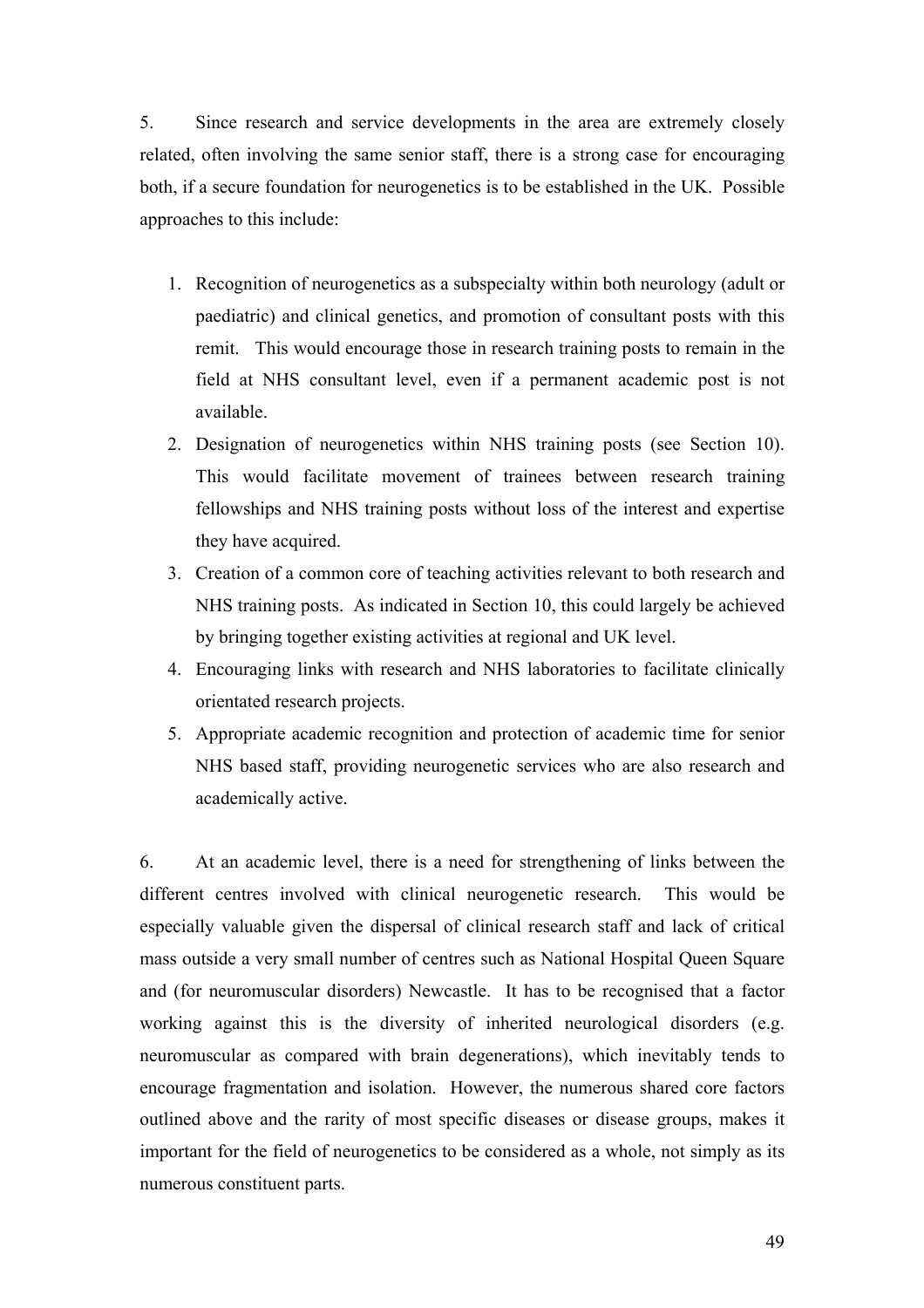5. Since research and service developments in the area are extremely closely related, often involving the same senior staff, there is a strong case for encouraging both, if a secure foundation for neurogenetics is to be established in the UK. Possible approaches to this include:

1. Recognition of neurogenetics as a subspecialty within both neurology (adult or paediatric) and clinical genetics, and promotion of consultant posts with this remit. This would encourage those in research training posts to remain in the field at NHS consultant level, even if a permanent academic post is not available.
2. Designation of neurogenetics within NHS training posts (see Section 10). This would facilitate movement of trainees between research training fellowships and NHS training posts without loss of the interest and expertise they have acquired.
3. Creation of a common core of teaching activities relevant to both research and NHS training posts. As indicated in Section 10, this could largely be achieved by bringing together existing activities at regional and UK level.
4. Encouraging links with research and NHS laboratories to facilitate clinically orientated research projects.
5. Appropriate academic recognition and protection of academic time for senior NHS based staff, providing neurogenetic services who are also research and academically active.

6. At an academic level, there is a need for strengthening of links between the different centres involved with clinical neurogenetic research. This would be especially valuable given the dispersal of clinical research staff and lack of critical mass outside a very small number of centres such as National Hospital Queen Square and (for neuromuscular disorders) Newcastle. It has to be recognised that a factor working against this is the diversity of inherited neurological disorders (e.g. neuromuscular as compared with brain degenerations), which inevitably tends to encourage fragmentation and isolation. However, the numerous shared core factors outlined above and the rarity of most specific diseases or disease groups, makes it important for the field of neurogenetics to be considered as a whole, not simply as its numerous constituent parts.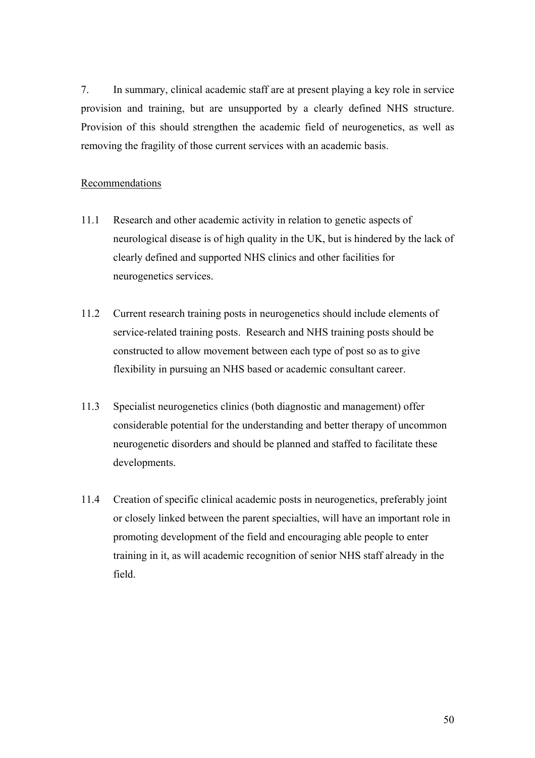7. In summary, clinical academic staff are at present playing a key role in service provision and training, but are unsupported by a clearly defined NHS structure. Provision of this should strengthen the academic field of neurogenetics, as well as removing the fragility of those current services with an academic basis.

<u>Recommendations</u>

11.1 Research and other academic activity in relation to genetic aspects of neurological disease is of high quality in the UK, but is hindered by the lack of clearly defined and supported NHS clinics and other facilities for neurogenetics services.

11.2 Current research training posts in neurogenetics should include elements of service-related training posts. Research and NHS training posts should be constructed to allow movement between each type of post so as to give flexibility in pursuing an NHS based or academic consultant career.

11.3 Specialist neurogenetics clinics (both diagnostic and management) offer considerable potential for the understanding and better therapy of uncommon neurogenetic disorders and should be planned and staffed to facilitate these developments.

11.4 Creation of specific clinical academic posts in neurogenetics, preferably joint or closely linked between the parent specialties, will have an important role in promoting development of the field and encouraging able people to enter training in it, as will academic recognition of senior NHS staff already in the field.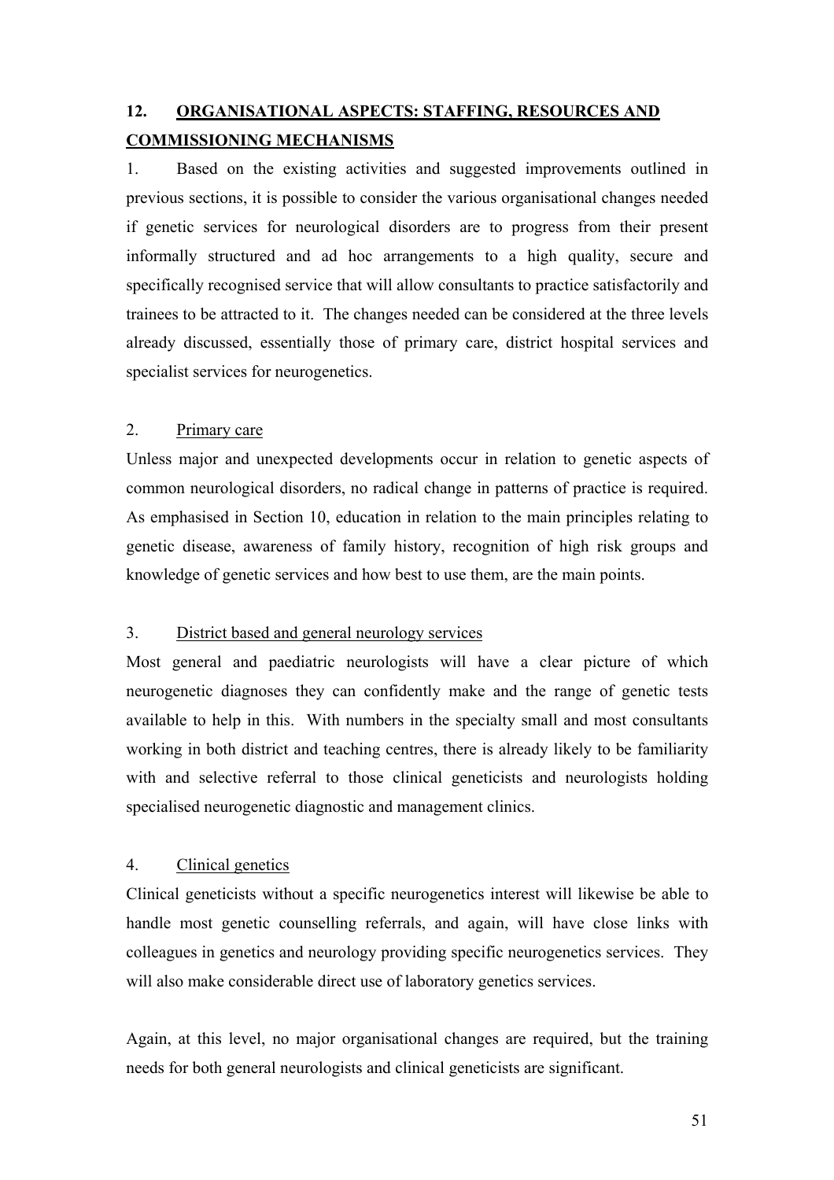## 12. ORGANISATIONAL ASPECTS: STAFFING, RESOURCES AND COMMISSIONING MECHANISMS

1. Based on the existing activities and suggested improvements outlined in previous sections, it is possible to consider the various organisational changes needed if genetic services for neurological disorders are to progress from their present informally structured and ad hoc arrangements to a high quality, secure and specifically recognised service that will allow consultants to practice satisfactorily and trainees to be attracted to it. The changes needed can be considered at the three levels already discussed, essentially those of primary care, district hospital services and specialist services for neurogenetics.

2. Primary care

Unless major and unexpected developments occur in relation to genetic aspects of common neurological disorders, no radical change in patterns of practice is required. As emphasised in Section 10, education in relation to the main principles relating to genetic disease, awareness of family history, recognition of high risk groups and knowledge of genetic services and how best to use them, are the main points.

3. District based and general neurology services

Most general and paediatric neurologists will have a clear picture of which neurogenetic diagnoses they can confidently make and the range of genetic tests available to help in this. With numbers in the specialty small and most consultants working in both district and teaching centres, there is already likely to be familiarity with and selective referral to those clinical geneticists and neurologists holding specialised neurogenetic diagnostic and management clinics.

4. Clinical genetics

Clinical geneticists without a specific neurogenetics interest will likewise be able to handle most genetic counselling referrals, and again, will have close links with colleagues in genetics and neurology providing specific neurogenetics services. They will also make considerable direct use of laboratory genetics services.

Again, at this level, no major organisational changes are required, but the training needs for both general neurologists and clinical geneticists are significant.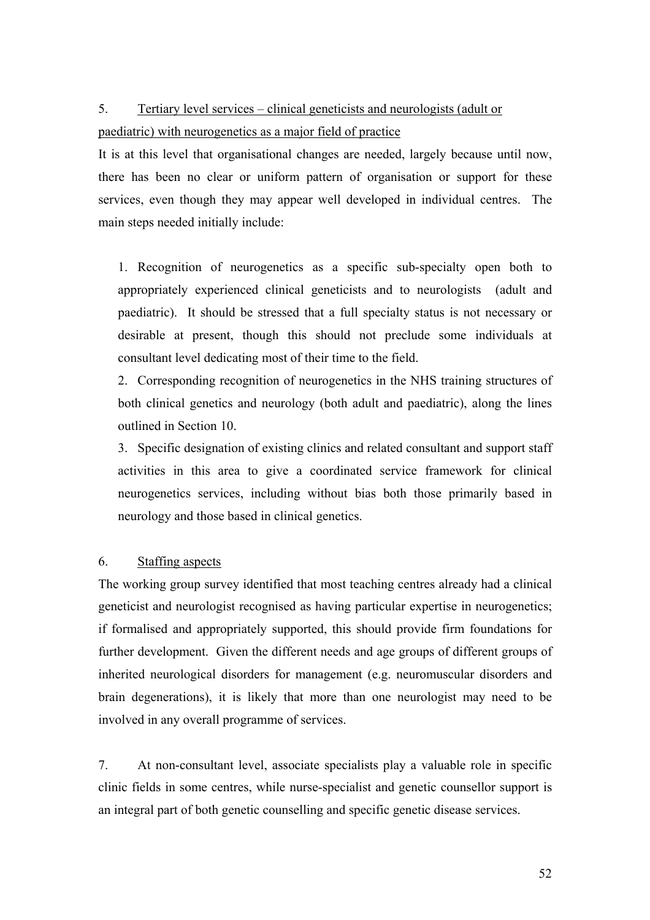5. <u>Tertiary level services – clinical geneticists and neurologists (adult or paediatric) with neurogenetics as a major field of practice</u>

It is at this level that organisational changes are needed, largely because until now, there has been no clear or uniform pattern of organisation or support for these services, even though they may appear well developed in individual centres. The main steps needed initially include:

1. Recognition of neurogenetics as a specific sub-specialty open both to appropriately experienced clinical geneticists and to neurologists (adult and paediatric). It should be stressed that a full specialty status is not necessary or desirable at present, though this should not preclude some individuals at consultant level dedicating most of their time to the field.
2. Corresponding recognition of neurogenetics in the NHS training structures of both clinical genetics and neurology (both adult and paediatric), along the lines outlined in Section 10.
3. Specific designation of existing clinics and related consultant and support staff activities in this area to give a coordinated service framework for clinical neurogenetics services, including without bias both those primarily based in neurology and those based in clinical genetics.

6. <u>Staffing aspects</u>

The working group survey identified that most teaching centres already had a clinical geneticist and neurologist recognised as having particular expertise in neurogenetics; if formalised and appropriately supported, this should provide firm foundations for further development. Given the different needs and age groups of different groups of inherited neurological disorders for management (e.g. neuromuscular disorders and brain degenerations), it is likely that more than one neurologist may need to be involved in any overall programme of services.

7. At non-consultant level, associate specialists play a valuable role in specific clinic fields in some centres, while nurse-specialist and genetic counsellor support is an integral part of both genetic counselling and specific genetic disease services.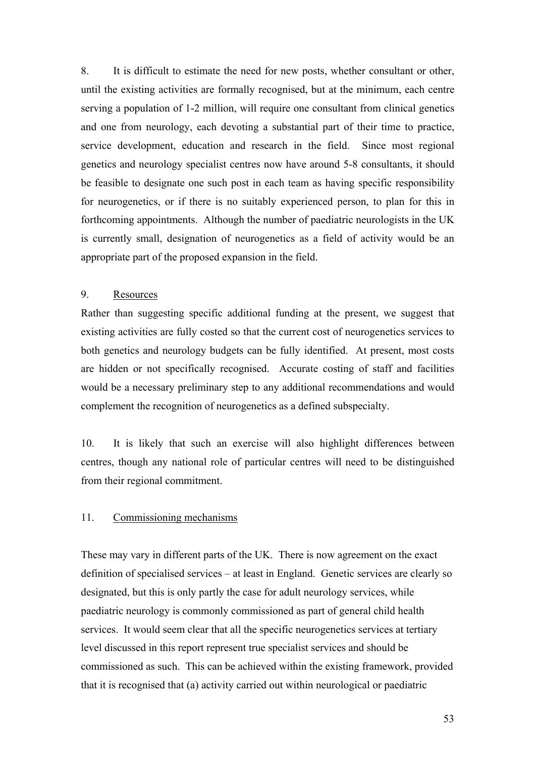8. It is difficult to estimate the need for new posts, whether consultant or other, until the existing activities are formally recognised, but at the minimum, each centre serving a population of 1-2 million, will require one consultant from clinical genetics and one from neurology, each devoting a substantial part of their time to practice, service development, education and research in the field. Since most regional genetics and neurology specialist centres now have around 5-8 consultants, it should be feasible to designate one such post in each team as having specific responsibility for neurogenetics, or if there is no suitably experienced person, to plan for this in forthcoming appointments. Although the number of paediatric neurologists in the UK is currently small, designation of neurogenetics as a field of activity would be an appropriate part of the proposed expansion in the field.

9. Resources

Rather than suggesting specific additional funding at the present, we suggest that existing activities are fully costed so that the current cost of neurogenetics services to both genetics and neurology budgets can be fully identified. At present, most costs are hidden or not specifically recognised. Accurate costing of staff and facilities would be a necessary preliminary step to any additional recommendations and would complement the recognition of neurogenetics as a defined subspecialty.

10. It is likely that such an exercise will also highlight differences between centres, though any national role of particular centres will need to be distinguished from their regional commitment.

11. Commissioning mechanisms

These may vary in different parts of the UK. There is now agreement on the exact definition of specialised services – at least in England. Genetic services are clearly so designated, but this is only partly the case for adult neurology services, while paediatric neurology is commonly commissioned as part of general child health services. It would seem clear that all the specific neurogenetics services at tertiary level discussed in this report represent true specialist services and should be commissioned as such. This can be achieved within the existing framework, provided that it is recognised that (a) activity carried out within neurological or paediatric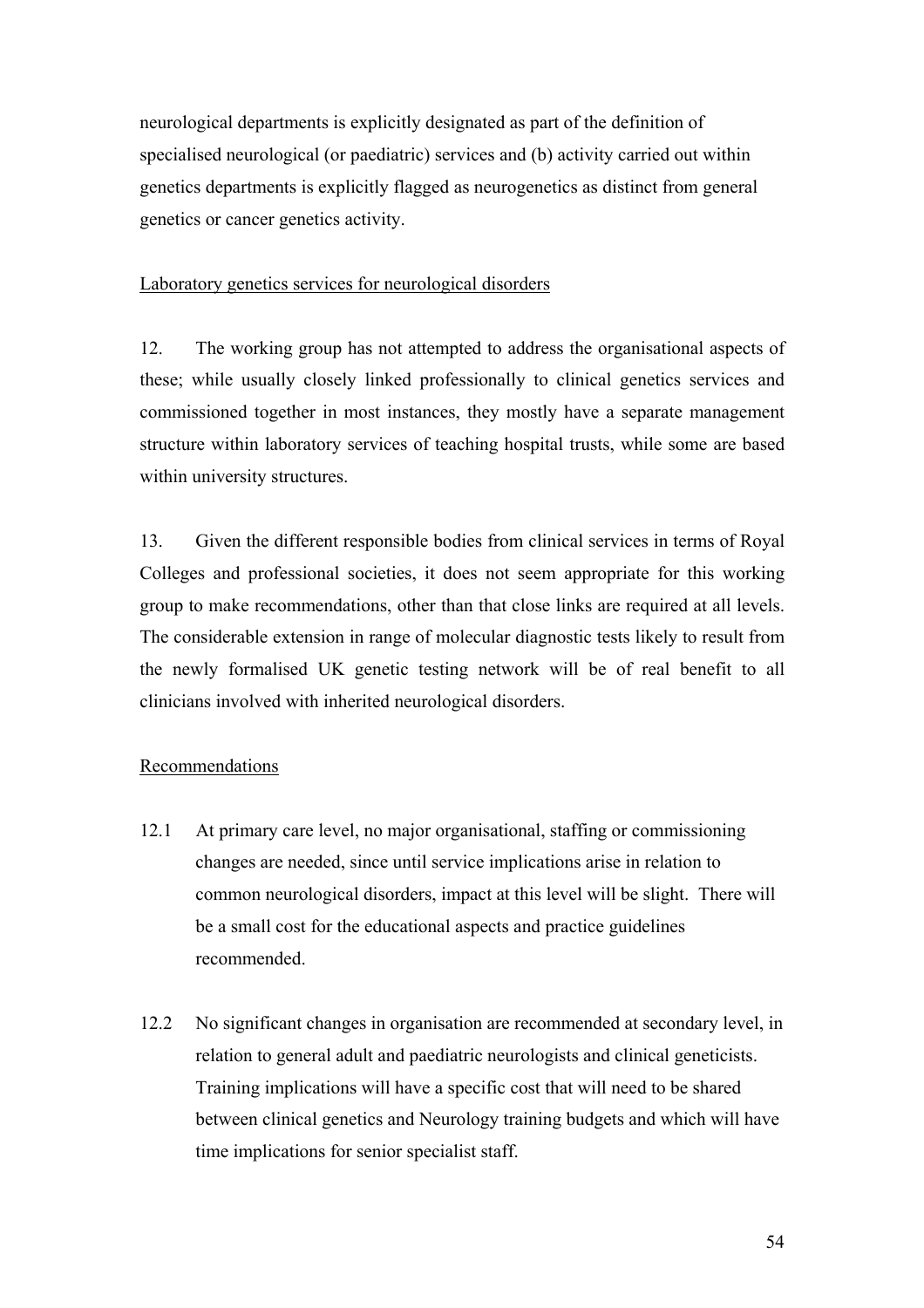neurological departments is explicitly designated as part of the definition of specialised neurological (or paediatric) services and (b) activity carried out within genetics departments is explicitly flagged as neurogenetics as distinct from general genetics or cancer genetics activity.

Laboratory genetics services for neurological disorders

12. The working group has not attempted to address the organisational aspects of these; while usually closely linked professionally to clinical genetics services and commissioned together in most instances, they mostly have a separate management structure within laboratory services of teaching hospital trusts, while some are based within university structures.

13. Given the different responsible bodies from clinical services in terms of Royal Colleges and professional societies, it does not seem appropriate for this working group to make recommendations, other than that close links are required at all levels. The considerable extension in range of molecular diagnostic tests likely to result from the newly formalised UK genetic testing network will be of real benefit to all clinicians involved with inherited neurological disorders.

Recommendations

12.1 At primary care level, no major organisational, staffing or commissioning changes are needed, since until service implications arise in relation to common neurological disorders, impact at this level will be slight. There will be a small cost for the educational aspects and practice guidelines recommended.

12.2 No significant changes in organisation are recommended at secondary level, in relation to general adult and paediatric neurologists and clinical geneticists. Training implications will have a specific cost that will need to be shared between clinical genetics and Neurology training budgets and which will have time implications for senior specialist staff.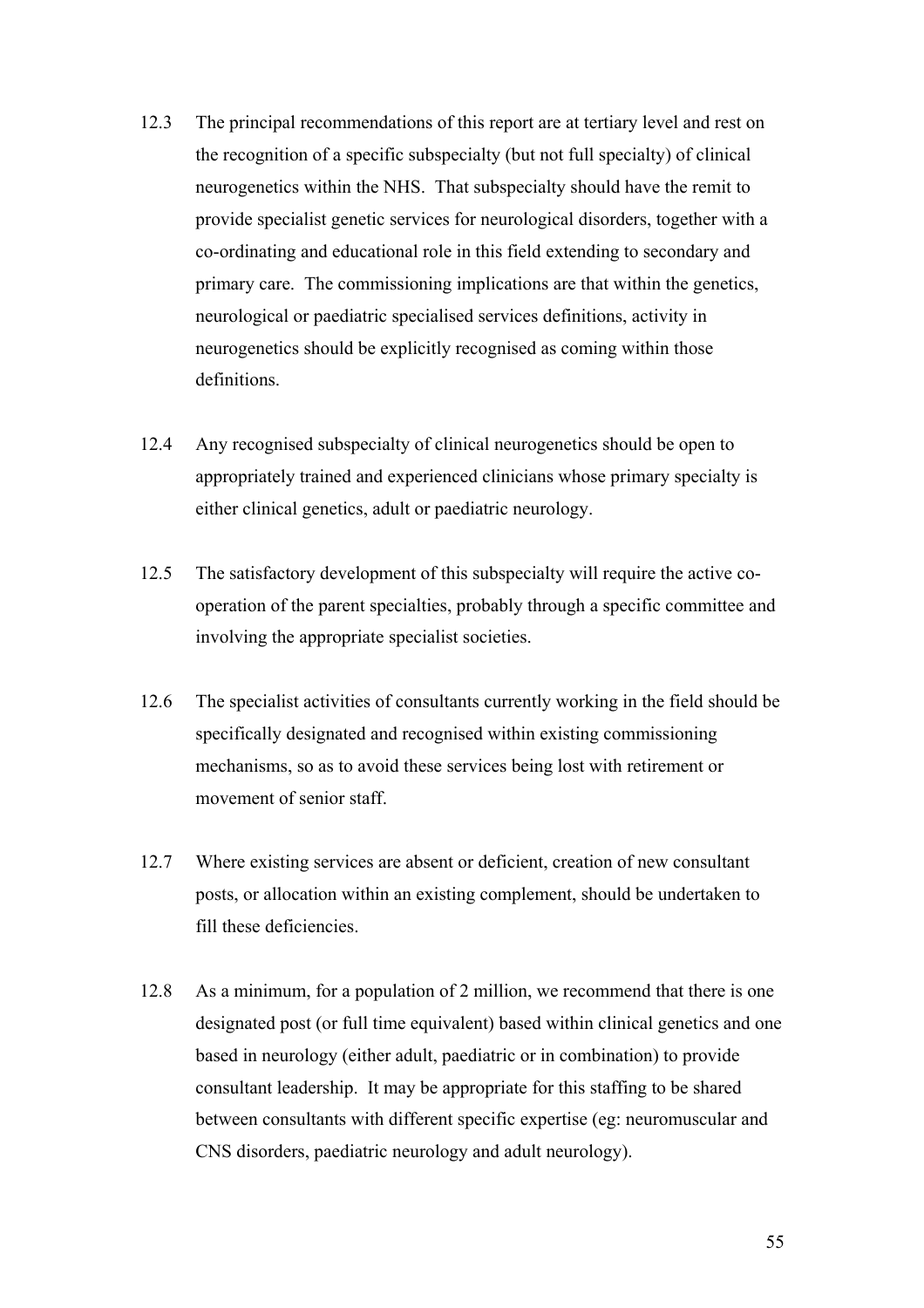12.3 The principal recommendations of this report are at tertiary level and rest on the recognition of a specific subspecialty (but not full specialty) of clinical neurogenetics within the NHS. That subspecialty should have the remit to provide specialist genetic services for neurological disorders, together with a co-ordinating and educational role in this field extending to secondary and primary care. The commissioning implications are that within the genetics, neurological or paediatric specialised services definitions, activity in neurogenetics should be explicitly recognised as coming within those definitions.

12.4 Any recognised subspecialty of clinical neurogenetics should be open to appropriately trained and experienced clinicians whose primary specialty is either clinical genetics, adult or paediatric neurology.

12.5 The satisfactory development of this subspecialty will require the active co-operation of the parent specialties, probably through a specific committee and involving the appropriate specialist societies.

12.6 The specialist activities of consultants currently working in the field should be specifically designated and recognised within existing commissioning mechanisms, so as to avoid these services being lost with retirement or movement of senior staff.

12.7 Where existing services are absent or deficient, creation of new consultant posts, or allocation within an existing complement, should be undertaken to fill these deficiencies.

12.8 As a minimum, for a population of 2 million, we recommend that there is one designated post (or full time equivalent) based within clinical genetics and one based in neurology (either adult, paediatric or in combination) to provide consultant leadership. It may be appropriate for this staffing to be shared between consultants with different specific expertise (eg: neuromuscular and CNS disorders, paediatric neurology and adult neurology).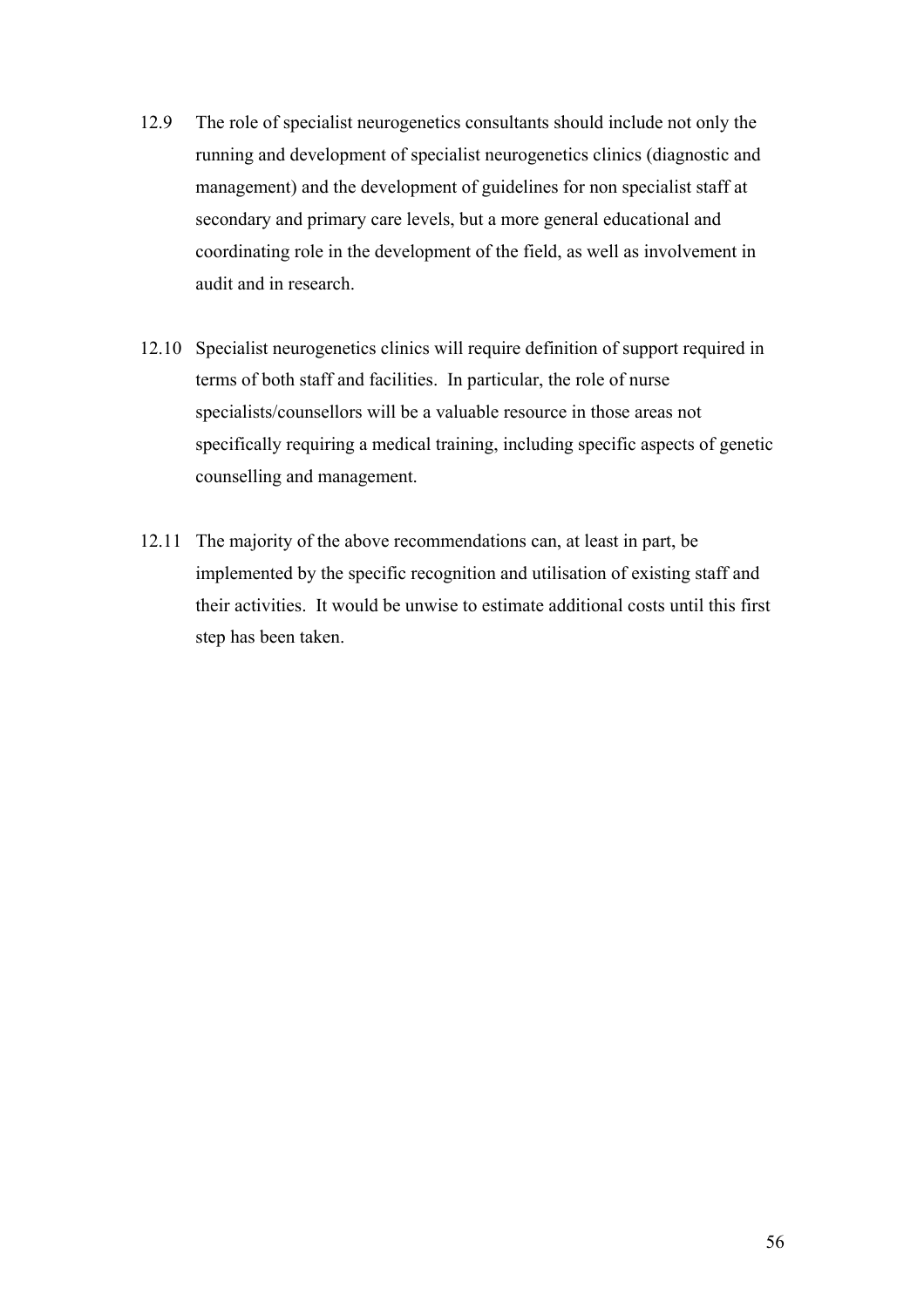12.9 The role of specialist neurogenetics consultants should include not only the running and development of specialist neurogenetics clinics (diagnostic and management) and the development of guidelines for non specialist staff at secondary and primary care levels, but a more general educational and coordinating role in the development of the field, as well as involvement in audit and in research.

12.10 Specialist neurogenetics clinics will require definition of support required in terms of both staff and facilities. In particular, the role of nurse specialists/counsellors will be a valuable resource in those areas not specifically requiring a medical training, including specific aspects of genetic counselling and management.

12.11 The majority of the above recommendations can, at least in part, be implemented by the specific recognition and utilisation of existing staff and their activities. It would be unwise to estimate additional costs until this first step has been taken.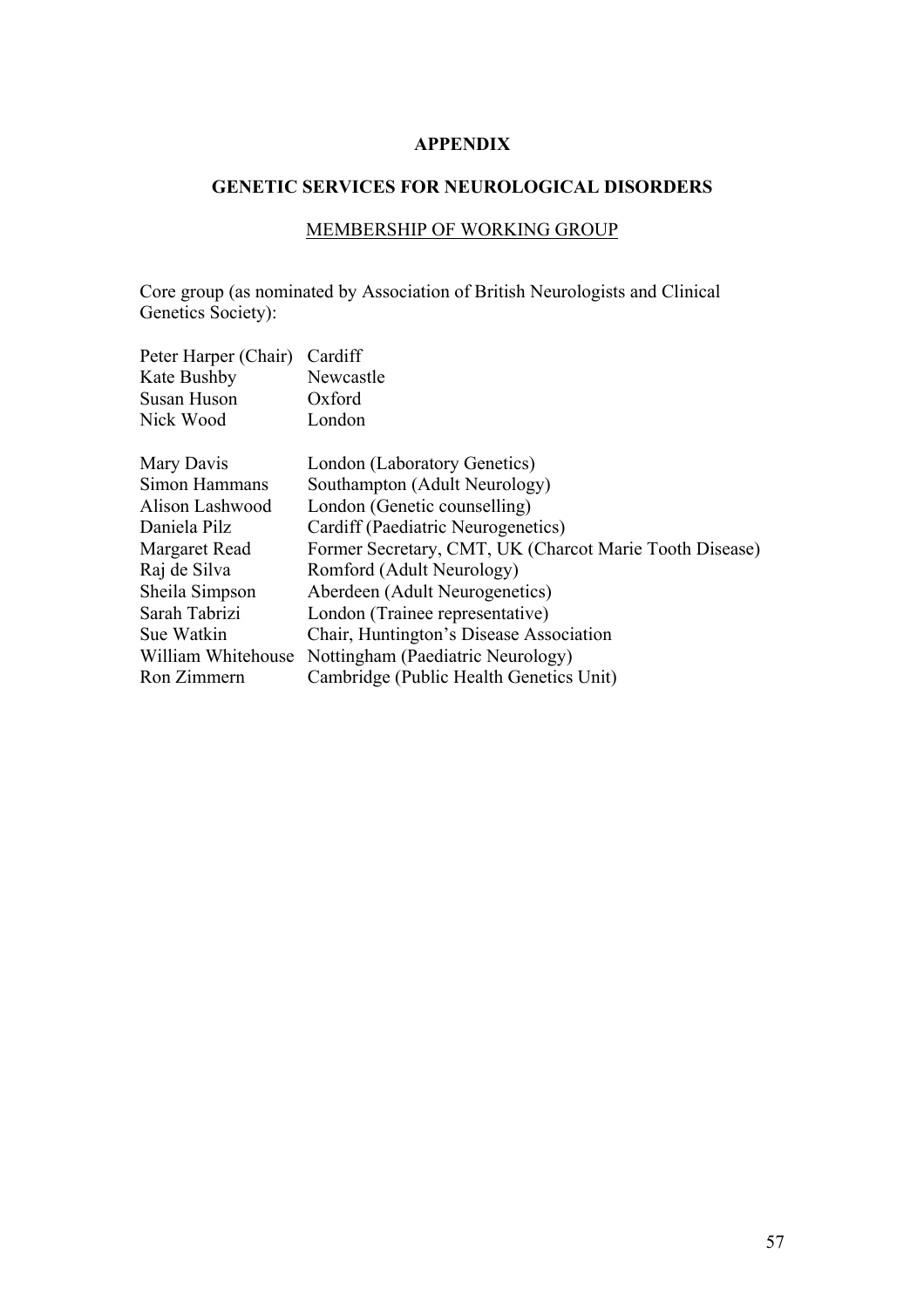## APPENDIX

## GENETIC SERVICES FOR NEUROLOGICAL DISORDERS

### MEMBERSHIP OF WORKING GROUP

Core group (as nominated by Association of British Neurologists and Clinical Genetics Society):

| | |
|---|---|
| Peter Harper (Chair) | Cardiff |
| Kate Bushby | Newcastle |
| Susan Huson | Oxford |
| Nick Wood | London |

| | |
|---|---|
| Mary Davis | London (Laboratory Genetics) |
| Simon Hammans | Southampton (Adult Neurology) |
| Alison Lashwood | London (Genetic counselling) |
| Daniela Pilz | Cardiff (Paediatric Neurogenetics) |
| Margaret Read | Former Secretary, CMT, UK (Charcot Marie Tooth Disease) |
| Raj de Silva | Romford (Adult Neurology) |
| Sheila Simpson | Aberdeen (Adult Neurogenetics) |
| Sarah Tabrizi | London (Trainee representative) |
| Sue Watkin | Chair, Huntington's Disease Association |
| William Whitehouse | Nottingham (Paediatric Neurology) |
| Ron Zimmern | Cambridge (Public Health Genetics Unit) |